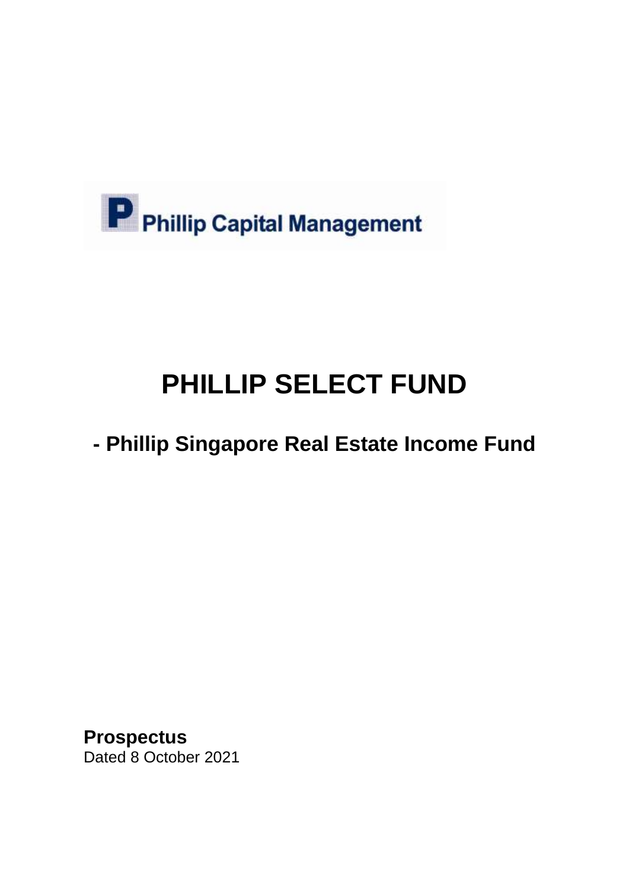Phillip Capital Management

# PHILLIP SELECT FUND

## - Phillip Singapore Real Estate Income Fund

**Prospectus**
Dated 8 October 2021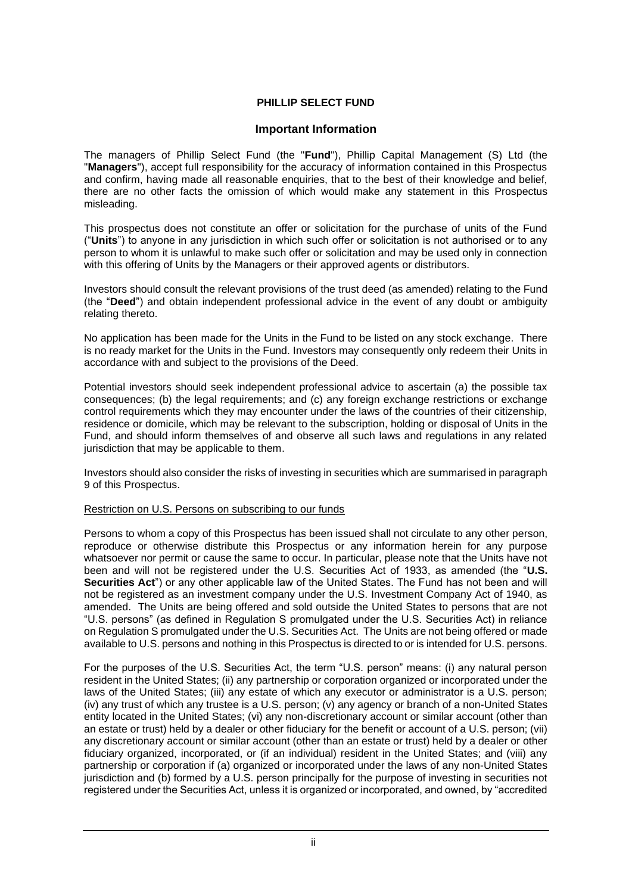**PHILLIP SELECT FUND**

## Important Information

The managers of Phillip Select Fund (the "**Fund**"), Phillip Capital Management (S) Ltd (the "**Managers**"), accept full responsibility for the accuracy of information contained in this Prospectus and confirm, having made all reasonable enquiries, that to the best of their knowledge and belief, there are no other facts the omission of which would make any statement in this Prospectus misleading.

This prospectus does not constitute an offer or solicitation for the purchase of units of the Fund ("**Units**") to anyone in any jurisdiction in which such offer or solicitation is not authorised or to any person to whom it is unlawful to make such offer or solicitation and may be used only in connection with this offering of Units by the Managers or their approved agents or distributors.

Investors should consult the relevant provisions of the trust deed (as amended) relating to the Fund (the "**Deed**") and obtain independent professional advice in the event of any doubt or ambiguity relating thereto.

No application has been made for the Units in the Fund to be listed on any stock exchange. There is no ready market for the Units in the Fund. Investors may consequently only redeem their Units in accordance with and subject to the provisions of the Deed.

Potential investors should seek independent professional advice to ascertain (a) the possible tax consequences; (b) the legal requirements; and (c) any foreign exchange restrictions or exchange control requirements which they may encounter under the laws of the countries of their citizenship, residence or domicile, which may be relevant to the subscription, holding or disposal of Units in the Fund, and should inform themselves of and observe all such laws and regulations in any related jurisdiction that may be applicable to them.

Investors should also consider the risks of investing in securities which are summarised in paragraph 9 of this Prospectus.

Restriction on U.S. Persons on subscribing to our funds

Persons to whom a copy of this Prospectus has been issued shall not circulate to any other person, reproduce or otherwise distribute this Prospectus or any information herein for any purpose whatsoever nor permit or cause the same to occur. In particular, please note that the Units have not been and will not be registered under the U.S. Securities Act of 1933, as amended (the "**U.S. Securities Act**") or any other applicable law of the United States. The Fund has not been and will not be registered as an investment company under the U.S. Investment Company Act of 1940, as amended. The Units are being offered and sold outside the United States to persons that are not "U.S. persons" (as defined in Regulation S promulgated under the U.S. Securities Act) in reliance on Regulation S promulgated under the U.S. Securities Act. The Units are not being offered or made available to U.S. persons and nothing in this Prospectus is directed to or is intended for U.S. persons.

For the purposes of the U.S. Securities Act, the term "U.S. person" means: (i) any natural person resident in the United States; (ii) any partnership or corporation organized or incorporated under the laws of the United States; (iii) any estate of which any executor or administrator is a U.S. person; (iv) any trust of which any trustee is a U.S. person; (v) any agency or branch of a non-United States entity located in the United States; (vi) any non-discretionary account or similar account (other than an estate or trust) held by a dealer or other fiduciary for the benefit or account of a U.S. person; (vii) any discretionary account or similar account (other than an estate or trust) held by a dealer or other fiduciary organized, incorporated, or (if an individual) resident in the United States; and (viii) any partnership or corporation if (a) organized or incorporated under the laws of any non-United States jurisdiction and (b) formed by a U.S. person principally for the purpose of investing in securities not registered under the Securities Act, unless it is organized or incorporated, and owned, by "accredited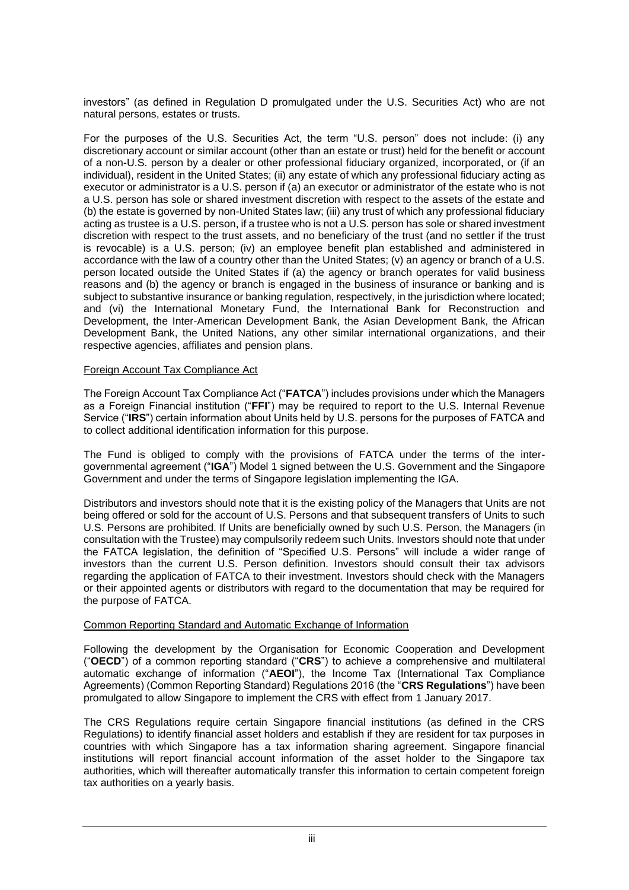investors" (as defined in Regulation D promulgated under the U.S. Securities Act) who are not natural persons, estates or trusts.

For the purposes of the U.S. Securities Act, the term "U.S. person" does not include: (i) any discretionary account or similar account (other than an estate or trust) held for the benefit or account of a non-U.S. person by a dealer or other professional fiduciary organized, incorporated, or (if an individual), resident in the United States; (ii) any estate of which any professional fiduciary acting as executor or administrator is a U.S. person if (a) an executor or administrator of the estate who is not a U.S. person has sole or shared investment discretion with respect to the assets of the estate and (b) the estate is governed by non-United States law; (iii) any trust of which any professional fiduciary acting as trustee is a U.S. person, if a trustee who is not a U.S. person has sole or shared investment discretion with respect to the trust assets, and no beneficiary of the trust (and no settler if the trust is revocable) is a U.S. person; (iv) an employee benefit plan established and administered in accordance with the law of a country other than the United States; (v) an agency or branch of a U.S. person located outside the United States if (a) the agency or branch operates for valid business reasons and (b) the agency or branch is engaged in the business of insurance or banking and is subject to substantive insurance or banking regulation, respectively, in the jurisdiction where located; and (vi) the International Monetary Fund, the International Bank for Reconstruction and Development, the Inter-American Development Bank, the Asian Development Bank, the African Development Bank, the United Nations, any other similar international organizations, and their respective agencies, affiliates and pension plans.

Foreign Account Tax Compliance Act

The Foreign Account Tax Compliance Act ("**FATCA**") includes provisions under which the Managers as a Foreign Financial institution ("**FFI**") may be required to report to the U.S. Internal Revenue Service ("**IRS**") certain information about Units held by U.S. persons for the purposes of FATCA and to collect additional identification information for this purpose.

The Fund is obliged to comply with the provisions of FATCA under the terms of the inter-governmental agreement ("**IGA**") Model 1 signed between the U.S. Government and the Singapore Government and under the terms of Singapore legislation implementing the IGA.

Distributors and investors should note that it is the existing policy of the Managers that Units are not being offered or sold for the account of U.S. Persons and that subsequent transfers of Units to such U.S. Persons are prohibited. If Units are beneficially owned by such U.S. Person, the Managers (in consultation with the Trustee) may compulsorily redeem such Units. Investors should note that under the FATCA legislation, the definition of "Specified U.S. Persons" will include a wider range of investors than the current U.S. Person definition. Investors should consult their tax advisors regarding the application of FATCA to their investment. Investors should check with the Managers or their appointed agents or distributors with regard to the documentation that may be required for the purpose of FATCA.

Common Reporting Standard and Automatic Exchange of Information

Following the development by the Organisation for Economic Cooperation and Development ("**OECD**") of a common reporting standard ("**CRS**") to achieve a comprehensive and multilateral automatic exchange of information ("**AEOI**"), the Income Tax (International Tax Compliance Agreements) (Common Reporting Standard) Regulations 2016 (the "**CRS Regulations**") have been promulgated to allow Singapore to implement the CRS with effect from 1 January 2017.

The CRS Regulations require certain Singapore financial institutions (as defined in the CRS Regulations) to identify financial asset holders and establish if they are resident for tax purposes in countries with which Singapore has a tax information sharing agreement. Singapore financial institutions will report financial account information of the asset holder to the Singapore tax authorities, which will thereafter automatically transfer this information to certain competent foreign tax authorities on a yearly basis.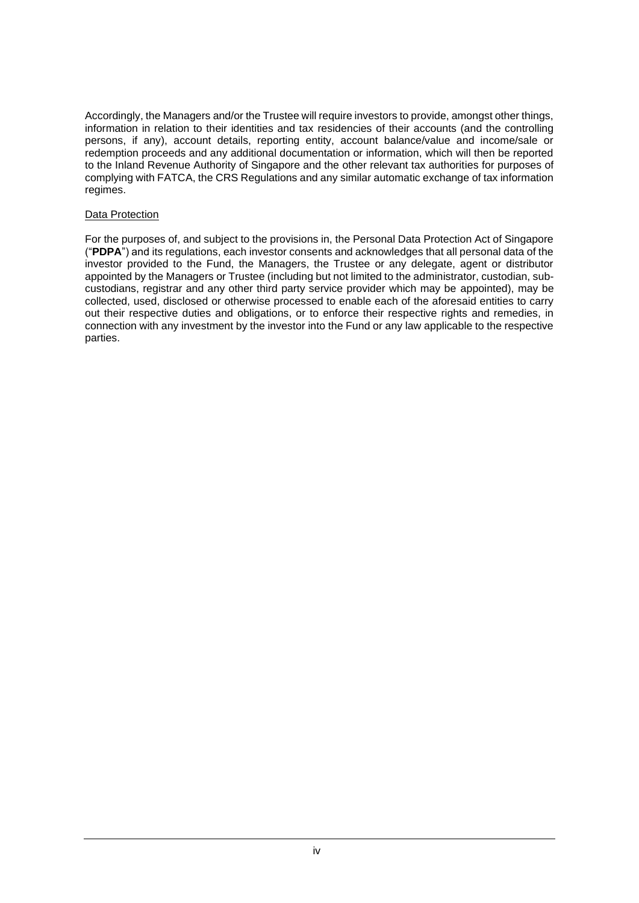Accordingly, the Managers and/or the Trustee will require investors to provide, amongst other things, information in relation to their identities and tax residencies of their accounts (and the controlling persons, if any), account details, reporting entity, account balance/value and income/sale or redemption proceeds and any additional documentation or information, which will then be reported to the Inland Revenue Authority of Singapore and the other relevant tax authorities for purposes of complying with FATCA, the CRS Regulations and any similar automatic exchange of tax information regimes.

Data Protection

For the purposes of, and subject to the provisions in, the Personal Data Protection Act of Singapore ("**PDPA**") and its regulations, each investor consents and acknowledges that all personal data of the investor provided to the Fund, the Managers, the Trustee or any delegate, agent or distributor appointed by the Managers or Trustee (including but not limited to the administrator, custodian, sub-custodians, registrar and any other third party service provider which may be appointed), may be collected, used, disclosed or otherwise processed to enable each of the aforesaid entities to carry out their respective duties and obligations, or to enforce their respective rights and remedies, in connection with any investment by the investor into the Fund or any law applicable to the respective parties.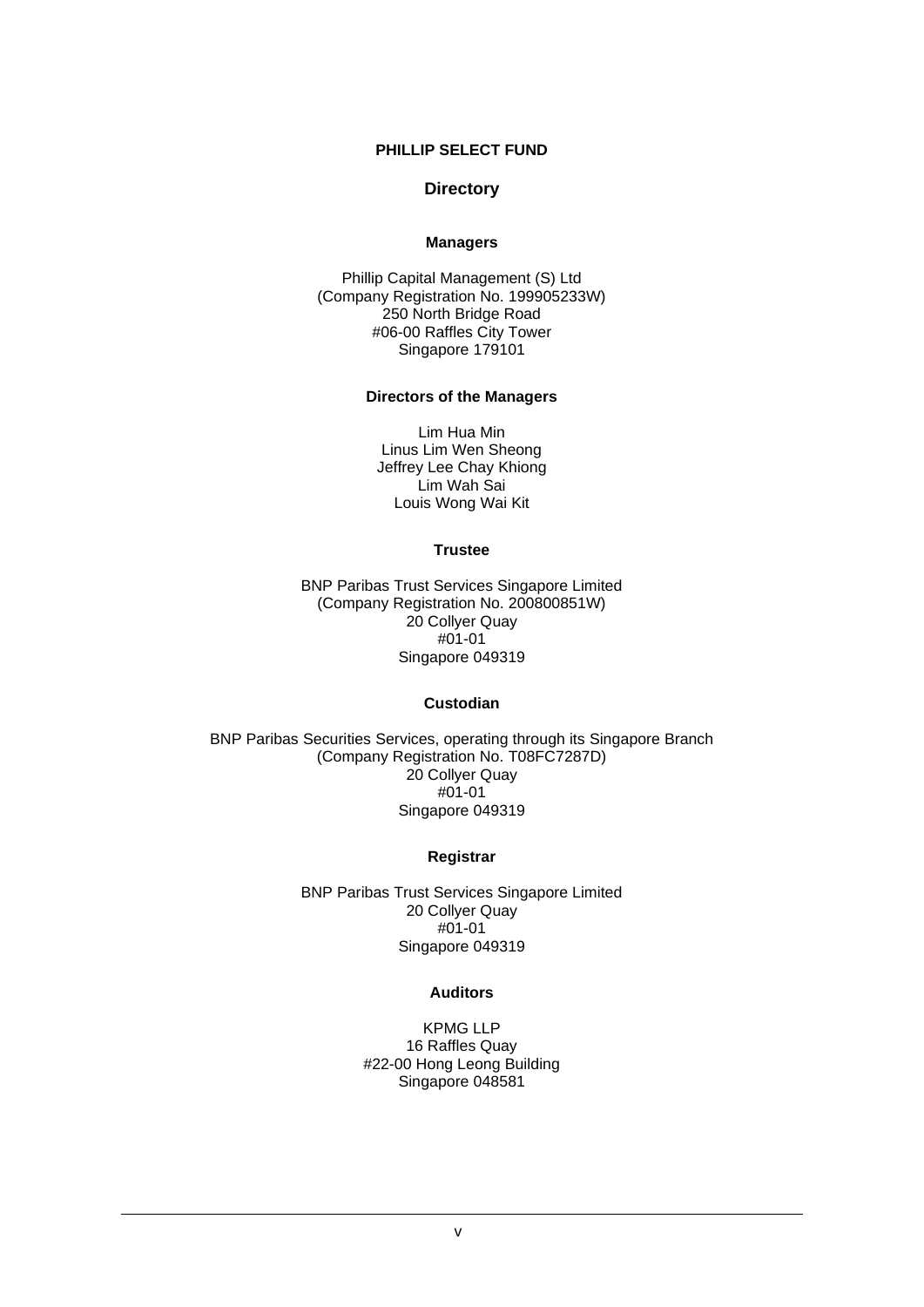**PHILLIP SELECT FUND**

## Directory

### Managers

Phillip Capital Management (S) Ltd
(Company Registration No. 199905233W)
250 North Bridge Road
#06-00 Raffles City Tower
Singapore 179101

### Directors of the Managers

Lim Hua Min
Linus Lim Wen Sheong
Jeffrey Lee Chay Khiong
Lim Wah Sai
Louis Wong Wai Kit

### Trustee

BNP Paribas Trust Services Singapore Limited
(Company Registration No. 200800851W)
20 Collyer Quay
#01-01
Singapore 049319

### Custodian

BNP Paribas Securities Services, operating through its Singapore Branch
(Company Registration No. T08FC7287D)
20 Collyer Quay
#01-01
Singapore 049319

### Registrar

BNP Paribas Trust Services Singapore Limited
20 Collyer Quay
#01-01
Singapore 049319

### Auditors

KPMG LLP
16 Raffles Quay
#22-00 Hong Leong Building
Singapore 048581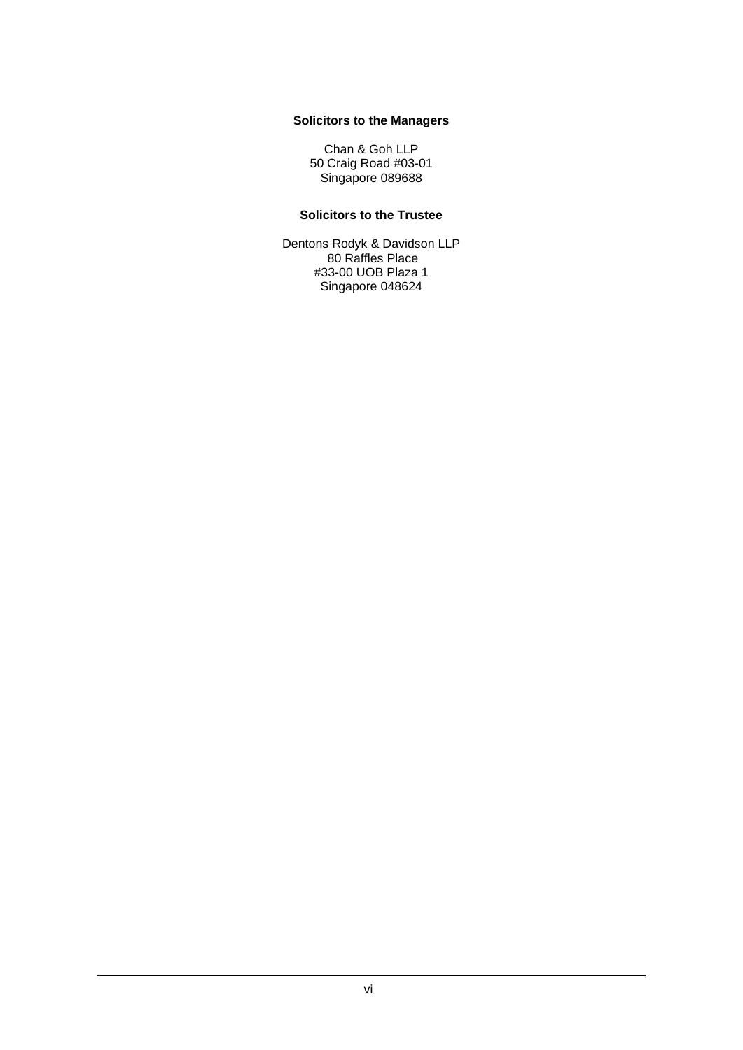**Solicitors to the Managers**

Chan & Goh LLP
50 Craig Road #03-01
Singapore 089688

**Solicitors to the Trustee**

Dentons Rodyk & Davidson LLP
80 Raffles Place
#33-00 UOB Plaza 1
Singapore 048624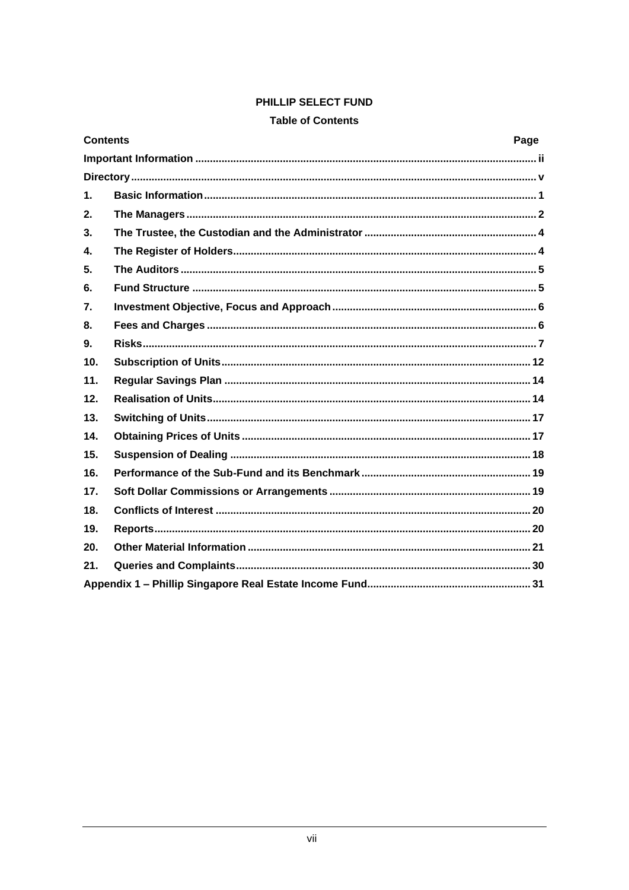**PHILLIP SELECT FUND**

**Table of Contents**

| Contents | | Page |
|---|---|---|
| **Important Information** | | **ii** |
| **Directory** | | **v** |
| **1.** | **Basic Information** | **1** |
| **2.** | **The Managers** | **2** |
| **3.** | **The Trustee, the Custodian and the Administrator** | **4** |
| **4.** | **The Register of Holders** | **4** |
| **5.** | **The Auditors** | **5** |
| **6.** | **Fund Structure** | **5** |
| **7.** | **Investment Objective, Focus and Approach** | **6** |
| **8.** | **Fees and Charges** | **6** |
| **9.** | **Risks** | **7** |
| **10.** | **Subscription of Units** | **12** |
| **11.** | **Regular Savings Plan** | **14** |
| **12.** | **Realisation of Units** | **14** |
| **13.** | **Switching of Units** | **17** |
| **14.** | **Obtaining Prices of Units** | **17** |
| **15.** | **Suspension of Dealing** | **18** |
| **16.** | **Performance of the Sub-Fund and its Benchmark** | **19** |
| **17.** | **Soft Dollar Commissions or Arrangements** | **19** |
| **18.** | **Conflicts of Interest** | **20** |
| **19.** | **Reports** | **20** |
| **20.** | **Other Material Information** | **21** |
| **21.** | **Queries and Complaints** | **30** |
| **Appendix 1 – Phillip Singapore Real Estate Income Fund** | | **31** |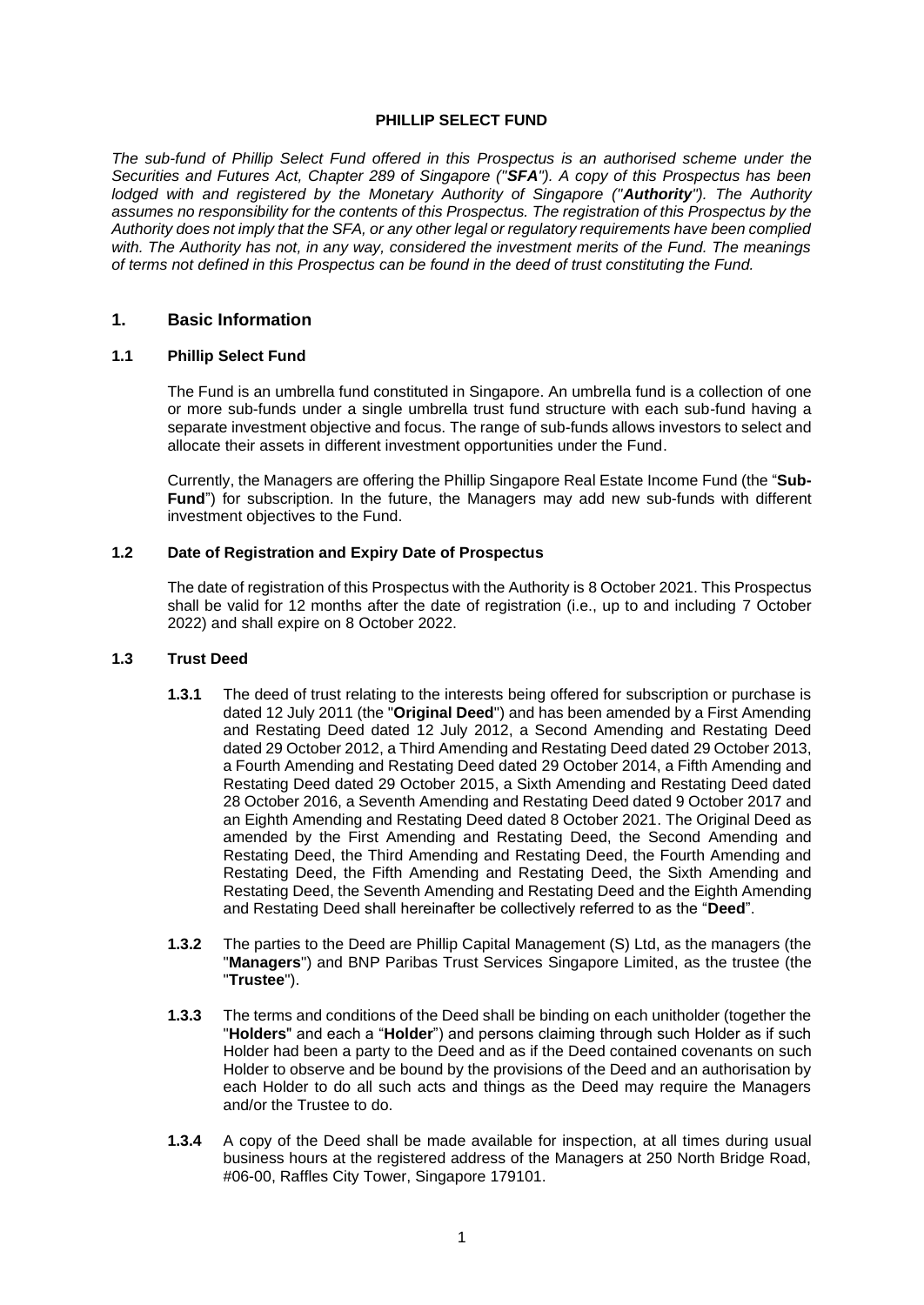**PHILLIP SELECT FUND**

*The sub-fund of Phillip Select Fund offered in this Prospectus is an authorised scheme under the Securities and Futures Act, Chapter 289 of Singapore ("**SFA**"). A copy of this Prospectus has been lodged with and registered by the Monetary Authority of Singapore ("**Authority**"). The Authority assumes no responsibility for the contents of this Prospectus. The registration of this Prospectus by the Authority does not imply that the SFA, or any other legal or regulatory requirements have been complied with. The Authority has not, in any way, considered the investment merits of the Fund. The meanings of terms not defined in this Prospectus can be found in the deed of trust constituting the Fund.*

## 1. Basic Information

### 1.1 Phillip Select Fund

The Fund is an umbrella fund constituted in Singapore. An umbrella fund is a collection of one or more sub-funds under a single umbrella trust fund structure with each sub-fund having a separate investment objective and focus. The range of sub-funds allows investors to select and allocate their assets in different investment opportunities under the Fund.

Currently, the Managers are offering the Phillip Singapore Real Estate Income Fund (the "**Sub-Fund**") for subscription. In the future, the Managers may add new sub-funds with different investment objectives to the Fund.

### 1.2 Date of Registration and Expiry Date of Prospectus

The date of registration of this Prospectus with the Authority is 8 October 2021. This Prospectus shall be valid for 12 months after the date of registration (i.e., up to and including 7 October 2022) and shall expire on 8 October 2022.

### 1.3 Trust Deed

**1.3.1** The deed of trust relating to the interests being offered for subscription or purchase is dated 12 July 2011 (the "**Original Deed**") and has been amended by a First Amending and Restating Deed dated 12 July 2012, a Second Amending and Restating Deed dated 29 October 2012, a Third Amending and Restating Deed dated 29 October 2013, a Fourth Amending and Restating Deed dated 29 October 2014, a Fifth Amending and Restating Deed dated 29 October 2015, a Sixth Amending and Restating Deed dated 28 October 2016, a Seventh Amending and Restating Deed dated 9 October 2017 and an Eighth Amending and Restating Deed dated 8 October 2021. The Original Deed as amended by the First Amending and Restating Deed, the Second Amending and Restating Deed, the Third Amending and Restating Deed, the Fourth Amending and Restating Deed, the Fifth Amending and Restating Deed, the Sixth Amending and Restating Deed, the Seventh Amending and Restating Deed and the Eighth Amending and Restating Deed shall hereinafter be collectively referred to as the "**Deed**".

**1.3.2** The parties to the Deed are Phillip Capital Management (S) Ltd, as the managers (the "**Managers**") and BNP Paribas Trust Services Singapore Limited, as the trustee (the "**Trustee**").

**1.3.3** The terms and conditions of the Deed shall be binding on each unitholder (together the "**Holders**" and each a "**Holder**") and persons claiming through such Holder as if such Holder had been a party to the Deed and as if the Deed contained covenants on such Holder to observe and be bound by the provisions of the Deed and an authorisation by each Holder to do all such acts and things as the Deed may require the Managers and/or the Trustee to do.

**1.3.4** A copy of the Deed shall be made available for inspection, at all times during usual business hours at the registered address of the Managers at 250 North Bridge Road, #06-00, Raffles City Tower, Singapore 179101.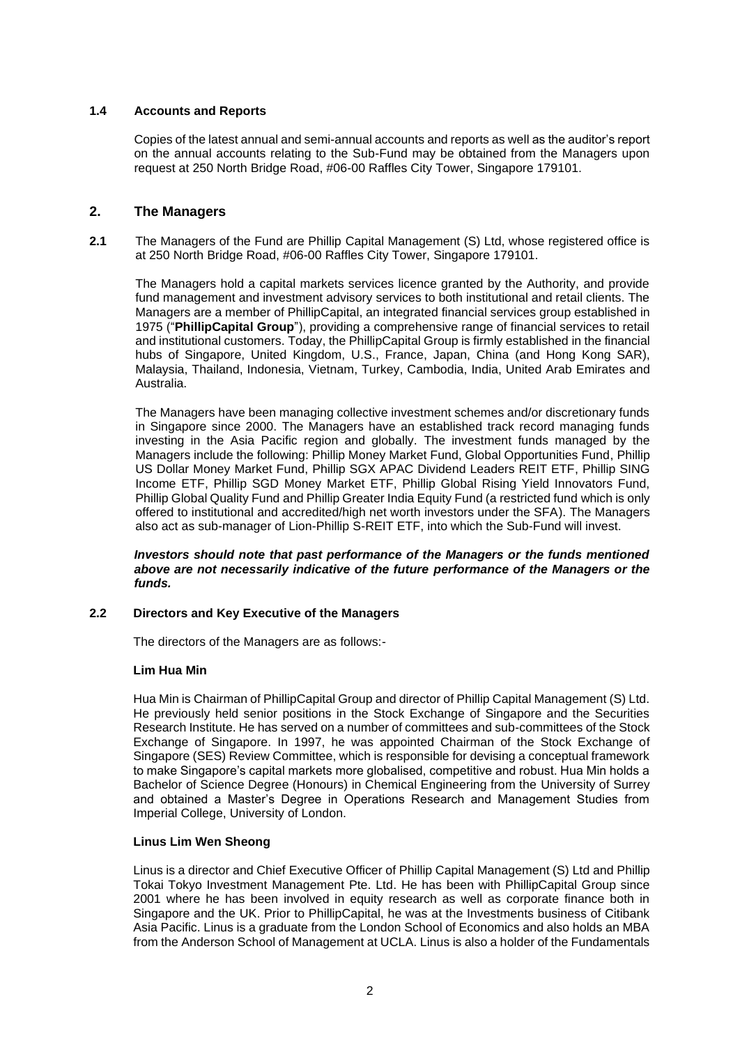### 1.4 Accounts and Reports

Copies of the latest annual and semi-annual accounts and reports as well as the auditor's report on the annual accounts relating to the Sub-Fund may be obtained from the Managers upon request at 250 North Bridge Road, #06-00 Raffles City Tower, Singapore 179101.

## 2. The Managers

**2.1** The Managers of the Fund are Phillip Capital Management (S) Ltd, whose registered office is at 250 North Bridge Road, #06-00 Raffles City Tower, Singapore 179101.

The Managers hold a capital markets services licence granted by the Authority, and provide fund management and investment advisory services to both institutional and retail clients. The Managers are a member of PhillipCapital, an integrated financial services group established in 1975 ("**PhillipCapital Group**"), providing a comprehensive range of financial services to retail and institutional customers. Today, the PhillipCapital Group is firmly established in the financial hubs of Singapore, United Kingdom, U.S., France, Japan, China (and Hong Kong SAR), Malaysia, Thailand, Indonesia, Vietnam, Turkey, Cambodia, India, United Arab Emirates and Australia.

The Managers have been managing collective investment schemes and/or discretionary funds in Singapore since 2000. The Managers have an established track record managing funds investing in the Asia Pacific region and globally. The investment funds managed by the Managers include the following: Phillip Money Market Fund, Global Opportunities Fund, Phillip US Dollar Money Market Fund, Phillip SGX APAC Dividend Leaders REIT ETF, Phillip SING Income ETF, Phillip SGD Money Market ETF, Phillip Global Rising Yield Innovators Fund, Phillip Global Quality Fund and Phillip Greater India Equity Fund (a restricted fund which is only offered to institutional and accredited/high net worth investors under the SFA). The Managers also act as sub-manager of Lion-Phillip S-REIT ETF, into which the Sub-Fund will invest.

***Investors should note that past performance of the Managers or the funds mentioned above are not necessarily indicative of the future performance of the Managers or the funds.***

### 2.2 Directors and Key Executive of the Managers

The directors of the Managers are as follows:-

**Lim Hua Min**

Hua Min is Chairman of PhillipCapital Group and director of Phillip Capital Management (S) Ltd. He previously held senior positions in the Stock Exchange of Singapore and the Securities Research Institute. He has served on a number of committees and sub-committees of the Stock Exchange of Singapore. In 1997, he was appointed Chairman of the Stock Exchange of Singapore (SES) Review Committee, which is responsible for devising a conceptual framework to make Singapore's capital markets more globalised, competitive and robust. Hua Min holds a Bachelor of Science Degree (Honours) in Chemical Engineering from the University of Surrey and obtained a Master's Degree in Operations Research and Management Studies from Imperial College, University of London.

**Linus Lim Wen Sheong**

Linus is a director and Chief Executive Officer of Phillip Capital Management (S) Ltd and Phillip Tokai Tokyo Investment Management Pte. Ltd. He has been with PhillipCapital Group since 2001 where he has been involved in equity research as well as corporate finance both in Singapore and the UK. Prior to PhillipCapital, he was at the Investments business of Citibank Asia Pacific. Linus is a graduate from the London School of Economics and also holds an MBA from the Anderson School of Management at UCLA. Linus is also a holder of the Fundamentals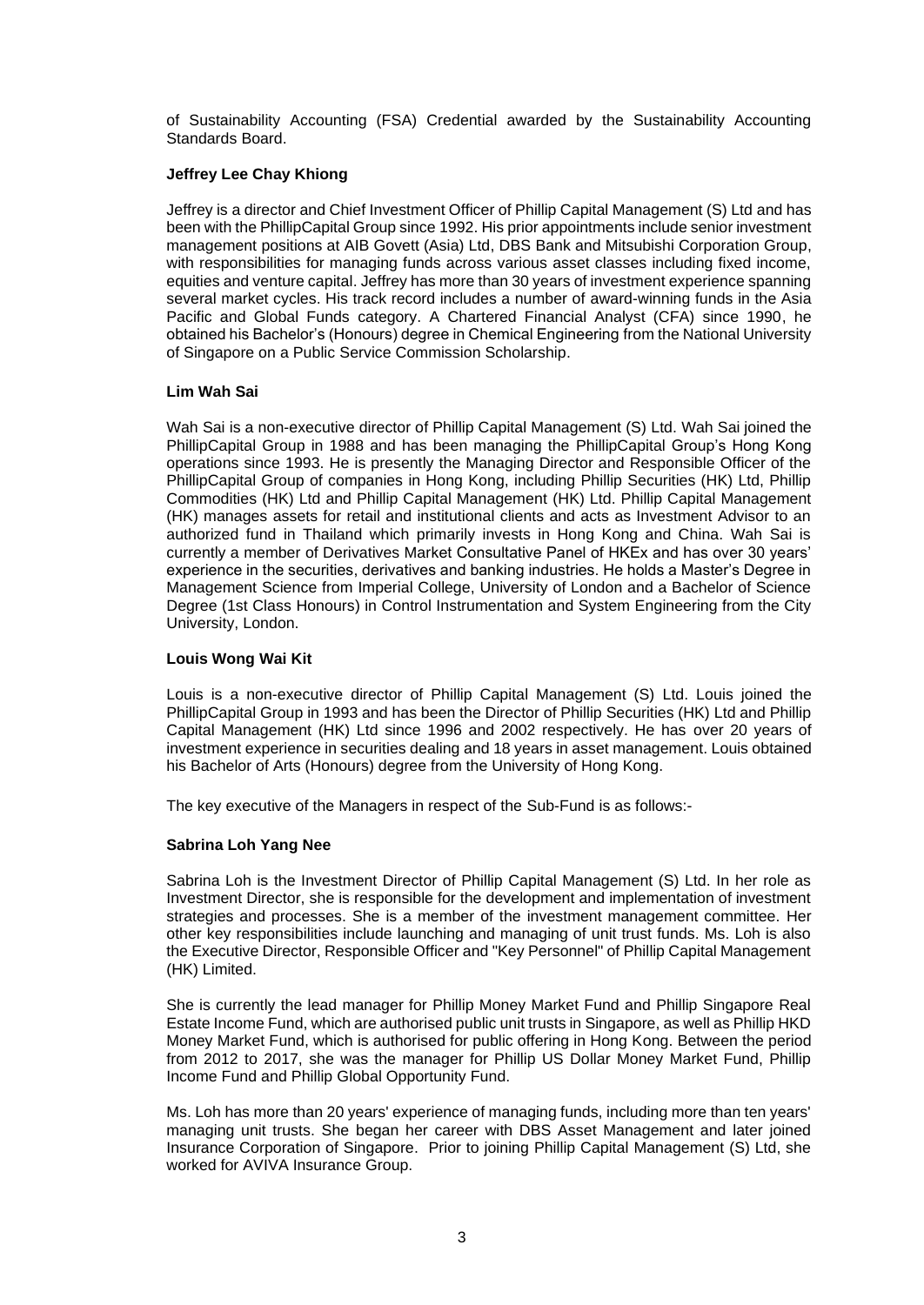of Sustainability Accounting (FSA) Credential awarded by the Sustainability Accounting Standards Board.

**Jeffrey Lee Chay Khiong**

Jeffrey is a director and Chief Investment Officer of Phillip Capital Management (S) Ltd and has been with the PhillipCapital Group since 1992. His prior appointments include senior investment management positions at AIB Govett (Asia) Ltd, DBS Bank and Mitsubishi Corporation Group, with responsibilities for managing funds across various asset classes including fixed income, equities and venture capital. Jeffrey has more than 30 years of investment experience spanning several market cycles. His track record includes a number of award-winning funds in the Asia Pacific and Global Funds category. A Chartered Financial Analyst (CFA) since 1990, he obtained his Bachelor's (Honours) degree in Chemical Engineering from the National University of Singapore on a Public Service Commission Scholarship.

**Lim Wah Sai**

Wah Sai is a non-executive director of Phillip Capital Management (S) Ltd. Wah Sai joined the PhillipCapital Group in 1988 and has been managing the PhillipCapital Group's Hong Kong operations since 1993. He is presently the Managing Director and Responsible Officer of the PhillipCapital Group of companies in Hong Kong, including Phillip Securities (HK) Ltd, Phillip Commodities (HK) Ltd and Phillip Capital Management (HK) Ltd. Phillip Capital Management (HK) manages assets for retail and institutional clients and acts as Investment Advisor to an authorized fund in Thailand which primarily invests in Hong Kong and China. Wah Sai is currently a member of Derivatives Market Consultative Panel of HKEx and has over 30 years' experience in the securities, derivatives and banking industries. He holds a Master's Degree in Management Science from Imperial College, University of London and a Bachelor of Science Degree (1st Class Honours) in Control Instrumentation and System Engineering from the City University, London.

**Louis Wong Wai Kit**

Louis is a non-executive director of Phillip Capital Management (S) Ltd. Louis joined the PhillipCapital Group in 1993 and has been the Director of Phillip Securities (HK) Ltd and Phillip Capital Management (HK) Ltd since 1996 and 2002 respectively. He has over 20 years of investment experience in securities dealing and 18 years in asset management. Louis obtained his Bachelor of Arts (Honours) degree from the University of Hong Kong.

The key executive of the Managers in respect of the Sub-Fund is as follows:-

**Sabrina Loh Yang Nee**

Sabrina Loh is the Investment Director of Phillip Capital Management (S) Ltd. In her role as Investment Director, she is responsible for the development and implementation of investment strategies and processes. She is a member of the investment management committee. Her other key responsibilities include launching and managing of unit trust funds. Ms. Loh is also the Executive Director, Responsible Officer and "Key Personnel" of Phillip Capital Management (HK) Limited.

She is currently the lead manager for Phillip Money Market Fund and Phillip Singapore Real Estate Income Fund, which are authorised public unit trusts in Singapore, as well as Phillip HKD Money Market Fund, which is authorised for public offering in Hong Kong. Between the period from 2012 to 2017, she was the manager for Phillip US Dollar Money Market Fund, Phillip Income Fund and Phillip Global Opportunity Fund.

Ms. Loh has more than 20 years' experience of managing funds, including more than ten years' managing unit trusts. She began her career with DBS Asset Management and later joined Insurance Corporation of Singapore. Prior to joining Phillip Capital Management (S) Ltd, she worked for AVIVA Insurance Group.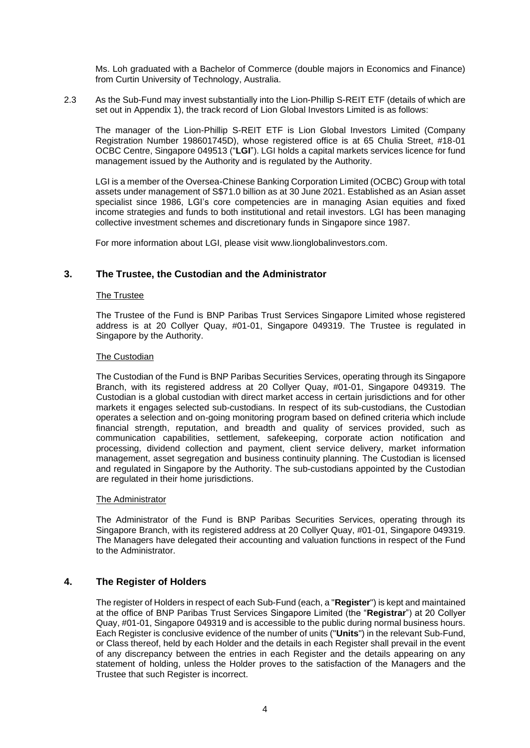Ms. Loh graduated with a Bachelor of Commerce (double majors in Economics and Finance) from Curtin University of Technology, Australia.

2.3 As the Sub-Fund may invest substantially into the Lion-Phillip S-REIT ETF (details of which are set out in Appendix 1), the track record of Lion Global Investors Limited is as follows:

The manager of the Lion-Phillip S-REIT ETF is Lion Global Investors Limited (Company Registration Number 198601745D), whose registered office is at 65 Chulia Street, #18-01 OCBC Centre, Singapore 049513 ("**LGI**"). LGI holds a capital markets services licence for fund management issued by the Authority and is regulated by the Authority.

LGI is a member of the Oversea-Chinese Banking Corporation Limited (OCBC) Group with total assets under management of S$71.0 billion as at 30 June 2021. Established as an Asian asset specialist since 1986, LGI's core competencies are in managing Asian equities and fixed income strategies and funds to both institutional and retail investors. LGI has been managing collective investment schemes and discretionary funds in Singapore since 1987.

For more information about LGI, please visit www.lionglobalinvestors.com.

## 3. The Trustee, the Custodian and the Administrator

The Trustee

The Trustee of the Fund is BNP Paribas Trust Services Singapore Limited whose registered address is at 20 Collyer Quay, #01-01, Singapore 049319. The Trustee is regulated in Singapore by the Authority.

The Custodian

The Custodian of the Fund is BNP Paribas Securities Services, operating through its Singapore Branch, with its registered address at 20 Collyer Quay, #01-01, Singapore 049319. The Custodian is a global custodian with direct market access in certain jurisdictions and for other markets it engages selected sub-custodians. In respect of its sub-custodians, the Custodian operates a selection and on-going monitoring program based on defined criteria which include financial strength, reputation, and breadth and quality of services provided, such as communication capabilities, settlement, safekeeping, corporate action notification and processing, dividend collection and payment, client service delivery, market information management, asset segregation and business continuity planning. The Custodian is licensed and regulated in Singapore by the Authority. The sub-custodians appointed by the Custodian are regulated in their home jurisdictions.

The Administrator

The Administrator of the Fund is BNP Paribas Securities Services, operating through its Singapore Branch, with its registered address at 20 Collyer Quay, #01-01, Singapore 049319. The Managers have delegated their accounting and valuation functions in respect of the Fund to the Administrator.

## 4. The Register of Holders

The register of Holders in respect of each Sub-Fund (each, a "**Register**") is kept and maintained at the office of BNP Paribas Trust Services Singapore Limited (the "**Registrar**") at 20 Collyer Quay, #01-01, Singapore 049319 and is accessible to the public during normal business hours. Each Register is conclusive evidence of the number of units ("**Units**") in the relevant Sub-Fund, or Class thereof, held by each Holder and the details in each Register shall prevail in the event of any discrepancy between the entries in each Register and the details appearing on any statement of holding, unless the Holder proves to the satisfaction of the Managers and the Trustee that such Register is incorrect.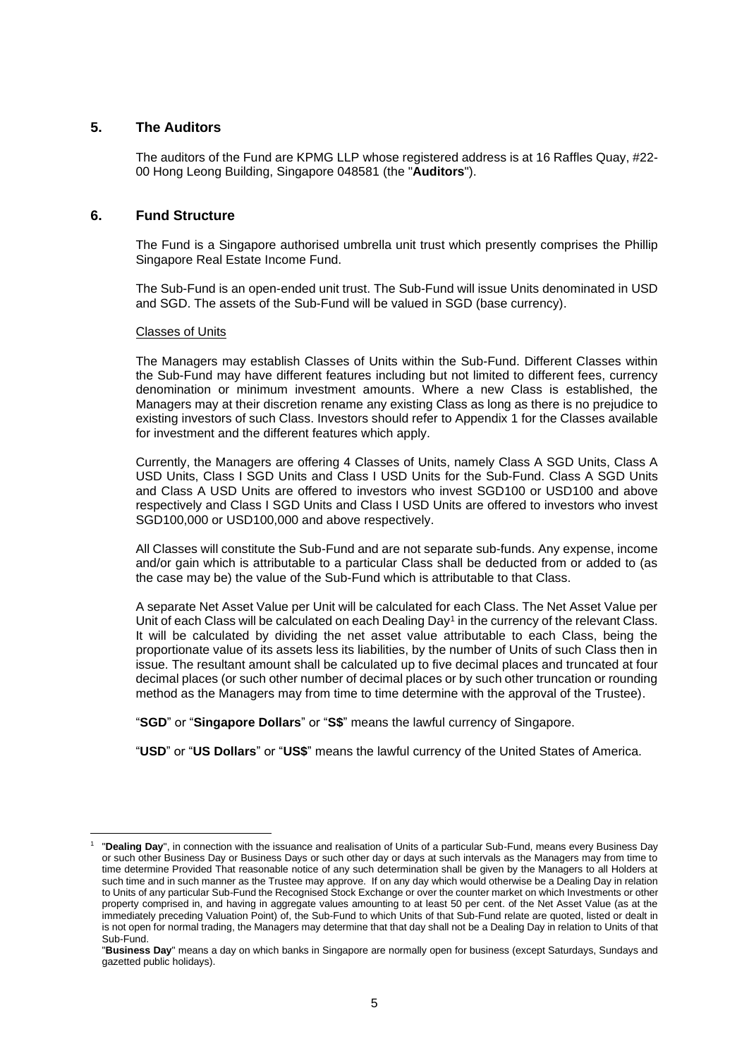## 5. The Auditors

The auditors of the Fund are KPMG LLP whose registered address is at 16 Raffles Quay, #22-00 Hong Leong Building, Singapore 048581 (the "**Auditors**").

## 6. Fund Structure

The Fund is a Singapore authorised umbrella unit trust which presently comprises the Phillip Singapore Real Estate Income Fund.

The Sub-Fund is an open-ended unit trust. The Sub-Fund will issue Units denominated in USD and SGD. The assets of the Sub-Fund will be valued in SGD (base currency).

Classes of Units

The Managers may establish Classes of Units within the Sub-Fund. Different Classes within the Sub-Fund may have different features including but not limited to different fees, currency denomination or minimum investment amounts. Where a new Class is established, the Managers may at their discretion rename any existing Class as long as there is no prejudice to existing investors of such Class. Investors should refer to Appendix 1 for the Classes available for investment and the different features which apply.

Currently, the Managers are offering 4 Classes of Units, namely Class A SGD Units, Class A USD Units, Class I SGD Units and Class I USD Units for the Sub-Fund. Class A SGD Units and Class A USD Units are offered to investors who invest SGD100 or USD100 and above respectively and Class I SGD Units and Class I USD Units are offered to investors who invest SGD100,000 or USD100,000 and above respectively.

All Classes will constitute the Sub-Fund and are not separate sub-funds. Any expense, income and/or gain which is attributable to a particular Class shall be deducted from or added to (as the case may be) the value of the Sub-Fund which is attributable to that Class.

A separate Net Asset Value per Unit will be calculated for each Class. The Net Asset Value per Unit of each Class will be calculated on each Dealing Day[1] in the currency of the relevant Class. It will be calculated by dividing the net asset value attributable to each Class, being the proportionate value of its assets less its liabilities, by the number of Units of such Class then in issue. The resultant amount shall be calculated up to five decimal places and truncated at four decimal places (or such other number of decimal places or by such other truncation or rounding method as the Managers may from time to time determine with the approval of the Trustee).

"**SGD**" or "**Singapore Dollars**" or "**S$**" means the lawful currency of Singapore.

"**USD**" or "**US Dollars**" or "**US$**" means the lawful currency of the United States of America.

---

[1] "**Dealing Day**", in connection with the issuance and realisation of Units of a particular Sub-Fund, means every Business Day or such other Business Day or Business Days or such other day or days at such intervals as the Managers may from time to time determine Provided That reasonable notice of any such determination shall be given by the Managers to all Holders at such time and in such manner as the Trustee may approve. If on any day which would otherwise be a Dealing Day in relation to Units of any particular Sub-Fund the Recognised Stock Exchange or over the counter market on which Investments or other property comprised in, and having in aggregate values amounting to at least 50 per cent. of the Net Asset Value (as at the immediately preceding Valuation Point) of, the Sub-Fund to which Units of that Sub-Fund relate are quoted, listed or dealt in is not open for normal trading, the Managers may determine that that day shall not be a Dealing Day in relation to Units of that Sub-Fund.

"**Business Day**" means a day on which banks in Singapore are normally open for business (except Saturdays, Sundays and gazetted public holidays).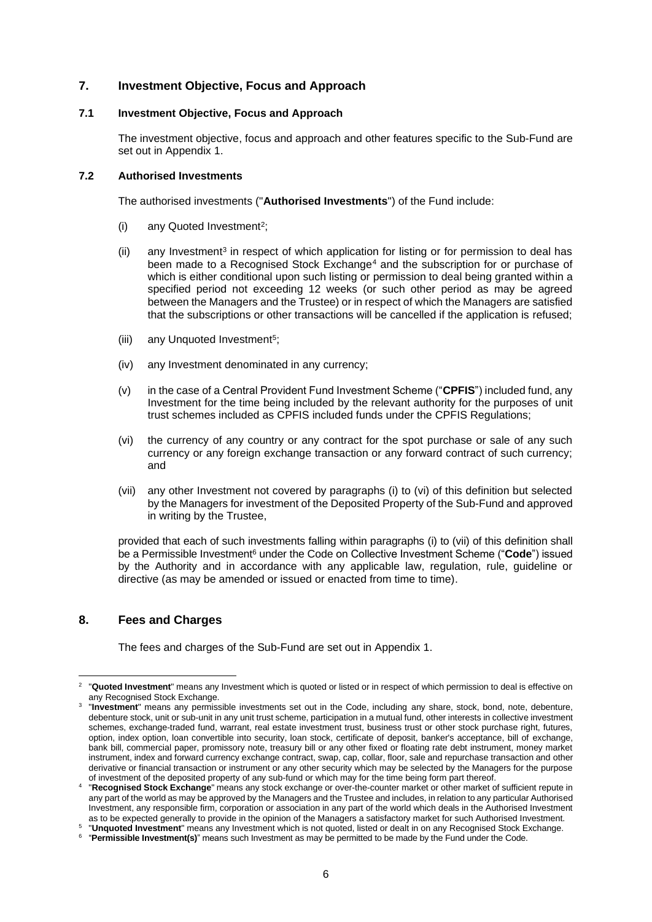## 7. Investment Objective, Focus and Approach

### 7.1 Investment Objective, Focus and Approach

The investment objective, focus and approach and other features specific to the Sub-Fund are set out in Appendix 1.

### 7.2 Authorised Investments

The authorised investments ("**Authorised Investments**") of the Fund include:

(i) any Quoted Investment[2];

(ii) any Investment[3] in respect of which application for listing or for permission to deal has been made to a Recognised Stock Exchange[4] and the subscription for or purchase of which is either conditional upon such listing or permission to deal being granted within a specified period not exceeding 12 weeks (or such other period as may be agreed between the Managers and the Trustee) or in respect of which the Managers are satisfied that the subscriptions or other transactions will be cancelled if the application is refused;

(iii) any Unquoted Investment[5];

(iv) any Investment denominated in any currency;

(v) in the case of a Central Provident Fund Investment Scheme ("**CPFIS**") included fund, any Investment for the time being included by the relevant authority for the purposes of unit trust schemes included as CPFIS included funds under the CPFIS Regulations;

(vi) the currency of any country or any contract for the spot purchase or sale of any such currency or any foreign exchange transaction or any forward contract of such currency; and

(vii) any other Investment not covered by paragraphs (i) to (vi) of this definition but selected by the Managers for investment of the Deposited Property of the Sub-Fund and approved in writing by the Trustee,

provided that each of such investments falling within paragraphs (i) to (vii) of this definition shall be a Permissible Investment[6] under the Code on Collective Investment Scheme ("**Code**") issued by the Authority and in accordance with any applicable law, regulation, rule, guideline or directive (as may be amended or issued or enacted from time to time).

## 8. Fees and Charges

The fees and charges of the Sub-Fund are set out in Appendix 1.

---

[2] "**Quoted Investment**" means any Investment which is quoted or listed or in respect of which permission to deal is effective on any Recognised Stock Exchange.

[3] "**Investment**" means any permissible investments set out in the Code, including any share, stock, bond, note, debenture, debenture stock, unit or sub-unit in any unit trust scheme, participation in a mutual fund, other interests in collective investment schemes, exchange-traded fund, warrant, real estate investment trust, business trust or other stock purchase right, futures, option, index option, loan convertible into security, loan stock, certificate of deposit, banker's acceptance, bill of exchange, bank bill, commercial paper, promissory note, treasury bill or any other fixed or floating rate debt instrument, money market instrument, index and forward currency exchange contract, swap, cap, collar, floor, sale and repurchase transaction and other derivative or financial transaction or instrument or any other security which may be selected by the Managers for the purpose of investment of the deposited property of any sub-fund or which may for the time being form part thereof.

[4] "**Recognised Stock Exchange**" means any stock exchange or over-the-counter market or other market of sufficient repute in any part of the world as may be approved by the Managers and the Trustee and includes, in relation to any particular Authorised Investment, any responsible firm, corporation or association in any part of the world which deals in the Authorised Investment as to be expected generally to provide in the opinion of the Managers a satisfactory market for such Authorised Investment.

[5] "**Unquoted Investment**" means any Investment which is not quoted, listed or dealt in on any Recognised Stock Exchange.

[6] "**Permissible Investment(s)**" means such Investment as may be permitted to be made by the Fund under the Code.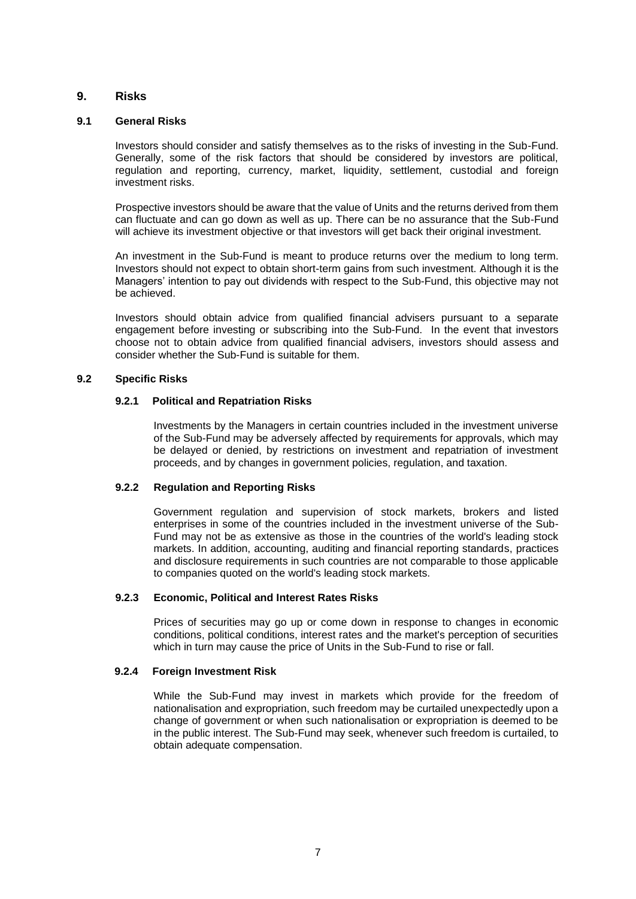# 9. Risks

## 9.1 General Risks

Investors should consider and satisfy themselves as to the risks of investing in the Sub-Fund. Generally, some of the risk factors that should be considered by investors are political, regulation and reporting, currency, market, liquidity, settlement, custodial and foreign investment risks.

Prospective investors should be aware that the value of Units and the returns derived from them can fluctuate and can go down as well as up. There can be no assurance that the Sub-Fund will achieve its investment objective or that investors will get back their original investment.

An investment in the Sub-Fund is meant to produce returns over the medium to long term. Investors should not expect to obtain short-term gains from such investment. Although it is the Managers' intention to pay out dividends with respect to the Sub-Fund, this objective may not be achieved.

Investors should obtain advice from qualified financial advisers pursuant to a separate engagement before investing or subscribing into the Sub-Fund. In the event that investors choose not to obtain advice from qualified financial advisers, investors should assess and consider whether the Sub-Fund is suitable for them.

## 9.2 Specific Risks

### 9.2.1 Political and Repatriation Risks

Investments by the Managers in certain countries included in the investment universe of the Sub-Fund may be adversely affected by requirements for approvals, which may be delayed or denied, by restrictions on investment and repatriation of investment proceeds, and by changes in government policies, regulation, and taxation.

### 9.2.2 Regulation and Reporting Risks

Government regulation and supervision of stock markets, brokers and listed enterprises in some of the countries included in the investment universe of the Sub-Fund may not be as extensive as those in the countries of the world's leading stock markets. In addition, accounting, auditing and financial reporting standards, practices and disclosure requirements in such countries are not comparable to those applicable to companies quoted on the world's leading stock markets.

### 9.2.3 Economic, Political and Interest Rates Risks

Prices of securities may go up or come down in response to changes in economic conditions, political conditions, interest rates and the market's perception of securities which in turn may cause the price of Units in the Sub-Fund to rise or fall.

### 9.2.4 Foreign Investment Risk

While the Sub-Fund may invest in markets which provide for the freedom of nationalisation and expropriation, such freedom may be curtailed unexpectedly upon a change of government or when such nationalisation or expropriation is deemed to be in the public interest. The Sub-Fund may seek, whenever such freedom is curtailed, to obtain adequate compensation.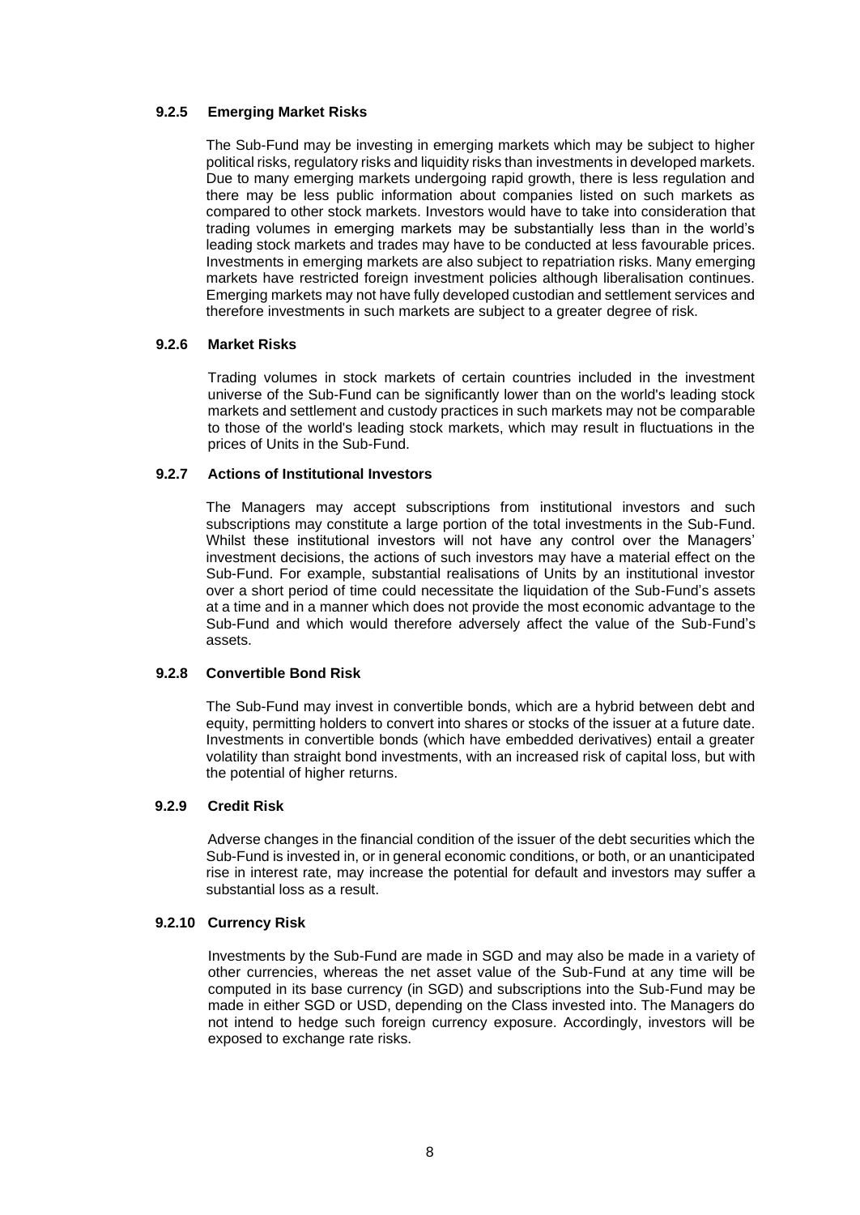#### 9.2.5 Emerging Market Risks

The Sub-Fund may be investing in emerging markets which may be subject to higher political risks, regulatory risks and liquidity risks than investments in developed markets. Due to many emerging markets undergoing rapid growth, there is less regulation and there may be less public information about companies listed on such markets as compared to other stock markets. Investors would have to take into consideration that trading volumes in emerging markets may be substantially less than in the world's leading stock markets and trades may have to be conducted at less favourable prices. Investments in emerging markets are also subject to repatriation risks. Many emerging markets have restricted foreign investment policies although liberalisation continues. Emerging markets may not have fully developed custodian and settlement services and therefore investments in such markets are subject to a greater degree of risk.

#### 9.2.6 Market Risks

Trading volumes in stock markets of certain countries included in the investment universe of the Sub-Fund can be significantly lower than on the world's leading stock markets and settlement and custody practices in such markets may not be comparable to those of the world's leading stock markets, which may result in fluctuations in the prices of Units in the Sub-Fund.

#### 9.2.7 Actions of Institutional Investors

The Managers may accept subscriptions from institutional investors and such subscriptions may constitute a large portion of the total investments in the Sub-Fund. Whilst these institutional investors will not have any control over the Managers' investment decisions, the actions of such investors may have a material effect on the Sub-Fund. For example, substantial realisations of Units by an institutional investor over a short period of time could necessitate the liquidation of the Sub-Fund's assets at a time and in a manner which does not provide the most economic advantage to the Sub-Fund and which would therefore adversely affect the value of the Sub-Fund's assets.

#### 9.2.8 Convertible Bond Risk

The Sub-Fund may invest in convertible bonds, which are a hybrid between debt and equity, permitting holders to convert into shares or stocks of the issuer at a future date. Investments in convertible bonds (which have embedded derivatives) entail a greater volatility than straight bond investments, with an increased risk of capital loss, but with the potential of higher returns.

#### 9.2.9 Credit Risk

Adverse changes in the financial condition of the issuer of the debt securities which the Sub-Fund is invested in, or in general economic conditions, or both, or an unanticipated rise in interest rate, may increase the potential for default and investors may suffer a substantial loss as a result.

#### 9.2.10 Currency Risk

Investments by the Sub-Fund are made in SGD and may also be made in a variety of other currencies, whereas the net asset value of the Sub-Fund at any time will be computed in its base currency (in SGD) and subscriptions into the Sub-Fund may be made in either SGD or USD, depending on the Class invested into. The Managers do not intend to hedge such foreign currency exposure. Accordingly, investors will be exposed to exchange rate risks.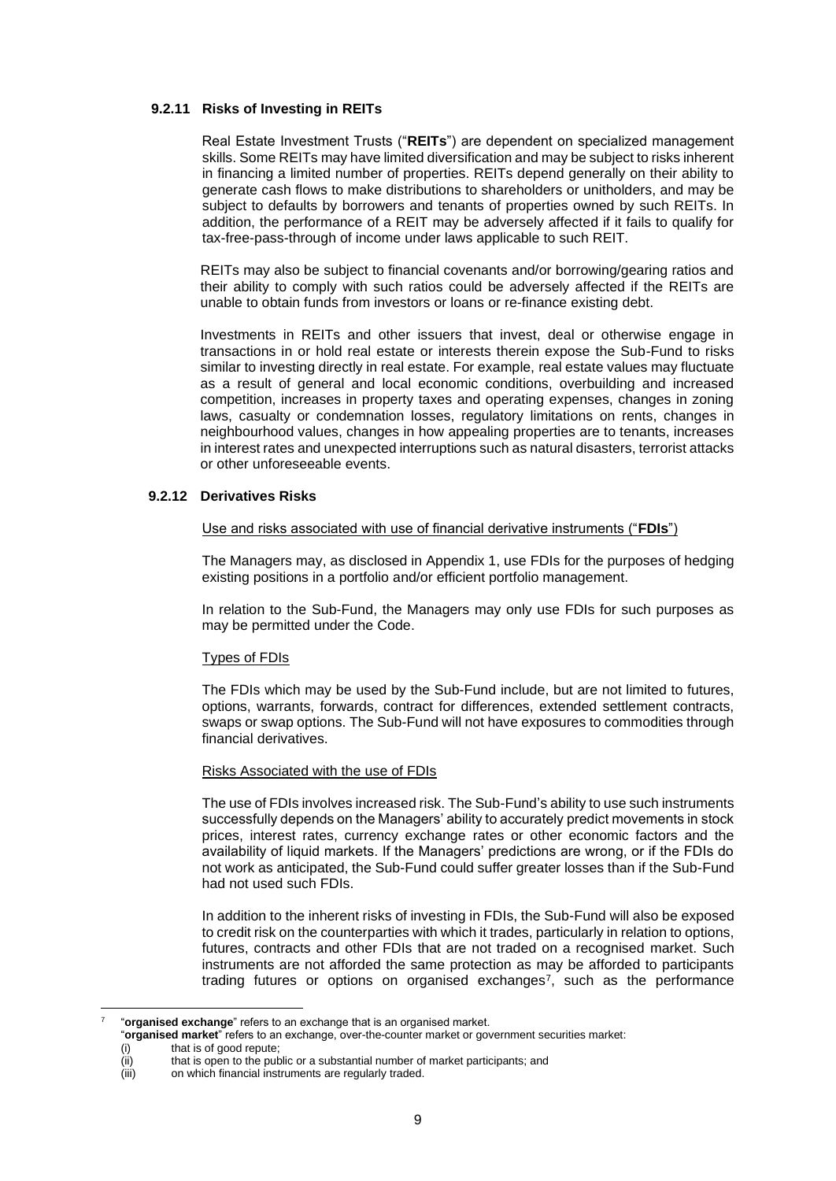### 9.2.11 Risks of Investing in REITs

Real Estate Investment Trusts ("**REITs**") are dependent on specialized management skills. Some REITs may have limited diversification and may be subject to risks inherent in financing a limited number of properties. REITs depend generally on their ability to generate cash flows to make distributions to shareholders or unitholders, and may be subject to defaults by borrowers and tenants of properties owned by such REITs. In addition, the performance of a REIT may be adversely affected if it fails to qualify for tax-free-pass-through of income under laws applicable to such REIT.

REITs may also be subject to financial covenants and/or borrowing/gearing ratios and their ability to comply with such ratios could be adversely affected if the REITs are unable to obtain funds from investors or loans or re-finance existing debt.

Investments in REITs and other issuers that invest, deal or otherwise engage in transactions in or hold real estate or interests therein expose the Sub-Fund to risks similar to investing directly in real estate. For example, real estate values may fluctuate as a result of general and local economic conditions, overbuilding and increased competition, increases in property taxes and operating expenses, changes in zoning laws, casualty or condemnation losses, regulatory limitations on rents, changes in neighbourhood values, changes in how appealing properties are to tenants, increases in interest rates and unexpected interruptions such as natural disasters, terrorist attacks or other unforeseeable events.

### 9.2.12 Derivatives Risks

Use and risks associated with use of financial derivative instruments ("**FDIs**")

The Managers may, as disclosed in Appendix 1, use FDIs for the purposes of hedging existing positions in a portfolio and/or efficient portfolio management.

In relation to the Sub-Fund, the Managers may only use FDIs for such purposes as may be permitted under the Code.

Types of FDIs

The FDIs which may be used by the Sub-Fund include, but are not limited to futures, options, warrants, forwards, contract for differences, extended settlement contracts, swaps or swap options. The Sub-Fund will not have exposures to commodities through financial derivatives.

Risks Associated with the use of FDIs

The use of FDIs involves increased risk. The Sub-Fund's ability to use such instruments successfully depends on the Managers' ability to accurately predict movements in stock prices, interest rates, currency exchange rates or other economic factors and the availability of liquid markets. If the Managers' predictions are wrong, or if the FDIs do not work as anticipated, the Sub-Fund could suffer greater losses than if the Sub-Fund had not used such FDIs.

In addition to the inherent risks of investing in FDIs, the Sub-Fund will also be exposed to credit risk on the counterparties with which it trades, particularly in relation to options, futures, contracts and other FDIs that are not traded on a recognised market. Such instruments are not afforded the same protection as may be afforded to participants trading futures or options on organised exchanges[7], such as the performance

---

[7] "**organised exchange**" refers to an exchange that is an organised market.
"**organised market**" refers to an exchange, over-the-counter market or government securities market:
(i) that is of good repute;
(ii) that is open to the public or a substantial number of market participants; and
(iii) on which financial instruments are regularly traded.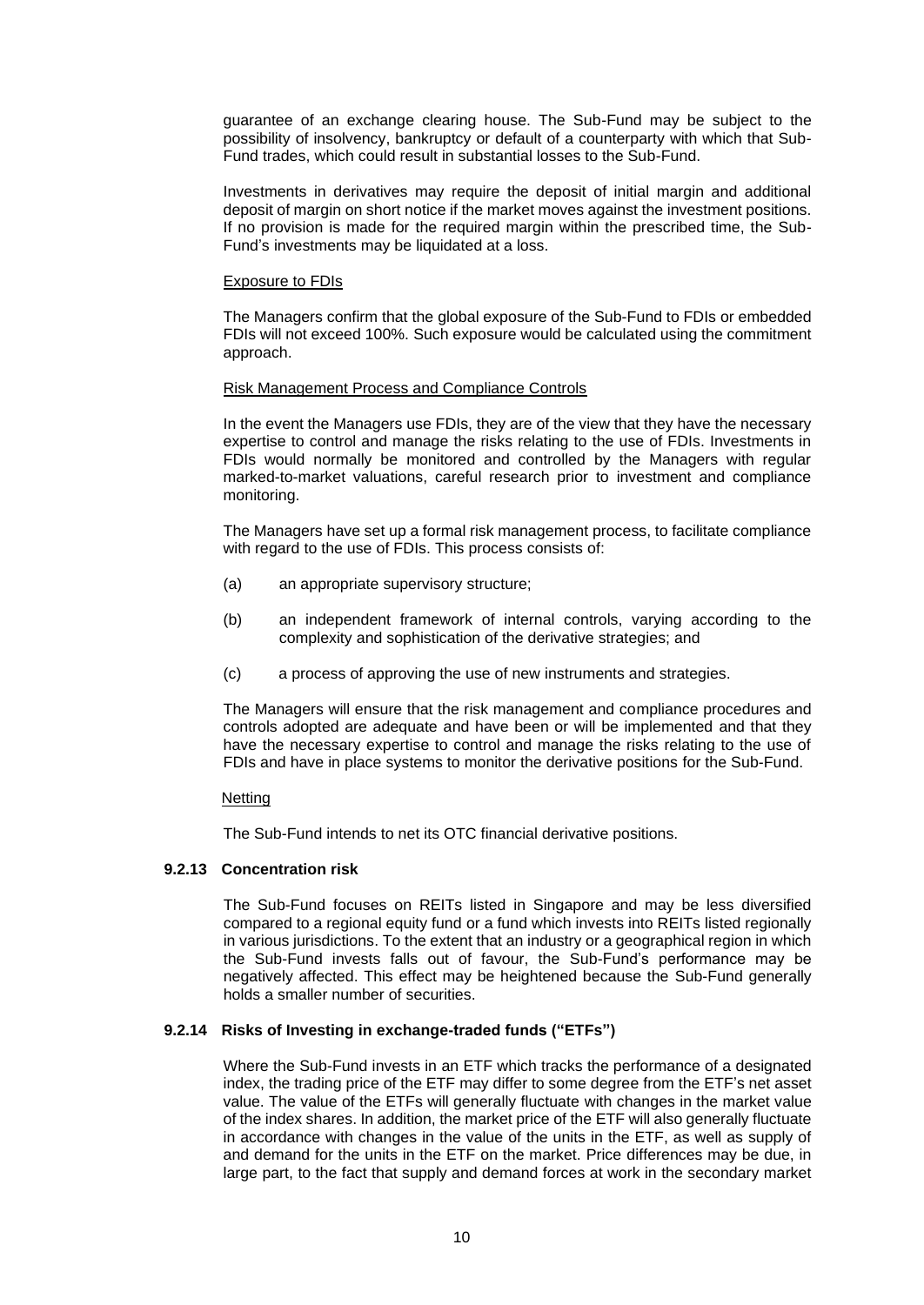guarantee of an exchange clearing house. The Sub-Fund may be subject to the possibility of insolvency, bankruptcy or default of a counterparty with which that Sub-Fund trades, which could result in substantial losses to the Sub-Fund.

Investments in derivatives may require the deposit of initial margin and additional deposit of margin on short notice if the market moves against the investment positions. If no provision is made for the required margin within the prescribed time, the Sub-Fund's investments may be liquidated at a loss.

Exposure to FDIs

The Managers confirm that the global exposure of the Sub-Fund to FDIs or embedded FDIs will not exceed 100%. Such exposure would be calculated using the commitment approach.

Risk Management Process and Compliance Controls

In the event the Managers use FDIs, they are of the view that they have the necessary expertise to control and manage the risks relating to the use of FDIs. Investments in FDIs would normally be monitored and controlled by the Managers with regular marked-to-market valuations, careful research prior to investment and compliance monitoring.

The Managers have set up a formal risk management process, to facilitate compliance with regard to the use of FDIs. This process consists of:

(a) an appropriate supervisory structure;

(b) an independent framework of internal controls, varying according to the complexity and sophistication of the derivative strategies; and

(c) a process of approving the use of new instruments and strategies.

The Managers will ensure that the risk management and compliance procedures and controls adopted are adequate and have been or will be implemented and that they have the necessary expertise to control and manage the risks relating to the use of FDIs and have in place systems to monitor the derivative positions for the Sub-Fund.

Netting

The Sub-Fund intends to net its OTC financial derivative positions.

### 9.2.13 Concentration risk

The Sub-Fund focuses on REITs listed in Singapore and may be less diversified compared to a regional equity fund or a fund which invests into REITs listed regionally in various jurisdictions. To the extent that an industry or a geographical region in which the Sub-Fund invests falls out of favour, the Sub-Fund's performance may be negatively affected. This effect may be heightened because the Sub-Fund generally holds a smaller number of securities.

### 9.2.14 Risks of Investing in exchange-traded funds ("ETFs")

Where the Sub-Fund invests in an ETF which tracks the performance of a designated index, the trading price of the ETF may differ to some degree from the ETF's net asset value. The value of the ETFs will generally fluctuate with changes in the market value of the index shares. In addition, the market price of the ETF will also generally fluctuate in accordance with changes in the value of the units in the ETF, as well as supply of and demand for the units in the ETF on the market. Price differences may be due, in large part, to the fact that supply and demand forces at work in the secondary market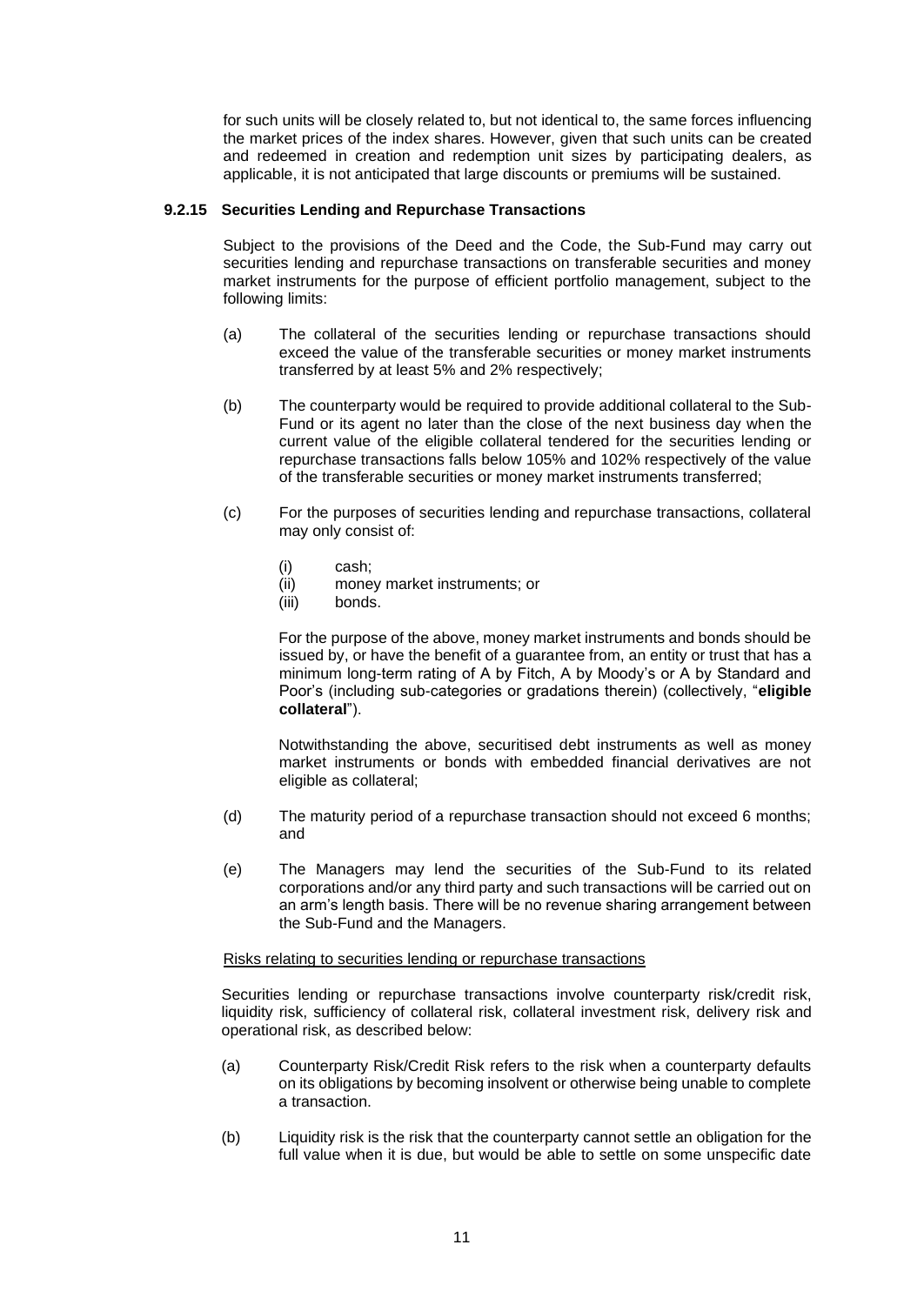for such units will be closely related to, but not identical to, the same forces influencing the market prices of the index shares. However, given that such units can be created and redeemed in creation and redemption unit sizes by participating dealers, as applicable, it is not anticipated that large discounts or premiums will be sustained.

### 9.2.15 Securities Lending and Repurchase Transactions

Subject to the provisions of the Deed and the Code, the Sub-Fund may carry out securities lending and repurchase transactions on transferable securities and money market instruments for the purpose of efficient portfolio management, subject to the following limits:

(a) The collateral of the securities lending or repurchase transactions should exceed the value of the transferable securities or money market instruments transferred by at least 5% and 2% respectively;

(b) The counterparty would be required to provide additional collateral to the Sub-Fund or its agent no later than the close of the next business day when the current value of the eligible collateral tendered for the securities lending or repurchase transactions falls below 105% and 102% respectively of the value of the transferable securities or money market instruments transferred;

(c) For the purposes of securities lending and repurchase transactions, collateral may only consist of:

(i) cash;
(ii) money market instruments; or
(iii) bonds.

For the purpose of the above, money market instruments and bonds should be issued by, or have the benefit of a guarantee from, an entity or trust that has a minimum long-term rating of A by Fitch, A by Moody's or A by Standard and Poor's (including sub-categories or gradations therein) (collectively, "**eligible collateral**").

Notwithstanding the above, securitised debt instruments as well as money market instruments or bonds with embedded financial derivatives are not eligible as collateral;

(d) The maturity period of a repurchase transaction should not exceed 6 months; and

(e) The Managers may lend the securities of the Sub-Fund to its related corporations and/or any third party and such transactions will be carried out on an arm's length basis. There will be no revenue sharing arrangement between the Sub-Fund and the Managers.

Risks relating to securities lending or repurchase transactions

Securities lending or repurchase transactions involve counterparty risk/credit risk, liquidity risk, sufficiency of collateral risk, collateral investment risk, delivery risk and operational risk, as described below:

(a) Counterparty Risk/Credit Risk refers to the risk when a counterparty defaults on its obligations by becoming insolvent or otherwise being unable to complete a transaction.

(b) Liquidity risk is the risk that the counterparty cannot settle an obligation for the full value when it is due, but would be able to settle on some unspecific date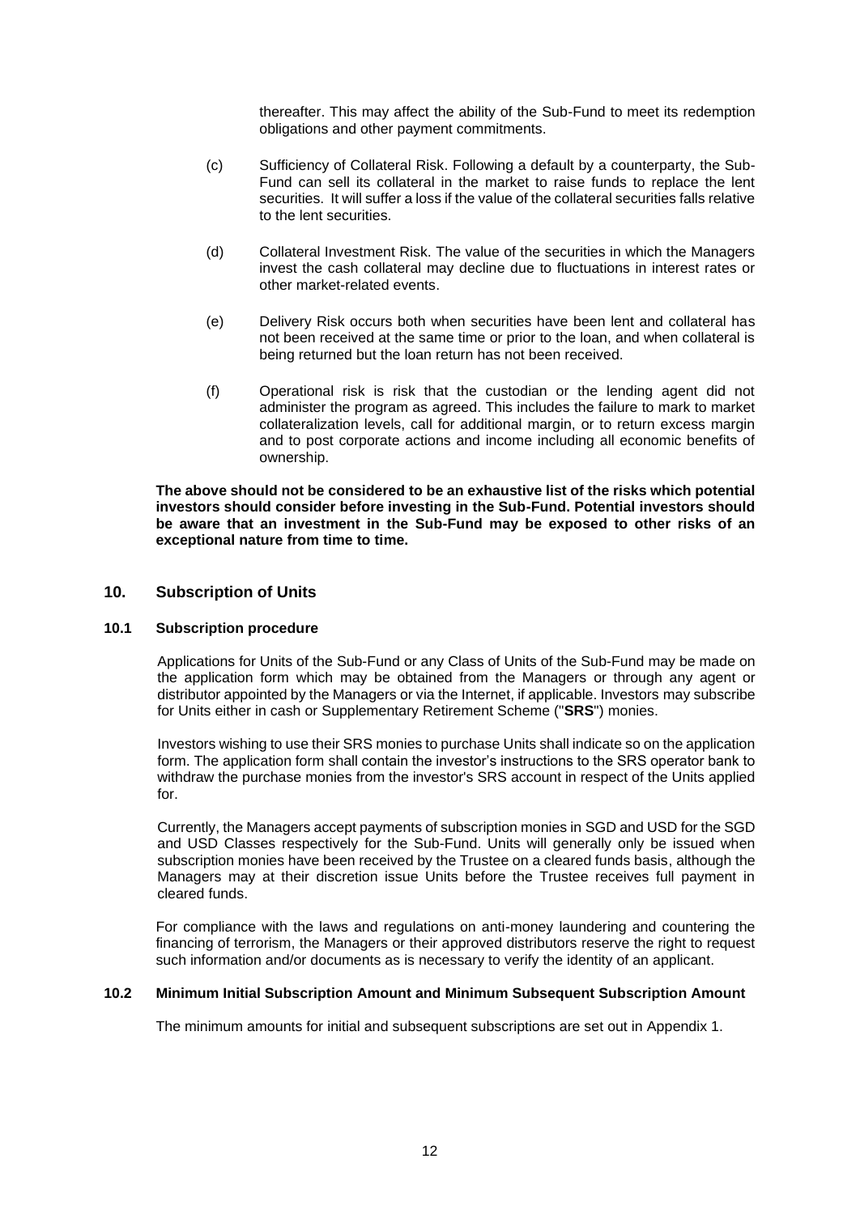thereafter. This may affect the ability of the Sub-Fund to meet its redemption obligations and other payment commitments.

(c) Sufficiency of Collateral Risk. Following a default by a counterparty, the Sub-Fund can sell its collateral in the market to raise funds to replace the lent securities. It will suffer a loss if the value of the collateral securities falls relative to the lent securities.

(d) Collateral Investment Risk. The value of the securities in which the Managers invest the cash collateral may decline due to fluctuations in interest rates or other market-related events.

(e) Delivery Risk occurs both when securities have been lent and collateral has not been received at the same time or prior to the loan, and when collateral is being returned but the loan return has not been received.

(f) Operational risk is risk that the custodian or the lending agent did not administer the program as agreed. This includes the failure to mark to market collateralization levels, call for additional margin, or to return excess margin and to post corporate actions and income including all economic benefits of ownership.

**The above should not be considered to be an exhaustive list of the risks which potential investors should consider before investing in the Sub-Fund. Potential investors should be aware that an investment in the Sub-Fund may be exposed to other risks of an exceptional nature from time to time.**

## 10. Subscription of Units

### 10.1 Subscription procedure

Applications for Units of the Sub-Fund or any Class of Units of the Sub-Fund may be made on the application form which may be obtained from the Managers or through any agent or distributor appointed by the Managers or via the Internet, if applicable. Investors may subscribe for Units either in cash or Supplementary Retirement Scheme ("**SRS**") monies.

Investors wishing to use their SRS monies to purchase Units shall indicate so on the application form. The application form shall contain the investor's instructions to the SRS operator bank to withdraw the purchase monies from the investor's SRS account in respect of the Units applied for.

Currently, the Managers accept payments of subscription monies in SGD and USD for the SGD and USD Classes respectively for the Sub-Fund. Units will generally only be issued when subscription monies have been received by the Trustee on a cleared funds basis, although the Managers may at their discretion issue Units before the Trustee receives full payment in cleared funds.

For compliance with the laws and regulations on anti-money laundering and countering the financing of terrorism, the Managers or their approved distributors reserve the right to request such information and/or documents as is necessary to verify the identity of an applicant.

### 10.2 Minimum Initial Subscription Amount and Minimum Subsequent Subscription Amount

The minimum amounts for initial and subsequent subscriptions are set out in Appendix 1.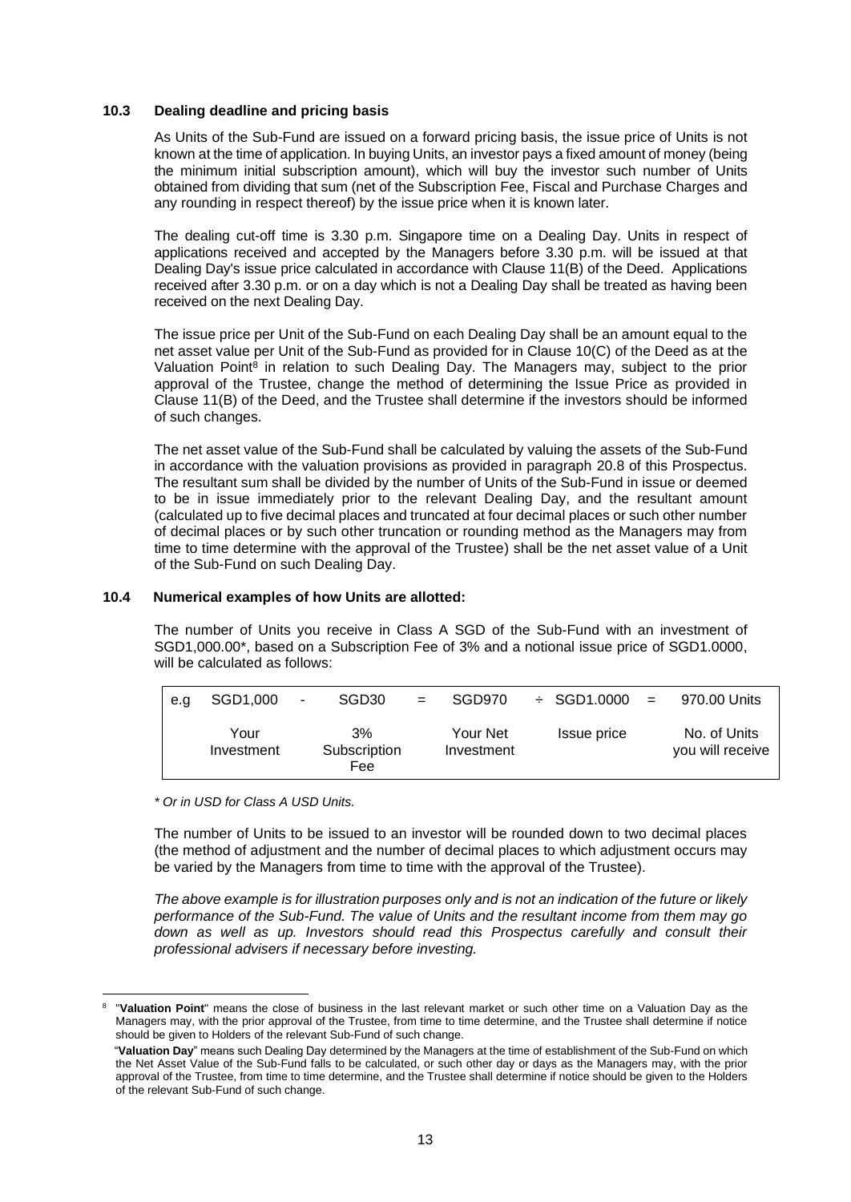### 10.3 Dealing deadline and pricing basis

As Units of the Sub-Fund are issued on a forward pricing basis, the issue price of Units is not known at the time of application. In buying Units, an investor pays a fixed amount of money (being the minimum initial subscription amount), which will buy the investor such number of Units obtained from dividing that sum (net of the Subscription Fee, Fiscal and Purchase Charges and any rounding in respect thereof) by the issue price when it is known later.

The dealing cut-off time is 3.30 p.m. Singapore time on a Dealing Day. Units in respect of applications received and accepted by the Managers before 3.30 p.m. will be issued at that Dealing Day's issue price calculated in accordance with Clause 11(B) of the Deed. Applications received after 3.30 p.m. or on a day which is not a Dealing Day shall be treated as having been received on the next Dealing Day.

The issue price per Unit of the Sub-Fund on each Dealing Day shall be an amount equal to the net asset value per Unit of the Sub-Fund as provided for in Clause 10(C) of the Deed as at the Valuation Point[8] in relation to such Dealing Day. The Managers may, subject to the prior approval of the Trustee, change the method of determining the Issue Price as provided in Clause 11(B) of the Deed, and the Trustee shall determine if the investors should be informed of such changes.

The net asset value of the Sub-Fund shall be calculated by valuing the assets of the Sub-Fund in accordance with the valuation provisions as provided in paragraph 20.8 of this Prospectus. The resultant sum shall be divided by the number of Units of the Sub-Fund in issue or deemed to be in issue immediately prior to the relevant Dealing Day, and the resultant amount (calculated up to five decimal places and truncated at four decimal places or such other number of decimal places or by such other truncation or rounding method as the Managers may from time to time determine with the approval of the Trustee) shall be the net asset value of a Unit of the Sub-Fund on such Dealing Day.

### 10.4 Numerical examples of how Units are allotted:

The number of Units you receive in Class A SGD of the Sub-Fund with an investment of SGD1,000.00*, based on a Subscription Fee of 3% and a notional issue price of SGD1.0000, will be calculated as follows:

| e.g | SGD1,000 | - | SGD30 | = | SGD970 | ÷ SGD1.0000 | = | 970.00 Units |
|---|---|---|---|---|---|---|---|---|
| | Your Investment | | 3% Subscription Fee | | Your Net Investment | Issue price | | No. of Units you will receive |

*\* Or in USD for Class A USD Units.*

The number of Units to be issued to an investor will be rounded down to two decimal places (the method of adjustment and the number of decimal places to which adjustment occurs may be varied by the Managers from time to time with the approval of the Trustee).

*The above example is for illustration purposes only and is not an indication of the future or likely performance of the Sub-Fund. The value of Units and the resultant income from them may go down as well as up. Investors should read this Prospectus carefully and consult their professional advisers if necessary before investing.*

---

[8] "**Valuation Point**" means the close of business in the last relevant market or such other time on a Valuation Day as the Managers may, with the prior approval of the Trustee, from time to time determine, and the Trustee shall determine if notice should be given to Holders of the relevant Sub-Fund of such change.

"**Valuation Day**" means such Dealing Day determined by the Managers at the time of establishment of the Sub-Fund on which the Net Asset Value of the Sub-Fund falls to be calculated, or such other day or days as the Managers may, with the prior approval of the Trustee, from time to time determine, and the Trustee shall determine if notice should be given to the Holders of the relevant Sub-Fund of such change.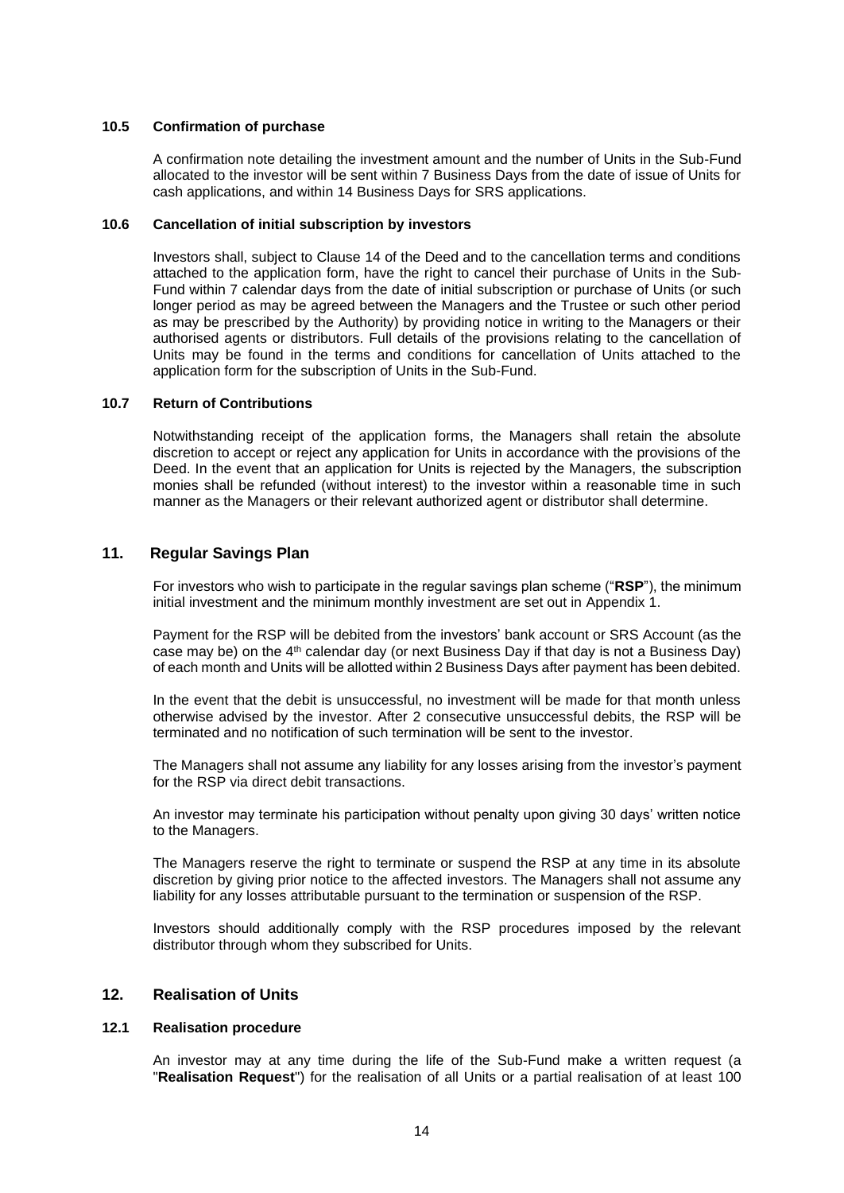### 10.5 Confirmation of purchase

A confirmation note detailing the investment amount and the number of Units in the Sub-Fund allocated to the investor will be sent within 7 Business Days from the date of issue of Units for cash applications, and within 14 Business Days for SRS applications.

### 10.6 Cancellation of initial subscription by investors

Investors shall, subject to Clause 14 of the Deed and to the cancellation terms and conditions attached to the application form, have the right to cancel their purchase of Units in the Sub-Fund within 7 calendar days from the date of initial subscription or purchase of Units (or such longer period as may be agreed between the Managers and the Trustee or such other period as may be prescribed by the Authority) by providing notice in writing to the Managers or their authorised agents or distributors. Full details of the provisions relating to the cancellation of Units may be found in the terms and conditions for cancellation of Units attached to the application form for the subscription of Units in the Sub-Fund.

### 10.7 Return of Contributions

Notwithstanding receipt of the application forms, the Managers shall retain the absolute discretion to accept or reject any application for Units in accordance with the provisions of the Deed. In the event that an application for Units is rejected by the Managers, the subscription monies shall be refunded (without interest) to the investor within a reasonable time in such manner as the Managers or their relevant authorized agent or distributor shall determine.

## 11. Regular Savings Plan

For investors who wish to participate in the regular savings plan scheme ("**RSP**"), the minimum initial investment and the minimum monthly investment are set out in Appendix 1.

Payment for the RSP will be debited from the investors' bank account or SRS Account (as the case may be) on the 4th calendar day (or next Business Day if that day is not a Business Day) of each month and Units will be allotted within 2 Business Days after payment has been debited.

In the event that the debit is unsuccessful, no investment will be made for that month unless otherwise advised by the investor. After 2 consecutive unsuccessful debits, the RSP will be terminated and no notification of such termination will be sent to the investor.

The Managers shall not assume any liability for any losses arising from the investor's payment for the RSP via direct debit transactions.

An investor may terminate his participation without penalty upon giving 30 days' written notice to the Managers.

The Managers reserve the right to terminate or suspend the RSP at any time in its absolute discretion by giving prior notice to the affected investors. The Managers shall not assume any liability for any losses attributable pursuant to the termination or suspension of the RSP.

Investors should additionally comply with the RSP procedures imposed by the relevant distributor through whom they subscribed for Units.

## 12. Realisation of Units

### 12.1 Realisation procedure

An investor may at any time during the life of the Sub-Fund make a written request (a "**Realisation Request**") for the realisation of all Units or a partial realisation of at least 100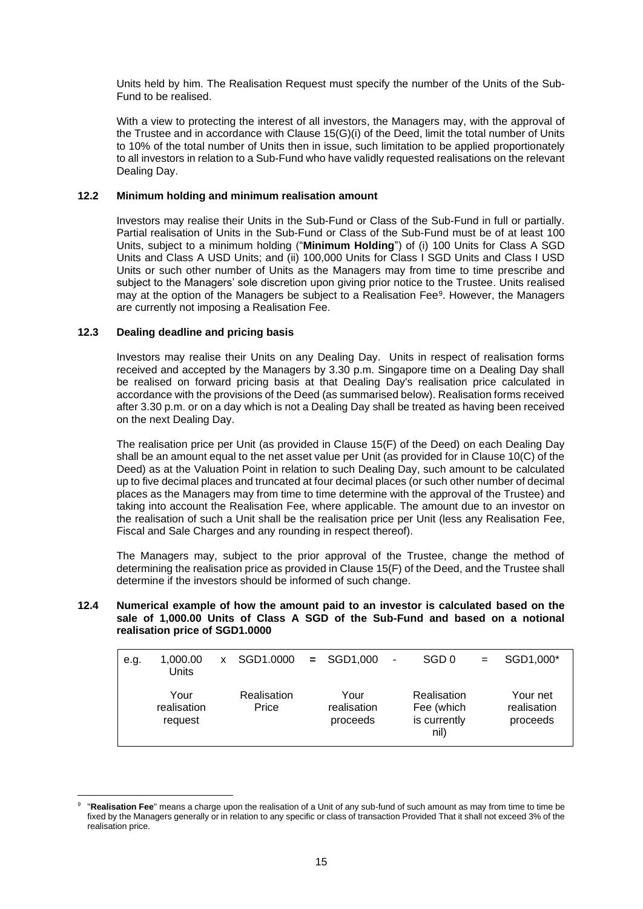Units held by him. The Realisation Request must specify the number of the Units of the Sub-Fund to be realised.

With a view to protecting the interest of all investors, the Managers may, with the approval of the Trustee and in accordance with Clause 15(G)(i) of the Deed, limit the total number of Units to 10% of the total number of Units then in issue, such limitation to be applied proportionately to all investors in relation to a Sub-Fund who have validly requested realisations on the relevant Dealing Day.

### 12.2 Minimum holding and minimum realisation amount

Investors may realise their Units in the Sub-Fund or Class of the Sub-Fund in full or partially. Partial realisation of Units in the Sub-Fund or Class of the Sub-Fund must be of at least 100 Units, subject to a minimum holding ("**Minimum Holding**") of (i) 100 Units for Class A SGD Units and Class A USD Units; and (ii) 100,000 Units for Class I SGD Units and Class I USD Units or such other number of Units as the Managers may from time to time prescribe and subject to the Managers' sole discretion upon giving prior notice to the Trustee. Units realised may at the option of the Managers be subject to a Realisation Fee[9]. However, the Managers are currently not imposing a Realisation Fee.

### 12.3 Dealing deadline and pricing basis

Investors may realise their Units on any Dealing Day. Units in respect of realisation forms received and accepted by the Managers by 3.30 p.m. Singapore time on a Dealing Day shall be realised on forward pricing basis at that Dealing Day's realisation price calculated in accordance with the provisions of the Deed (as summarised below). Realisation forms received after 3.30 p.m. or on a day which is not a Dealing Day shall be treated as having been received on the next Dealing Day.

The realisation price per Unit (as provided in Clause 15(F) of the Deed) on each Dealing Day shall be an amount equal to the net asset value per Unit (as provided for in Clause 10(C) of the Deed) as at the Valuation Point in relation to such Dealing Day, such amount to be calculated up to five decimal places and truncated at four decimal places (or such other number of decimal places as the Managers may from time to time determine with the approval of the Trustee) and taking into account the Realisation Fee, where applicable. The amount due to an investor on the realisation of such a Unit shall be the realisation price per Unit (less any Realisation Fee, Fiscal and Sale Charges and any rounding in respect thereof).

The Managers may, subject to the prior approval of the Trustee, change the method of determining the realisation price as provided in Clause 15(F) of the Deed, and the Trustee shall determine if the investors should be informed of such change.

### 12.4 Numerical example of how the amount paid to an investor is calculated based on the sale of 1,000.00 Units of Class A SGD of the Sub-Fund and based on a notional realisation price of SGD1.0000

| e.g. | 1,000.00 Units | x | SGD1.0000 | = | SGD1,000 | - | SGD 0 | = | SGD1,000* |
|---|---|---|---|---|---|---|---|---|---|
| | Your realisation request | | Realisation Price | | Your realisation proceeds | | Realisation Fee (which is currently nil) | | Your net realisation proceeds |

[9] "**Realisation Fee**" means a charge upon the realisation of a Unit of any sub-fund of such amount as may from time to time be fixed by the Managers generally or in relation to any specific or class of transaction Provided That it shall not exceed 3% of the realisation price.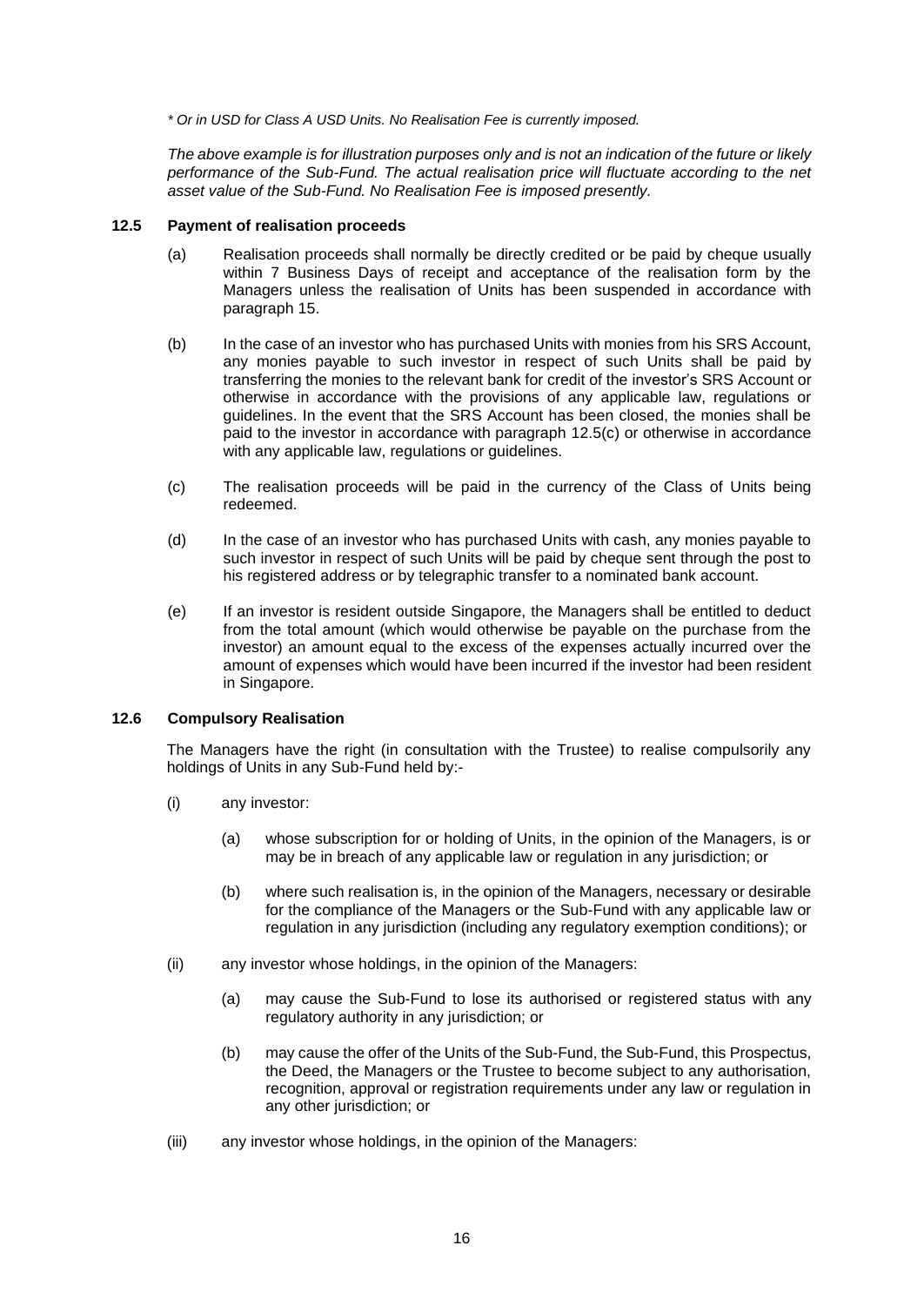*\* Or in USD for Class A USD Units. No Realisation Fee is currently imposed.*

*The above example is for illustration purposes only and is not an indication of the future or likely performance of the Sub-Fund. The actual realisation price will fluctuate according to the net asset value of the Sub-Fund. No Realisation Fee is imposed presently.*

### 12.5 Payment of realisation proceeds

(a) Realisation proceeds shall normally be directly credited or be paid by cheque usually within 7 Business Days of receipt and acceptance of the realisation form by the Managers unless the realisation of Units has been suspended in accordance with paragraph 15.

(b) In the case of an investor who has purchased Units with monies from his SRS Account, any monies payable to such investor in respect of such Units shall be paid by transferring the monies to the relevant bank for credit of the investor's SRS Account or otherwise in accordance with the provisions of any applicable law, regulations or guidelines. In the event that the SRS Account has been closed, the monies shall be paid to the investor in accordance with paragraph 12.5(c) or otherwise in accordance with any applicable law, regulations or guidelines.

(c) The realisation proceeds will be paid in the currency of the Class of Units being redeemed.

(d) In the case of an investor who has purchased Units with cash, any monies payable to such investor in respect of such Units will be paid by cheque sent through the post to his registered address or by telegraphic transfer to a nominated bank account.

(e) If an investor is resident outside Singapore, the Managers shall be entitled to deduct from the total amount (which would otherwise be payable on the purchase from the investor) an amount equal to the excess of the expenses actually incurred over the amount of expenses which would have been incurred if the investor had been resident in Singapore.

### 12.6 Compulsory Realisation

The Managers have the right (in consultation with the Trustee) to realise compulsorily any holdings of Units in any Sub-Fund held by:-

(i) any investor:

   (a) whose subscription for or holding of Units, in the opinion of the Managers, is or may be in breach of any applicable law or regulation in any jurisdiction; or

   (b) where such realisation is, in the opinion of the Managers, necessary or desirable for the compliance of the Managers or the Sub-Fund with any applicable law or regulation in any jurisdiction (including any regulatory exemption conditions); or

(ii) any investor whose holdings, in the opinion of the Managers:

   (a) may cause the Sub-Fund to lose its authorised or registered status with any regulatory authority in any jurisdiction; or

   (b) may cause the offer of the Units of the Sub-Fund, the Sub-Fund, this Prospectus, the Deed, the Managers or the Trustee to become subject to any authorisation, recognition, approval or registration requirements under any law or regulation in any other jurisdiction; or

(iii) any investor whose holdings, in the opinion of the Managers: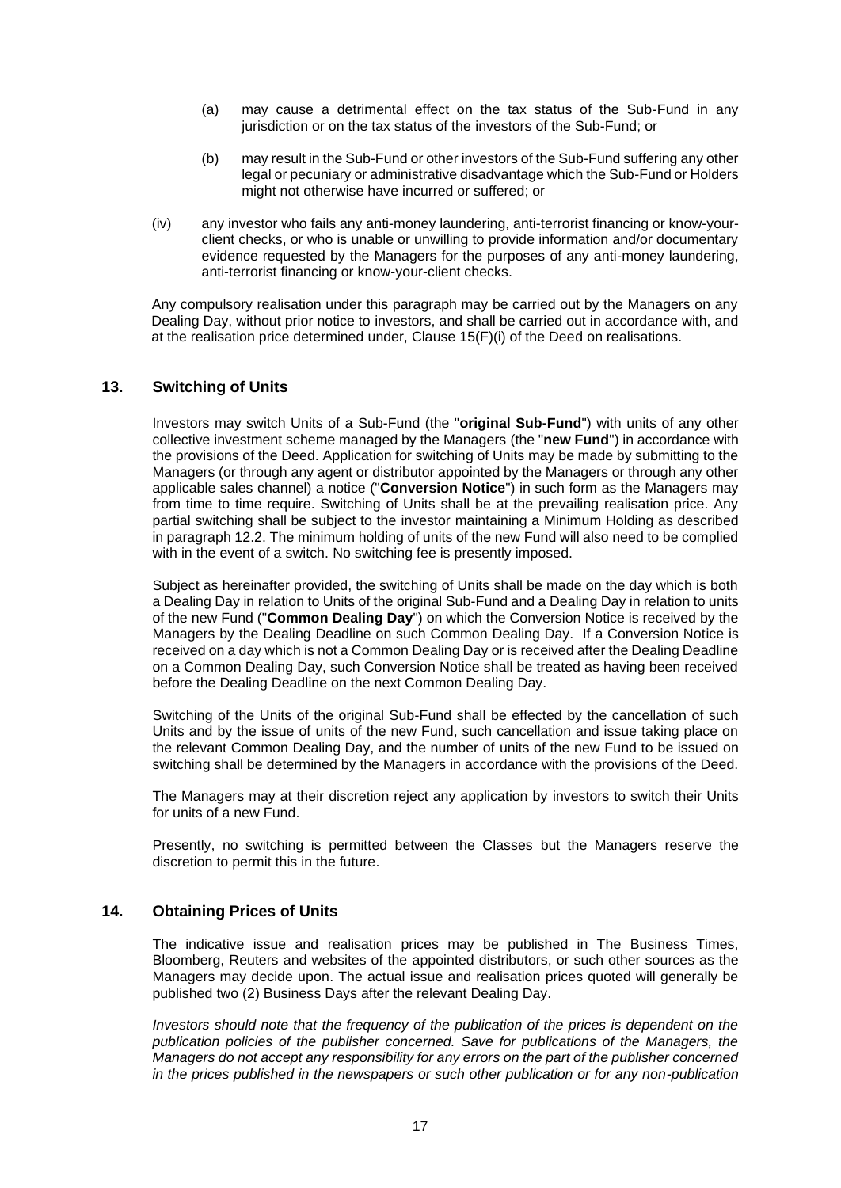(a) may cause a detrimental effect on the tax status of the Sub-Fund in any jurisdiction or on the tax status of the investors of the Sub-Fund; or

(b) may result in the Sub-Fund or other investors of the Sub-Fund suffering any other legal or pecuniary or administrative disadvantage which the Sub-Fund or Holders might not otherwise have incurred or suffered; or

(iv) any investor who fails any anti-money laundering, anti-terrorist financing or know-your-client checks, or who is unable or unwilling to provide information and/or documentary evidence requested by the Managers for the purposes of any anti-money laundering, anti-terrorist financing or know-your-client checks.

Any compulsory realisation under this paragraph may be carried out by the Managers on any Dealing Day, without prior notice to investors, and shall be carried out in accordance with, and at the realisation price determined under, Clause 15(F)(i) of the Deed on realisations.

## 13. Switching of Units

Investors may switch Units of a Sub-Fund (the "**original Sub-Fund**") with units of any other collective investment scheme managed by the Managers (the "**new Fund**") in accordance with the provisions of the Deed. Application for switching of Units may be made by submitting to the Managers (or through any agent or distributor appointed by the Managers or through any other applicable sales channel) a notice ("**Conversion Notice**") in such form as the Managers may from time to time require. Switching of Units shall be at the prevailing realisation price. Any partial switching shall be subject to the investor maintaining a Minimum Holding as described in paragraph 12.2. The minimum holding of units of the new Fund will also need to be complied with in the event of a switch. No switching fee is presently imposed.

Subject as hereinafter provided, the switching of Units shall be made on the day which is both a Dealing Day in relation to Units of the original Sub-Fund and a Dealing Day in relation to units of the new Fund ("**Common Dealing Day**") on which the Conversion Notice is received by the Managers by the Dealing Deadline on such Common Dealing Day. If a Conversion Notice is received on a day which is not a Common Dealing Day or is received after the Dealing Deadline on a Common Dealing Day, such Conversion Notice shall be treated as having been received before the Dealing Deadline on the next Common Dealing Day.

Switching of the Units of the original Sub-Fund shall be effected by the cancellation of such Units and by the issue of units of the new Fund, such cancellation and issue taking place on the relevant Common Dealing Day, and the number of units of the new Fund to be issued on switching shall be determined by the Managers in accordance with the provisions of the Deed.

The Managers may at their discretion reject any application by investors to switch their Units for units of a new Fund.

Presently, no switching is permitted between the Classes but the Managers reserve the discretion to permit this in the future.

## 14. Obtaining Prices of Units

The indicative issue and realisation prices may be published in The Business Times, Bloomberg, Reuters and websites of the appointed distributors, or such other sources as the Managers may decide upon. The actual issue and realisation prices quoted will generally be published two (2) Business Days after the relevant Dealing Day.

*Investors should note that the frequency of the publication of the prices is dependent on the publication policies of the publisher concerned. Save for publications of the Managers, the Managers do not accept any responsibility for any errors on the part of the publisher concerned in the prices published in the newspapers or such other publication or for any non-publication*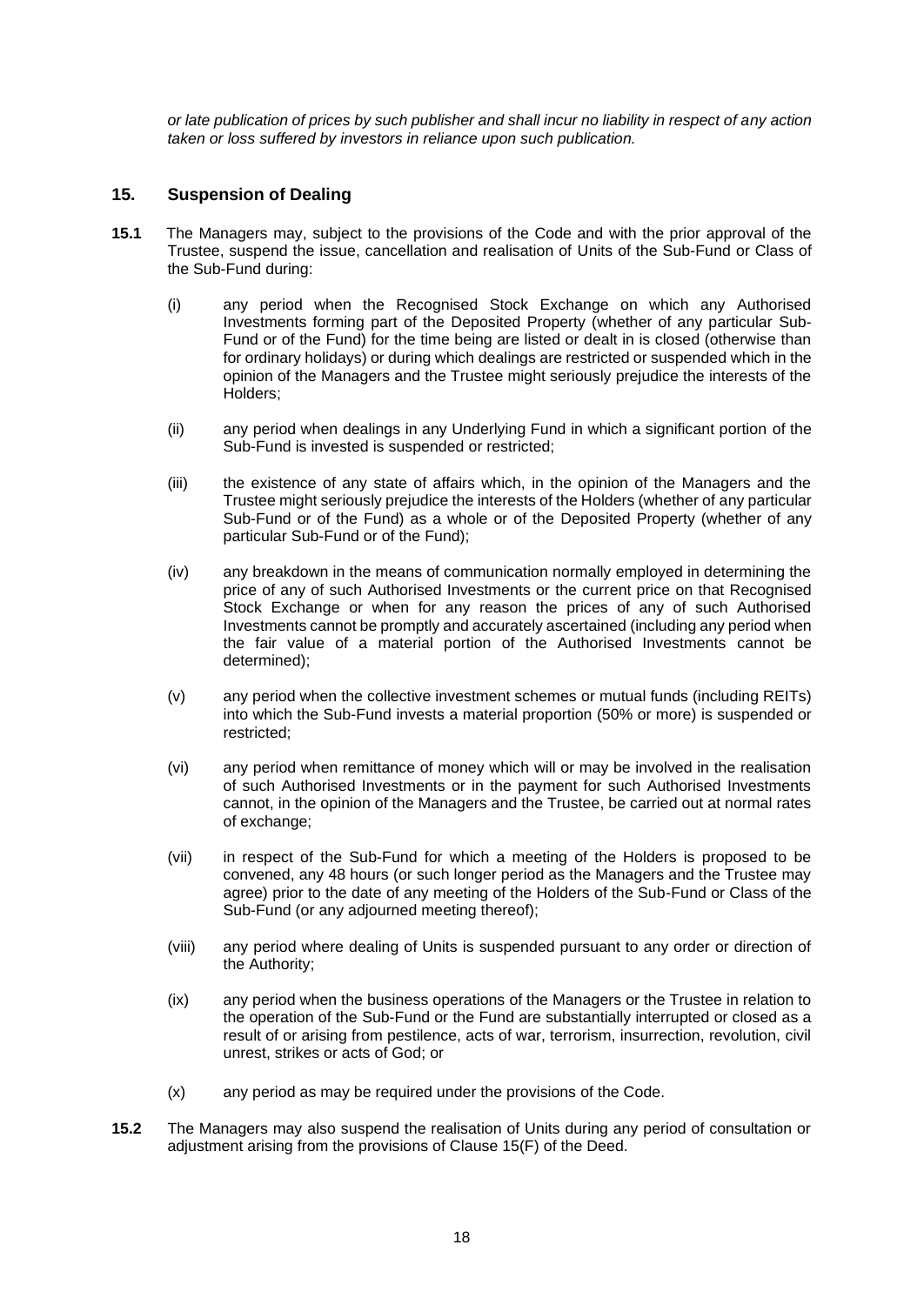*or late publication of prices by such publisher and shall incur no liability in respect of any action taken or loss suffered by investors in reliance upon such publication.*

## 15. Suspension of Dealing

**15.1** The Managers may, subject to the provisions of the Code and with the prior approval of the Trustee, suspend the issue, cancellation and realisation of Units of the Sub-Fund or Class of the Sub-Fund during:

(i) any period when the Recognised Stock Exchange on which any Authorised Investments forming part of the Deposited Property (whether of any particular Sub-Fund or of the Fund) for the time being are listed or dealt in is closed (otherwise than for ordinary holidays) or during which dealings are restricted or suspended which in the opinion of the Managers and the Trustee might seriously prejudice the interests of the Holders;

(ii) any period when dealings in any Underlying Fund in which a significant portion of the Sub-Fund is invested is suspended or restricted;

(iii) the existence of any state of affairs which, in the opinion of the Managers and the Trustee might seriously prejudice the interests of the Holders (whether of any particular Sub-Fund or of the Fund) as a whole or of the Deposited Property (whether of any particular Sub-Fund or of the Fund);

(iv) any breakdown in the means of communication normally employed in determining the price of any of such Authorised Investments or the current price on that Recognised Stock Exchange or when for any reason the prices of any of such Authorised Investments cannot be promptly and accurately ascertained (including any period when the fair value of a material portion of the Authorised Investments cannot be determined);

(v) any period when the collective investment schemes or mutual funds (including REITs) into which the Sub-Fund invests a material proportion (50% or more) is suspended or restricted;

(vi) any period when remittance of money which will or may be involved in the realisation of such Authorised Investments or in the payment for such Authorised Investments cannot, in the opinion of the Managers and the Trustee, be carried out at normal rates of exchange;

(vii) in respect of the Sub-Fund for which a meeting of the Holders is proposed to be convened, any 48 hours (or such longer period as the Managers and the Trustee may agree) prior to the date of any meeting of the Holders of the Sub-Fund or Class of the Sub-Fund (or any adjourned meeting thereof);

(viii) any period where dealing of Units is suspended pursuant to any order or direction of the Authority;

(ix) any period when the business operations of the Managers or the Trustee in relation to the operation of the Sub-Fund or the Fund are substantially interrupted or closed as a result of or arising from pestilence, acts of war, terrorism, insurrection, revolution, civil unrest, strikes or acts of God; or

(x) any period as may be required under the provisions of the Code.

**15.2** The Managers may also suspend the realisation of Units during any period of consultation or adjustment arising from the provisions of Clause 15(F) of the Deed.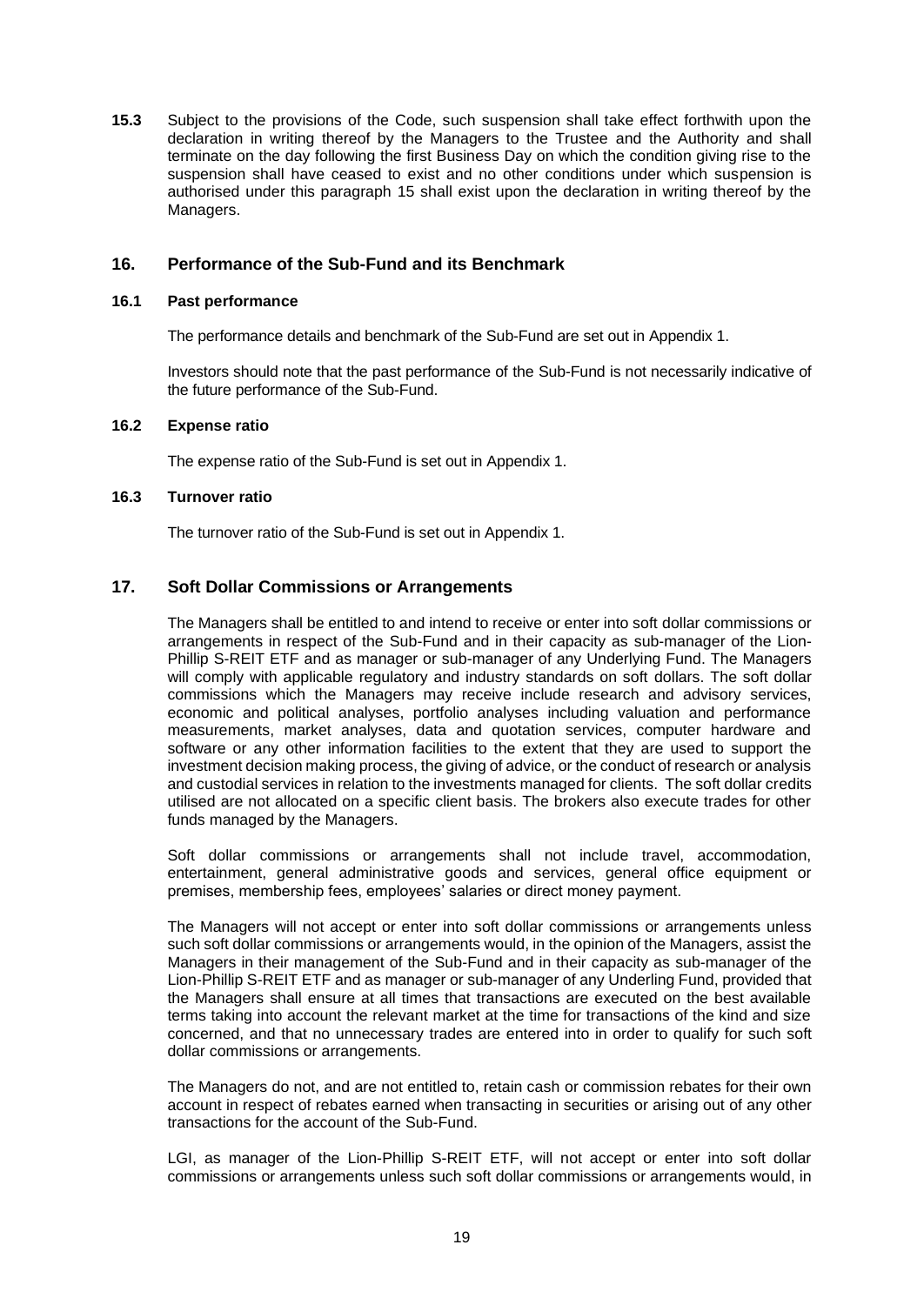**15.3** Subject to the provisions of the Code, such suspension shall take effect forthwith upon the declaration in writing thereof by the Managers to the Trustee and the Authority and shall terminate on the day following the first Business Day on which the condition giving rise to the suspension shall have ceased to exist and no other conditions under which suspension is authorised under this paragraph 15 shall exist upon the declaration in writing thereof by the Managers.

## 16. Performance of the Sub-Fund and its Benchmark

### 16.1 Past performance

The performance details and benchmark of the Sub-Fund are set out in Appendix 1.

Investors should note that the past performance of the Sub-Fund is not necessarily indicative of the future performance of the Sub-Fund.

### 16.2 Expense ratio

The expense ratio of the Sub-Fund is set out in Appendix 1.

### 16.3 Turnover ratio

The turnover ratio of the Sub-Fund is set out in Appendix 1.

## 17. Soft Dollar Commissions or Arrangements

The Managers shall be entitled to and intend to receive or enter into soft dollar commissions or arrangements in respect of the Sub-Fund and in their capacity as sub-manager of the Lion-Phillip S-REIT ETF and as manager or sub-manager of any Underlying Fund. The Managers will comply with applicable regulatory and industry standards on soft dollars. The soft dollar commissions which the Managers may receive include research and advisory services, economic and political analyses, portfolio analyses including valuation and performance measurements, market analyses, data and quotation services, computer hardware and software or any other information facilities to the extent that they are used to support the investment decision making process, the giving of advice, or the conduct of research or analysis and custodial services in relation to the investments managed for clients. The soft dollar credits utilised are not allocated on a specific client basis. The brokers also execute trades for other funds managed by the Managers.

Soft dollar commissions or arrangements shall not include travel, accommodation, entertainment, general administrative goods and services, general office equipment or premises, membership fees, employees' salaries or direct money payment.

The Managers will not accept or enter into soft dollar commissions or arrangements unless such soft dollar commissions or arrangements would, in the opinion of the Managers, assist the Managers in their management of the Sub-Fund and in their capacity as sub-manager of the Lion-Phillip S-REIT ETF and as manager or sub-manager of any Underling Fund, provided that the Managers shall ensure at all times that transactions are executed on the best available terms taking into account the relevant market at the time for transactions of the kind and size concerned, and that no unnecessary trades are entered into in order to qualify for such soft dollar commissions or arrangements.

The Managers do not, and are not entitled to, retain cash or commission rebates for their own account in respect of rebates earned when transacting in securities or arising out of any other transactions for the account of the Sub-Fund.

LGI, as manager of the Lion-Phillip S-REIT ETF, will not accept or enter into soft dollar commissions or arrangements unless such soft dollar commissions or arrangements would, in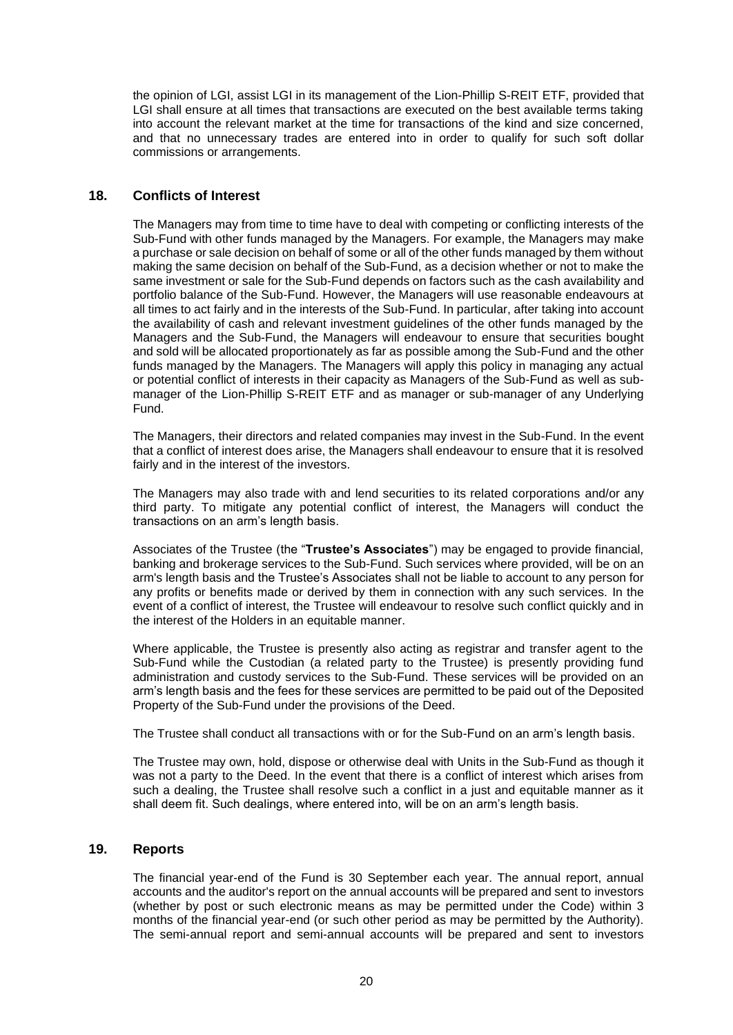the opinion of LGI, assist LGI in its management of the Lion-Phillip S-REIT ETF, provided that LGI shall ensure at all times that transactions are executed on the best available terms taking into account the relevant market at the time for transactions of the kind and size concerned, and that no unnecessary trades are entered into in order to qualify for such soft dollar commissions or arrangements.

## 18. Conflicts of Interest

The Managers may from time to time have to deal with competing or conflicting interests of the Sub-Fund with other funds managed by the Managers. For example, the Managers may make a purchase or sale decision on behalf of some or all of the other funds managed by them without making the same decision on behalf of the Sub-Fund, as a decision whether or not to make the same investment or sale for the Sub-Fund depends on factors such as the cash availability and portfolio balance of the Sub-Fund. However, the Managers will use reasonable endeavours at all times to act fairly and in the interests of the Sub-Fund. In particular, after taking into account the availability of cash and relevant investment guidelines of the other funds managed by the Managers and the Sub-Fund, the Managers will endeavour to ensure that securities bought and sold will be allocated proportionately as far as possible among the Sub-Fund and the other funds managed by the Managers. The Managers will apply this policy in managing any actual or potential conflict of interests in their capacity as Managers of the Sub-Fund as well as sub-manager of the Lion-Phillip S-REIT ETF and as manager or sub-manager of any Underlying Fund.

The Managers, their directors and related companies may invest in the Sub-Fund. In the event that a conflict of interest does arise, the Managers shall endeavour to ensure that it is resolved fairly and in the interest of the investors.

The Managers may also trade with and lend securities to its related corporations and/or any third party. To mitigate any potential conflict of interest, the Managers will conduct the transactions on an arm's length basis.

Associates of the Trustee (the "**Trustee's Associates**") may be engaged to provide financial, banking and brokerage services to the Sub-Fund. Such services where provided, will be on an arm's length basis and the Trustee's Associates shall not be liable to account to any person for any profits or benefits made or derived by them in connection with any such services. In the event of a conflict of interest, the Trustee will endeavour to resolve such conflict quickly and in the interest of the Holders in an equitable manner.

Where applicable, the Trustee is presently also acting as registrar and transfer agent to the Sub-Fund while the Custodian (a related party to the Trustee) is presently providing fund administration and custody services to the Sub-Fund. These services will be provided on an arm's length basis and the fees for these services are permitted to be paid out of the Deposited Property of the Sub-Fund under the provisions of the Deed.

The Trustee shall conduct all transactions with or for the Sub-Fund on an arm's length basis.

The Trustee may own, hold, dispose or otherwise deal with Units in the Sub-Fund as though it was not a party to the Deed. In the event that there is a conflict of interest which arises from such a dealing, the Trustee shall resolve such a conflict in a just and equitable manner as it shall deem fit. Such dealings, where entered into, will be on an arm's length basis.

## 19. Reports

The financial year-end of the Fund is 30 September each year. The annual report, annual accounts and the auditor's report on the annual accounts will be prepared and sent to investors (whether by post or such electronic means as may be permitted under the Code) within 3 months of the financial year-end (or such other period as may be permitted by the Authority). The semi-annual report and semi-annual accounts will be prepared and sent to investors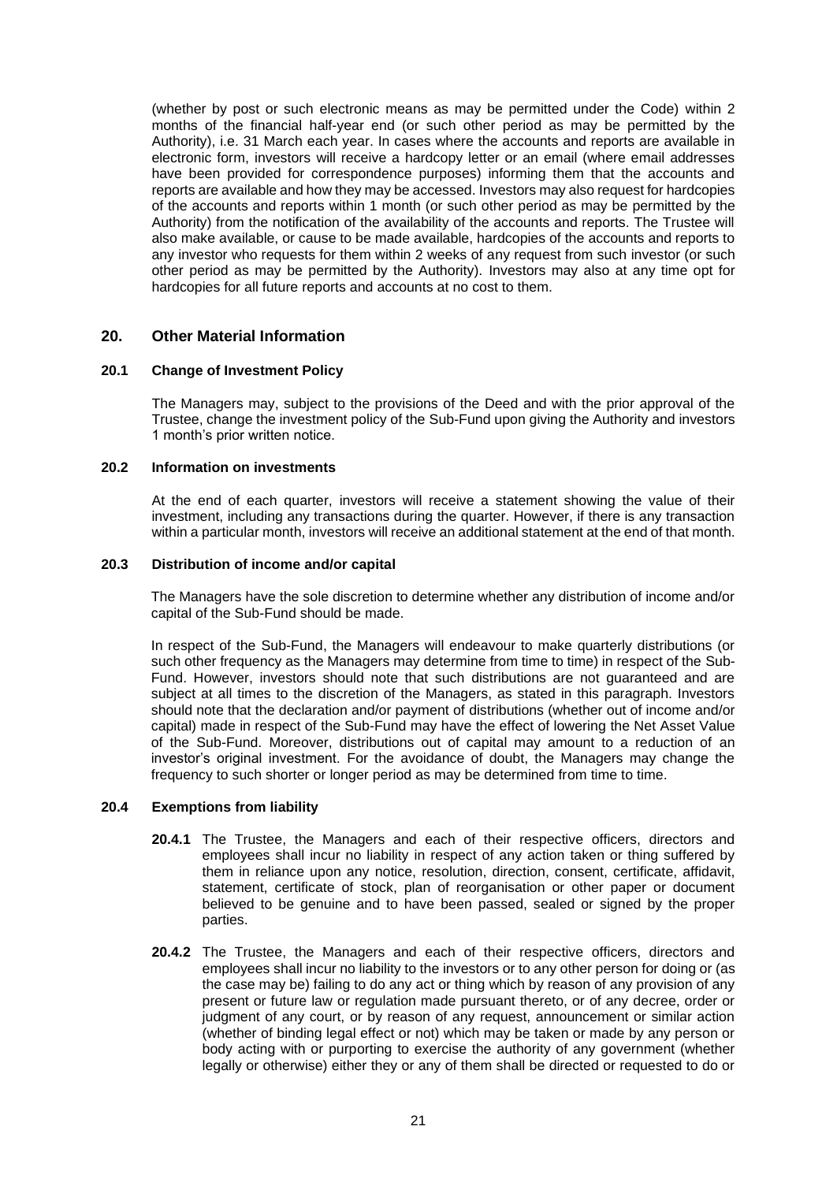(whether by post or such electronic means as may be permitted under the Code) within 2 months of the financial half-year end (or such other period as may be permitted by the Authority), i.e. 31 March each year. In cases where the accounts and reports are available in electronic form, investors will receive a hardcopy letter or an email (where email addresses have been provided for correspondence purposes) informing them that the accounts and reports are available and how they may be accessed. Investors may also request for hardcopies of the accounts and reports within 1 month (or such other period as may be permitted by the Authority) from the notification of the availability of the accounts and reports. The Trustee will also make available, or cause to be made available, hardcopies of the accounts and reports to any investor who requests for them within 2 weeks of any request from such investor (or such other period as may be permitted by the Authority). Investors may also at any time opt for hardcopies for all future reports and accounts at no cost to them.

## 20. Other Material Information

### 20.1 Change of Investment Policy

The Managers may, subject to the provisions of the Deed and with the prior approval of the Trustee, change the investment policy of the Sub-Fund upon giving the Authority and investors 1 month's prior written notice.

### 20.2 Information on investments

At the end of each quarter, investors will receive a statement showing the value of their investment, including any transactions during the quarter. However, if there is any transaction within a particular month, investors will receive an additional statement at the end of that month.

### 20.3 Distribution of income and/or capital

The Managers have the sole discretion to determine whether any distribution of income and/or capital of the Sub-Fund should be made.

In respect of the Sub-Fund, the Managers will endeavour to make quarterly distributions (or such other frequency as the Managers may determine from time to time) in respect of the Sub-Fund. However, investors should note that such distributions are not guaranteed and are subject at all times to the discretion of the Managers, as stated in this paragraph. Investors should note that the declaration and/or payment of distributions (whether out of income and/or capital) made in respect of the Sub-Fund may have the effect of lowering the Net Asset Value of the Sub-Fund. Moreover, distributions out of capital may amount to a reduction of an investor's original investment. For the avoidance of doubt, the Managers may change the frequency to such shorter or longer period as may be determined from time to time.

### 20.4 Exemptions from liability

**20.4.1** The Trustee, the Managers and each of their respective officers, directors and employees shall incur no liability in respect of any action taken or thing suffered by them in reliance upon any notice, resolution, direction, consent, certificate, affidavit, statement, certificate of stock, plan of reorganisation or other paper or document believed to be genuine and to have been passed, sealed or signed by the proper parties.

**20.4.2** The Trustee, the Managers and each of their respective officers, directors and employees shall incur no liability to the investors or to any other person for doing or (as the case may be) failing to do any act or thing which by reason of any provision of any present or future law or regulation made pursuant thereto, or of any decree, order or judgment of any court, or by reason of any request, announcement or similar action (whether of binding legal effect or not) which may be taken or made by any person or body acting with or purporting to exercise the authority of any government (whether legally or otherwise) either they or any of them shall be directed or requested to do or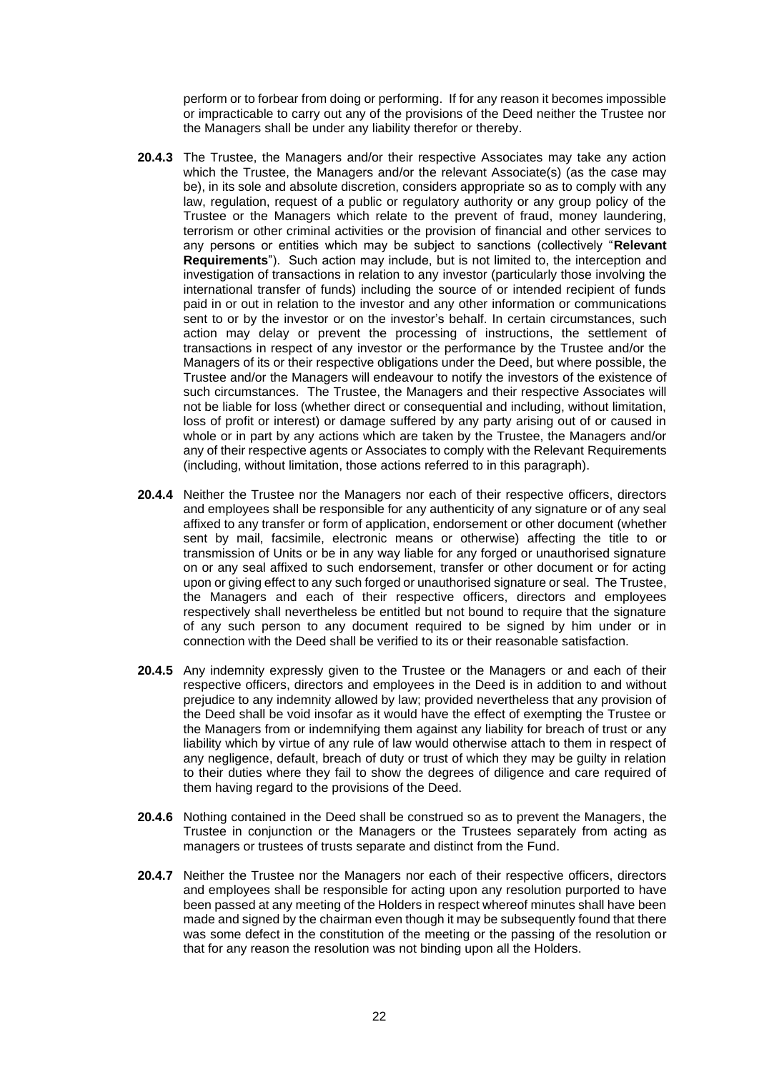perform or to forbear from doing or performing. If for any reason it becomes impossible or impracticable to carry out any of the provisions of the Deed neither the Trustee nor the Managers shall be under any liability therefor or thereby.

**20.4.3** The Trustee, the Managers and/or their respective Associates may take any action which the Trustee, the Managers and/or the relevant Associate(s) (as the case may be), in its sole and absolute discretion, considers appropriate so as to comply with any law, regulation, request of a public or regulatory authority or any group policy of the Trustee or the Managers which relate to the prevent of fraud, money laundering, terrorism or other criminal activities or the provision of financial and other services to any persons or entities which may be subject to sanctions (collectively "**Relevant Requirements**"). Such action may include, but is not limited to, the interception and investigation of transactions in relation to any investor (particularly those involving the international transfer of funds) including the source of or intended recipient of funds paid in or out in relation to the investor and any other information or communications sent to or by the investor or on the investor's behalf. In certain circumstances, such action may delay or prevent the processing of instructions, the settlement of transactions in respect of any investor or the performance by the Trustee and/or the Managers of its or their respective obligations under the Deed, but where possible, the Trustee and/or the Managers will endeavour to notify the investors of the existence of such circumstances. The Trustee, the Managers and their respective Associates will not be liable for loss (whether direct or consequential and including, without limitation, loss of profit or interest) or damage suffered by any party arising out of or caused in whole or in part by any actions which are taken by the Trustee, the Managers and/or any of their respective agents or Associates to comply with the Relevant Requirements (including, without limitation, those actions referred to in this paragraph).

**20.4.4** Neither the Trustee nor the Managers nor each of their respective officers, directors and employees shall be responsible for any authenticity of any signature or of any seal affixed to any transfer or form of application, endorsement or other document (whether sent by mail, facsimile, electronic means or otherwise) affecting the title to or transmission of Units or be in any way liable for any forged or unauthorised signature on or any seal affixed to such endorsement, transfer or other document or for acting upon or giving effect to any such forged or unauthorised signature or seal. The Trustee, the Managers and each of their respective officers, directors and employees respectively shall nevertheless be entitled but not bound to require that the signature of any such person to any document required to be signed by him under or in connection with the Deed shall be verified to its or their reasonable satisfaction.

**20.4.5** Any indemnity expressly given to the Trustee or the Managers or and each of their respective officers, directors and employees in the Deed is in addition to and without prejudice to any indemnity allowed by law; provided nevertheless that any provision of the Deed shall be void insofar as it would have the effect of exempting the Trustee or the Managers from or indemnifying them against any liability for breach of trust or any liability which by virtue of any rule of law would otherwise attach to them in respect of any negligence, default, breach of duty or trust of which they may be guilty in relation to their duties where they fail to show the degrees of diligence and care required of them having regard to the provisions of the Deed.

**20.4.6** Nothing contained in the Deed shall be construed so as to prevent the Managers, the Trustee in conjunction or the Managers or the Trustees separately from acting as managers or trustees of trusts separate and distinct from the Fund.

**20.4.7** Neither the Trustee nor the Managers nor each of their respective officers, directors and employees shall be responsible for acting upon any resolution purported to have been passed at any meeting of the Holders in respect whereof minutes shall have been made and signed by the chairman even though it may be subsequently found that there was some defect in the constitution of the meeting or the passing of the resolution or that for any reason the resolution was not binding upon all the Holders.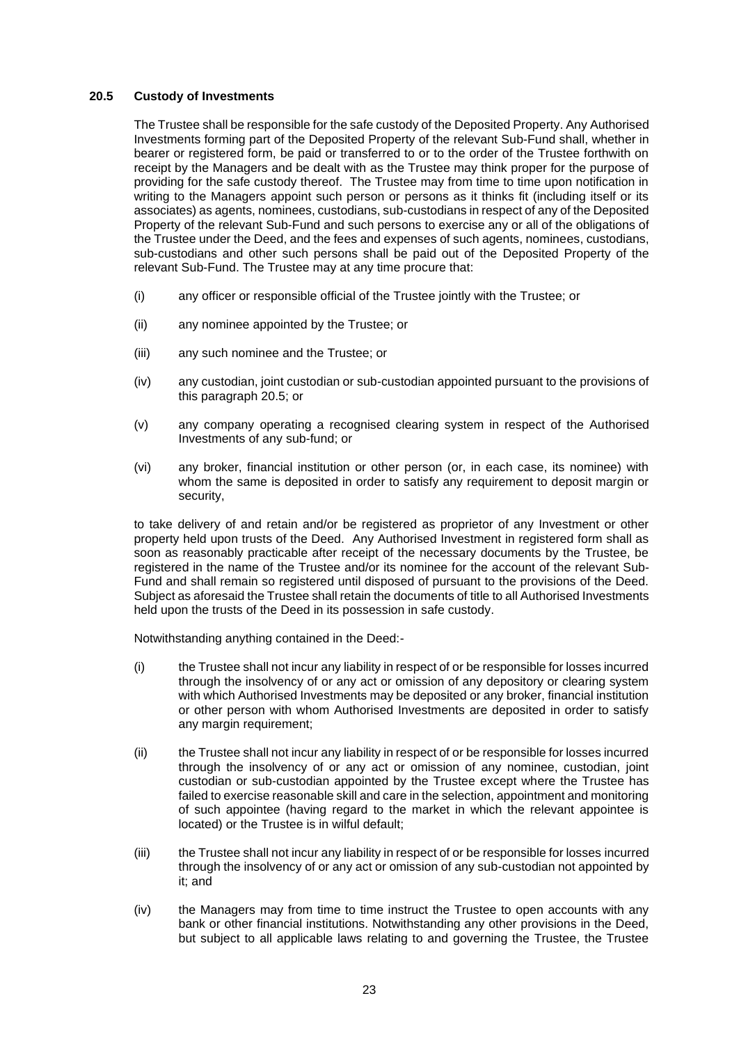### 20.5 Custody of Investments

The Trustee shall be responsible for the safe custody of the Deposited Property. Any Authorised Investments forming part of the Deposited Property of the relevant Sub-Fund shall, whether in bearer or registered form, be paid or transferred to or to the order of the Trustee forthwith on receipt by the Managers and be dealt with as the Trustee may think proper for the purpose of providing for the safe custody thereof. The Trustee may from time to time upon notification in writing to the Managers appoint such person or persons as it thinks fit (including itself or its associates) as agents, nominees, custodians, sub-custodians in respect of any of the Deposited Property of the relevant Sub-Fund and such persons to exercise any or all of the obligations of the Trustee under the Deed, and the fees and expenses of such agents, nominees, custodians, sub-custodians and other such persons shall be paid out of the Deposited Property of the relevant Sub-Fund. The Trustee may at any time procure that:

(i) any officer or responsible official of the Trustee jointly with the Trustee; or

(ii) any nominee appointed by the Trustee; or

(iii) any such nominee and the Trustee; or

(iv) any custodian, joint custodian or sub-custodian appointed pursuant to the provisions of this paragraph 20.5; or

(v) any company operating a recognised clearing system in respect of the Authorised Investments of any sub-fund; or

(vi) any broker, financial institution or other person (or, in each case, its nominee) with whom the same is deposited in order to satisfy any requirement to deposit margin or security,

to take delivery of and retain and/or be registered as proprietor of any Investment or other property held upon trusts of the Deed. Any Authorised Investment in registered form shall as soon as reasonably practicable after receipt of the necessary documents by the Trustee, be registered in the name of the Trustee and/or its nominee for the account of the relevant Sub-Fund and shall remain so registered until disposed of pursuant to the provisions of the Deed. Subject as aforesaid the Trustee shall retain the documents of title to all Authorised Investments held upon the trusts of the Deed in its possession in safe custody.

Notwithstanding anything contained in the Deed:-

(i) the Trustee shall not incur any liability in respect of or be responsible for losses incurred through the insolvency of or any act or omission of any depository or clearing system with which Authorised Investments may be deposited or any broker, financial institution or other person with whom Authorised Investments are deposited in order to satisfy any margin requirement;

(ii) the Trustee shall not incur any liability in respect of or be responsible for losses incurred through the insolvency of or any act or omission of any nominee, custodian, joint custodian or sub-custodian appointed by the Trustee except where the Trustee has failed to exercise reasonable skill and care in the selection, appointment and monitoring of such appointee (having regard to the market in which the relevant appointee is located) or the Trustee is in wilful default;

(iii) the Trustee shall not incur any liability in respect of or be responsible for losses incurred through the insolvency of or any act or omission of any sub-custodian not appointed by it; and

(iv) the Managers may from time to time instruct the Trustee to open accounts with any bank or other financial institutions. Notwithstanding any other provisions in the Deed, but subject to all applicable laws relating to and governing the Trustee, the Trustee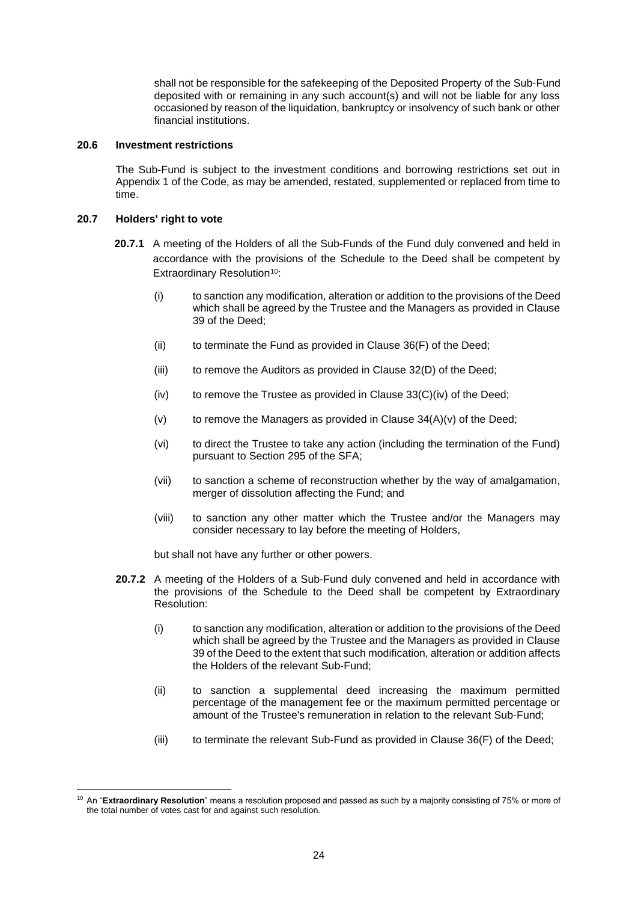shall not be responsible for the safekeeping of the Deposited Property of the Sub-Fund deposited with or remaining in any such account(s) and will not be liable for any loss occasioned by reason of the liquidation, bankruptcy or insolvency of such bank or other financial institutions.

### 20.6 Investment restrictions

The Sub-Fund is subject to the investment conditions and borrowing restrictions set out in Appendix 1 of the Code, as may be amended, restated, supplemented or replaced from time to time.

### 20.7 Holders' right to vote

**20.7.1** A meeting of the Holders of all the Sub-Funds of the Fund duly convened and held in accordance with the provisions of the Schedule to the Deed shall be competent by Extraordinary Resolution[10]:

(i) to sanction any modification, alteration or addition to the provisions of the Deed which shall be agreed by the Trustee and the Managers as provided in Clause 39 of the Deed;

(ii) to terminate the Fund as provided in Clause 36(F) of the Deed;

(iii) to remove the Auditors as provided in Clause 32(D) of the Deed;

(iv) to remove the Trustee as provided in Clause 33(C)(iv) of the Deed;

(v) to remove the Managers as provided in Clause 34(A)(v) of the Deed;

(vi) to direct the Trustee to take any action (including the termination of the Fund) pursuant to Section 295 of the SFA;

(vii) to sanction a scheme of reconstruction whether by the way of amalgamation, merger of dissolution affecting the Fund; and

(viii) to sanction any other matter which the Trustee and/or the Managers may consider necessary to lay before the meeting of Holders,

but shall not have any further or other powers.

**20.7.2** A meeting of the Holders of a Sub-Fund duly convened and held in accordance with the provisions of the Schedule to the Deed shall be competent by Extraordinary Resolution:

(i) to sanction any modification, alteration or addition to the provisions of the Deed which shall be agreed by the Trustee and the Managers as provided in Clause 39 of the Deed to the extent that such modification, alteration or addition affects the Holders of the relevant Sub-Fund;

(ii) to sanction a supplemental deed increasing the maximum permitted percentage of the management fee or the maximum permitted percentage or amount of the Trustee's remuneration in relation to the relevant Sub-Fund;

(iii) to terminate the relevant Sub-Fund as provided in Clause 36(F) of the Deed;

---

[10] An "**Extraordinary Resolution**" means a resolution proposed and passed as such by a majority consisting of 75% or more of the total number of votes cast for and against such resolution.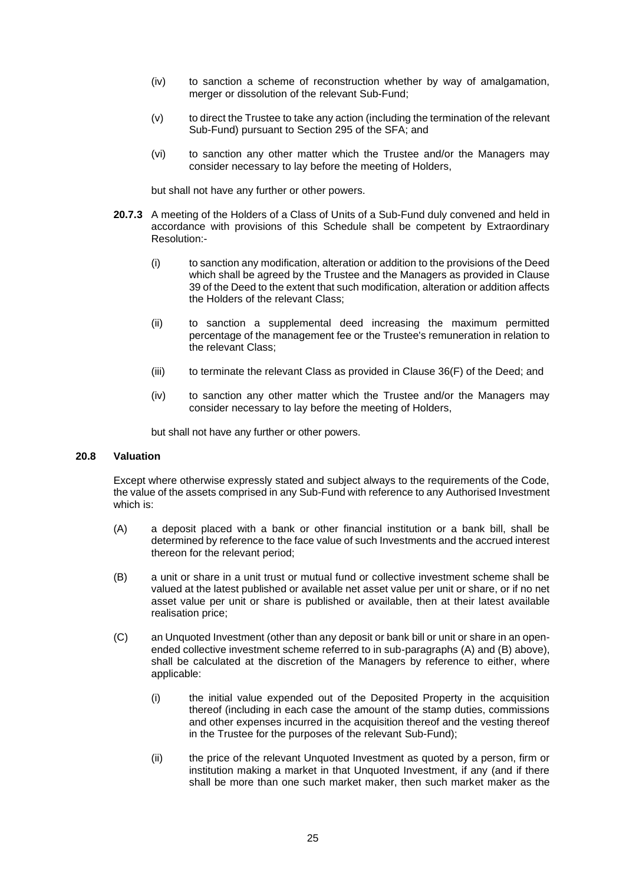(iv) to sanction a scheme of reconstruction whether by way of amalgamation, merger or dissolution of the relevant Sub-Fund;

(v) to direct the Trustee to take any action (including the termination of the relevant Sub-Fund) pursuant to Section 295 of the SFA; and

(vi) to sanction any other matter which the Trustee and/or the Managers may consider necessary to lay before the meeting of Holders,

but shall not have any further or other powers.

**20.7.3** A meeting of the Holders of a Class of Units of a Sub-Fund duly convened and held in accordance with provisions of this Schedule shall be competent by Extraordinary Resolution:-

(i) to sanction any modification, alteration or addition to the provisions of the Deed which shall be agreed by the Trustee and the Managers as provided in Clause 39 of the Deed to the extent that such modification, alteration or addition affects the Holders of the relevant Class;

(ii) to sanction a supplemental deed increasing the maximum permitted percentage of the management fee or the Trustee's remuneration in relation to the relevant Class;

(iii) to terminate the relevant Class as provided in Clause 36(F) of the Deed; and

(iv) to sanction any other matter which the Trustee and/or the Managers may consider necessary to lay before the meeting of Holders,

but shall not have any further or other powers.

## 20.8 Valuation

Except where otherwise expressly stated and subject always to the requirements of the Code, the value of the assets comprised in any Sub-Fund with reference to any Authorised Investment which is:

(A) a deposit placed with a bank or other financial institution or a bank bill, shall be determined by reference to the face value of such Investments and the accrued interest thereon for the relevant period;

(B) a unit or share in a unit trust or mutual fund or collective investment scheme shall be valued at the latest published or available net asset value per unit or share, or if no net asset value per unit or share is published or available, then at their latest available realisation price;

(C) an Unquoted Investment (other than any deposit or bank bill or unit or share in an open-ended collective investment scheme referred to in sub-paragraphs (A) and (B) above), shall be calculated at the discretion of the Managers by reference to either, where applicable:

(i) the initial value expended out of the Deposited Property in the acquisition thereof (including in each case the amount of the stamp duties, commissions and other expenses incurred in the acquisition thereof and the vesting thereof in the Trustee for the purposes of the relevant Sub-Fund);

(ii) the price of the relevant Unquoted Investment as quoted by a person, firm or institution making a market in that Unquoted Investment, if any (and if there shall be more than one such market maker, then such market maker as the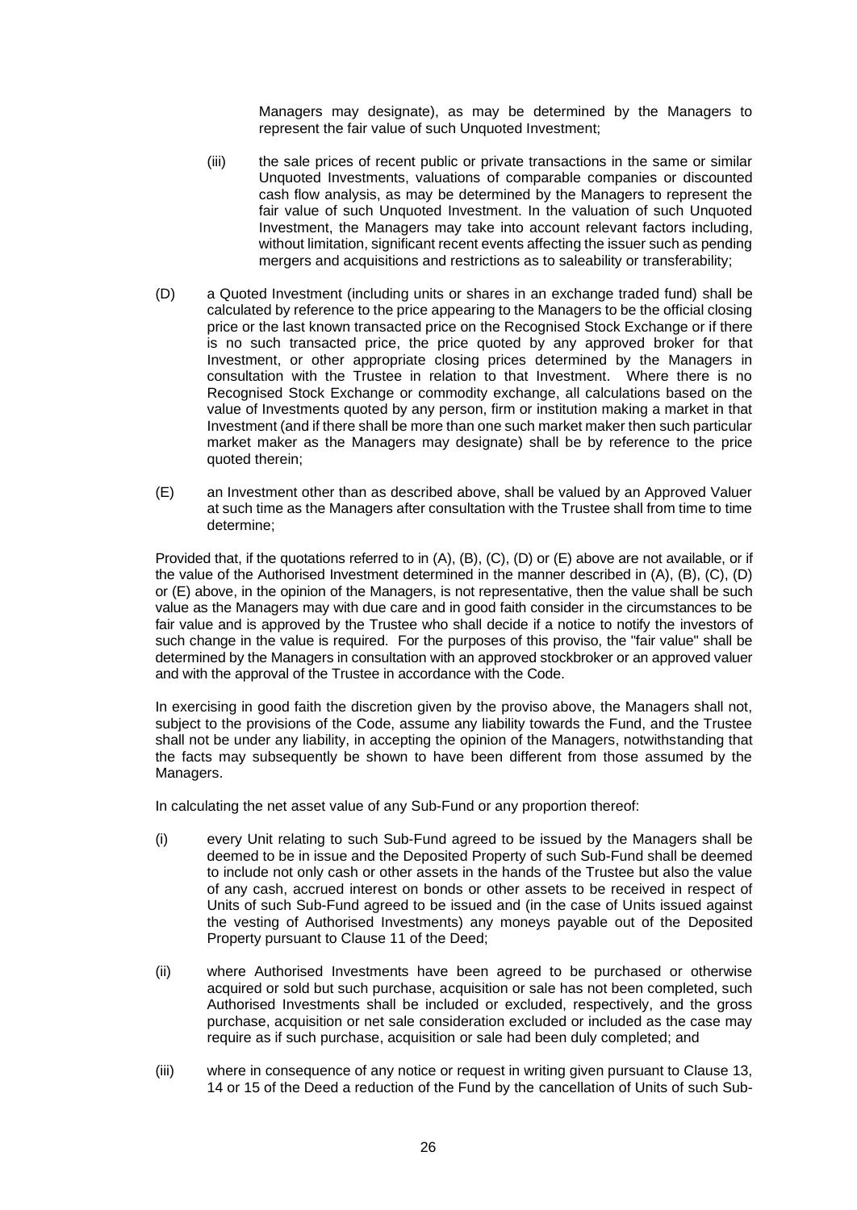Managers may designate), as may be determined by the Managers to represent the fair value of such Unquoted Investment;

(iii) the sale prices of recent public or private transactions in the same or similar Unquoted Investments, valuations of comparable companies or discounted cash flow analysis, as may be determined by the Managers to represent the fair value of such Unquoted Investment. In the valuation of such Unquoted Investment, the Managers may take into account relevant factors including, without limitation, significant recent events affecting the issuer such as pending mergers and acquisitions and restrictions as to saleability or transferability;

(D) a Quoted Investment (including units or shares in an exchange traded fund) shall be calculated by reference to the price appearing to the Managers to be the official closing price or the last known transacted price on the Recognised Stock Exchange or if there is no such transacted price, the price quoted by any approved broker for that Investment, or other appropriate closing prices determined by the Managers in consultation with the Trustee in relation to that Investment. Where there is no Recognised Stock Exchange or commodity exchange, all calculations based on the value of Investments quoted by any person, firm or institution making a market in that Investment (and if there shall be more than one such market maker then such particular market maker as the Managers may designate) shall be by reference to the price quoted therein;

(E) an Investment other than as described above, shall be valued by an Approved Valuer at such time as the Managers after consultation with the Trustee shall from time to time determine;

Provided that, if the quotations referred to in (A), (B), (C), (D) or (E) above are not available, or if the value of the Authorised Investment determined in the manner described in (A), (B), (C), (D) or (E) above, in the opinion of the Managers, is not representative, then the value shall be such value as the Managers may with due care and in good faith consider in the circumstances to be fair value and is approved by the Trustee who shall decide if a notice to notify the investors of such change in the value is required. For the purposes of this proviso, the "fair value" shall be determined by the Managers in consultation with an approved stockbroker or an approved valuer and with the approval of the Trustee in accordance with the Code.

In exercising in good faith the discretion given by the proviso above, the Managers shall not, subject to the provisions of the Code, assume any liability towards the Fund, and the Trustee shall not be under any liability, in accepting the opinion of the Managers, notwithstanding that the facts may subsequently be shown to have been different from those assumed by the Managers.

In calculating the net asset value of any Sub-Fund or any proportion thereof:

(i) every Unit relating to such Sub-Fund agreed to be issued by the Managers shall be deemed to be in issue and the Deposited Property of such Sub-Fund shall be deemed to include not only cash or other assets in the hands of the Trustee but also the value of any cash, accrued interest on bonds or other assets to be received in respect of Units of such Sub-Fund agreed to be issued and (in the case of Units issued against the vesting of Authorised Investments) any moneys payable out of the Deposited Property pursuant to Clause 11 of the Deed;

(ii) where Authorised Investments have been agreed to be purchased or otherwise acquired or sold but such purchase, acquisition or sale has not been completed, such Authorised Investments shall be included or excluded, respectively, and the gross purchase, acquisition or net sale consideration excluded or included as the case may require as if such purchase, acquisition or sale had been duly completed; and

(iii) where in consequence of any notice or request in writing given pursuant to Clause 13, 14 or 15 of the Deed a reduction of the Fund by the cancellation of Units of such Sub-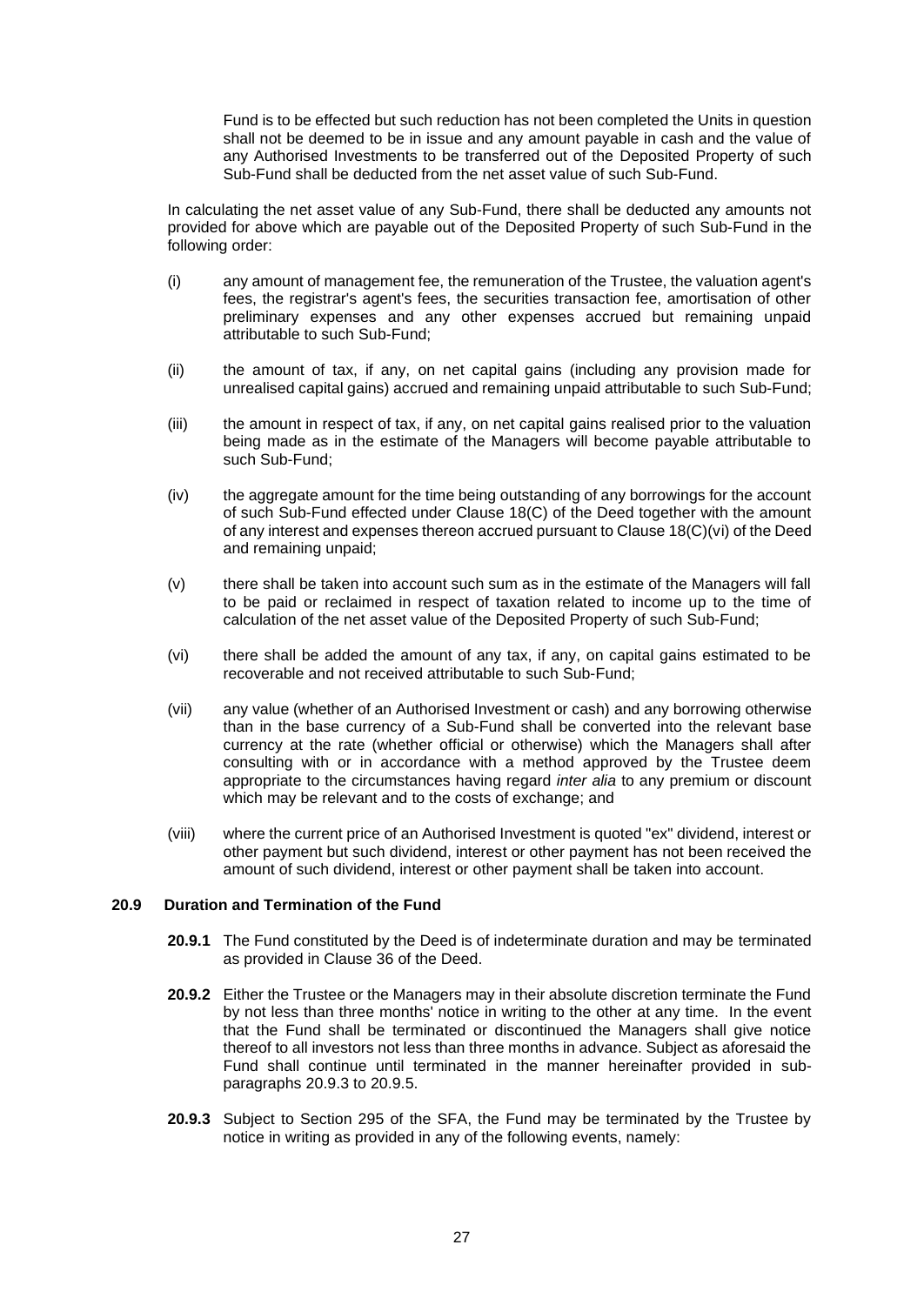Fund is to be effected but such reduction has not been completed the Units in question shall not be deemed to be in issue and any amount payable in cash and the value of any Authorised Investments to be transferred out of the Deposited Property of such Sub-Fund shall be deducted from the net asset value of such Sub-Fund.

In calculating the net asset value of any Sub-Fund, there shall be deducted any amounts not provided for above which are payable out of the Deposited Property of such Sub-Fund in the following order:

(i) any amount of management fee, the remuneration of the Trustee, the valuation agent's fees, the registrar's agent's fees, the securities transaction fee, amortisation of other preliminary expenses and any other expenses accrued but remaining unpaid attributable to such Sub-Fund;

(ii) the amount of tax, if any, on net capital gains (including any provision made for unrealised capital gains) accrued and remaining unpaid attributable to such Sub-Fund;

(iii) the amount in respect of tax, if any, on net capital gains realised prior to the valuation being made as in the estimate of the Managers will become payable attributable to such Sub-Fund;

(iv) the aggregate amount for the time being outstanding of any borrowings for the account of such Sub-Fund effected under Clause 18(C) of the Deed together with the amount of any interest and expenses thereon accrued pursuant to Clause 18(C)(vi) of the Deed and remaining unpaid;

(v) there shall be taken into account such sum as in the estimate of the Managers will fall to be paid or reclaimed in respect of taxation related to income up to the time of calculation of the net asset value of the Deposited Property of such Sub-Fund;

(vi) there shall be added the amount of any tax, if any, on capital gains estimated to be recoverable and not received attributable to such Sub-Fund;

(vii) any value (whether of an Authorised Investment or cash) and any borrowing otherwise than in the base currency of a Sub-Fund shall be converted into the relevant base currency at the rate (whether official or otherwise) which the Managers shall after consulting with or in accordance with a method approved by the Trustee deem appropriate to the circumstances having regard *inter alia* to any premium or discount which may be relevant and to the costs of exchange; and

(viii) where the current price of an Authorised Investment is quoted "ex" dividend, interest or other payment but such dividend, interest or other payment has not been received the amount of such dividend, interest or other payment shall be taken into account.

### 20.9 Duration and Termination of the Fund

**20.9.1** The Fund constituted by the Deed is of indeterminate duration and may be terminated as provided in Clause 36 of the Deed.

**20.9.2** Either the Trustee or the Managers may in their absolute discretion terminate the Fund by not less than three months' notice in writing to the other at any time. In the event that the Fund shall be terminated or discontinued the Managers shall give notice thereof to all investors not less than three months in advance. Subject as aforesaid the Fund shall continue until terminated in the manner hereinafter provided in sub-paragraphs 20.9.3 to 20.9.5.

**20.9.3** Subject to Section 295 of the SFA, the Fund may be terminated by the Trustee by notice in writing as provided in any of the following events, namely: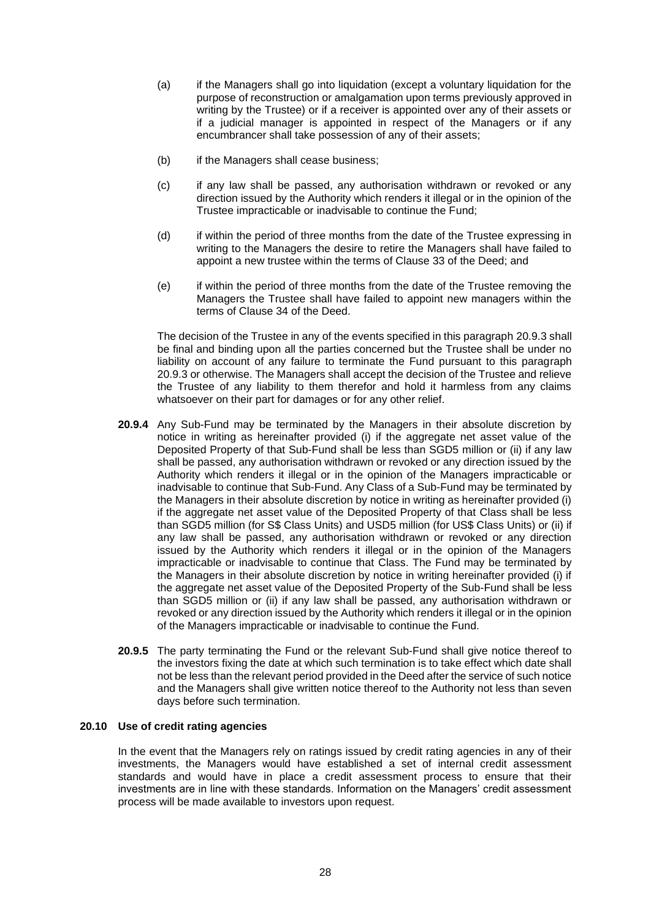(a) if the Managers shall go into liquidation (except a voluntary liquidation for the purpose of reconstruction or amalgamation upon terms previously approved in writing by the Trustee) or if a receiver is appointed over any of their assets or if a judicial manager is appointed in respect of the Managers or if any encumbrancer shall take possession of any of their assets;

(b) if the Managers shall cease business;

(c) if any law shall be passed, any authorisation withdrawn or revoked or any direction issued by the Authority which renders it illegal or in the opinion of the Trustee impracticable or inadvisable to continue the Fund;

(d) if within the period of three months from the date of the Trustee expressing in writing to the Managers the desire to retire the Managers shall have failed to appoint a new trustee within the terms of Clause 33 of the Deed; and

(e) if within the period of three months from the date of the Trustee removing the Managers the Trustee shall have failed to appoint new managers within the terms of Clause 34 of the Deed.

The decision of the Trustee in any of the events specified in this paragraph 20.9.3 shall be final and binding upon all the parties concerned but the Trustee shall be under no liability on account of any failure to terminate the Fund pursuant to this paragraph 20.9.3 or otherwise. The Managers shall accept the decision of the Trustee and relieve the Trustee of any liability to them therefor and hold it harmless from any claims whatsoever on their part for damages or for any other relief.

**20.9.4** Any Sub-Fund may be terminated by the Managers in their absolute discretion by notice in writing as hereinafter provided (i) if the aggregate net asset value of the Deposited Property of that Sub-Fund shall be less than SGD5 million or (ii) if any law shall be passed, any authorisation withdrawn or revoked or any direction issued by the Authority which renders it illegal or in the opinion of the Managers impracticable or inadvisable to continue that Sub-Fund. Any Class of a Sub-Fund may be terminated by the Managers in their absolute discretion by notice in writing as hereinafter provided (i) if the aggregate net asset value of the Deposited Property of that Class shall be less than SGD5 million (for S$ Class Units) and USD5 million (for US$ Class Units) or (ii) if any law shall be passed, any authorisation withdrawn or revoked or any direction issued by the Authority which renders it illegal or in the opinion of the Managers impracticable or inadvisable to continue that Class. The Fund may be terminated by the Managers in their absolute discretion by notice in writing hereinafter provided (i) if the aggregate net asset value of the Deposited Property of the Sub-Fund shall be less than SGD5 million or (ii) if any law shall be passed, any authorisation withdrawn or revoked or any direction issued by the Authority which renders it illegal or in the opinion of the Managers impracticable or inadvisable to continue the Fund.

**20.9.5** The party terminating the Fund or the relevant Sub-Fund shall give notice thereof to the investors fixing the date at which such termination is to take effect which date shall not be less than the relevant period provided in the Deed after the service of such notice and the Managers shall give written notice thereof to the Authority not less than seven days before such termination.

### 20.10 Use of credit rating agencies

In the event that the Managers rely on ratings issued by credit rating agencies in any of their investments, the Managers would have established a set of internal credit assessment standards and would have in place a credit assessment process to ensure that their investments are in line with these standards. Information on the Managers' credit assessment process will be made available to investors upon request.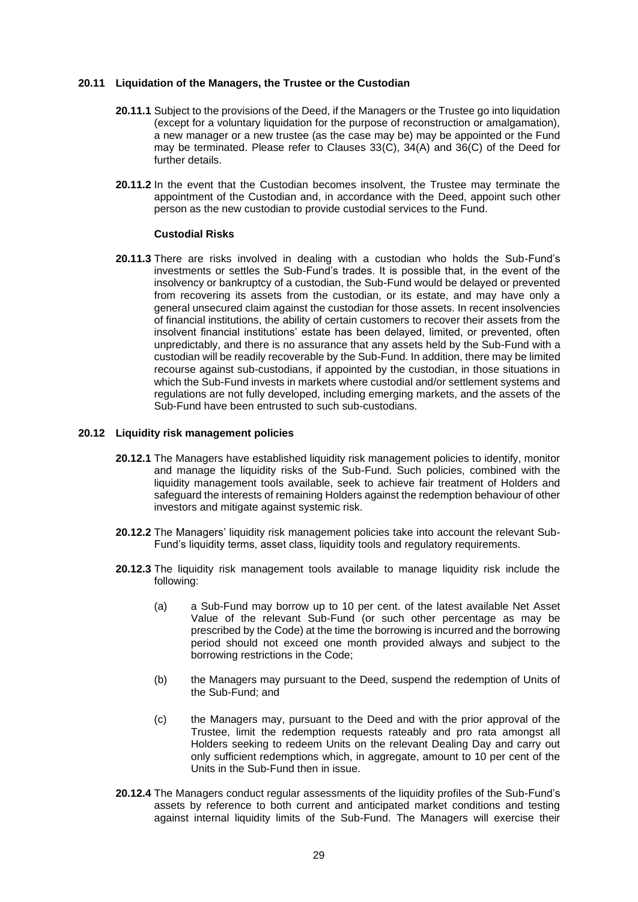### 20.11 Liquidation of the Managers, the Trustee or the Custodian

**20.11.1** Subject to the provisions of the Deed, if the Managers or the Trustee go into liquidation (except for a voluntary liquidation for the purpose of reconstruction or amalgamation), a new manager or a new trustee (as the case may be) may be appointed or the Fund may be terminated. Please refer to Clauses 33(C), 34(A) and 36(C) of the Deed for further details.

**20.11.2** In the event that the Custodian becomes insolvent, the Trustee may terminate the appointment of the Custodian and, in accordance with the Deed, appoint such other person as the new custodian to provide custodial services to the Fund.

**Custodial Risks**

**20.11.3** There are risks involved in dealing with a custodian who holds the Sub-Fund's investments or settles the Sub-Fund's trades. It is possible that, in the event of the insolvency or bankruptcy of a custodian, the Sub-Fund would be delayed or prevented from recovering its assets from the custodian, or its estate, and may have only a general unsecured claim against the custodian for those assets. In recent insolvencies of financial institutions, the ability of certain customers to recover their assets from the insolvent financial institutions' estate has been delayed, limited, or prevented, often unpredictably, and there is no assurance that any assets held by the Sub-Fund with a custodian will be readily recoverable by the Sub-Fund. In addition, there may be limited recourse against sub-custodians, if appointed by the custodian, in those situations in which the Sub-Fund invests in markets where custodial and/or settlement systems and regulations are not fully developed, including emerging markets, and the assets of the Sub-Fund have been entrusted to such sub-custodians.

### 20.12 Liquidity risk management policies

**20.12.1** The Managers have established liquidity risk management policies to identify, monitor and manage the liquidity risks of the Sub-Fund. Such policies, combined with the liquidity management tools available, seek to achieve fair treatment of Holders and safeguard the interests of remaining Holders against the redemption behaviour of other investors and mitigate against systemic risk.

**20.12.2** The Managers' liquidity risk management policies take into account the relevant Sub-Fund's liquidity terms, asset class, liquidity tools and regulatory requirements.

**20.12.3** The liquidity risk management tools available to manage liquidity risk include the following:

(a) a Sub-Fund may borrow up to 10 per cent. of the latest available Net Asset Value of the relevant Sub-Fund (or such other percentage as may be prescribed by the Code) at the time the borrowing is incurred and the borrowing period should not exceed one month provided always and subject to the borrowing restrictions in the Code;

(b) the Managers may pursuant to the Deed, suspend the redemption of Units of the Sub-Fund; and

(c) the Managers may, pursuant to the Deed and with the prior approval of the Trustee, limit the redemption requests rateably and pro rata amongst all Holders seeking to redeem Units on the relevant Dealing Day and carry out only sufficient redemptions which, in aggregate, amount to 10 per cent of the Units in the Sub-Fund then in issue.

**20.12.4** The Managers conduct regular assessments of the liquidity profiles of the Sub-Fund's assets by reference to both current and anticipated market conditions and testing against internal liquidity limits of the Sub-Fund. The Managers will exercise their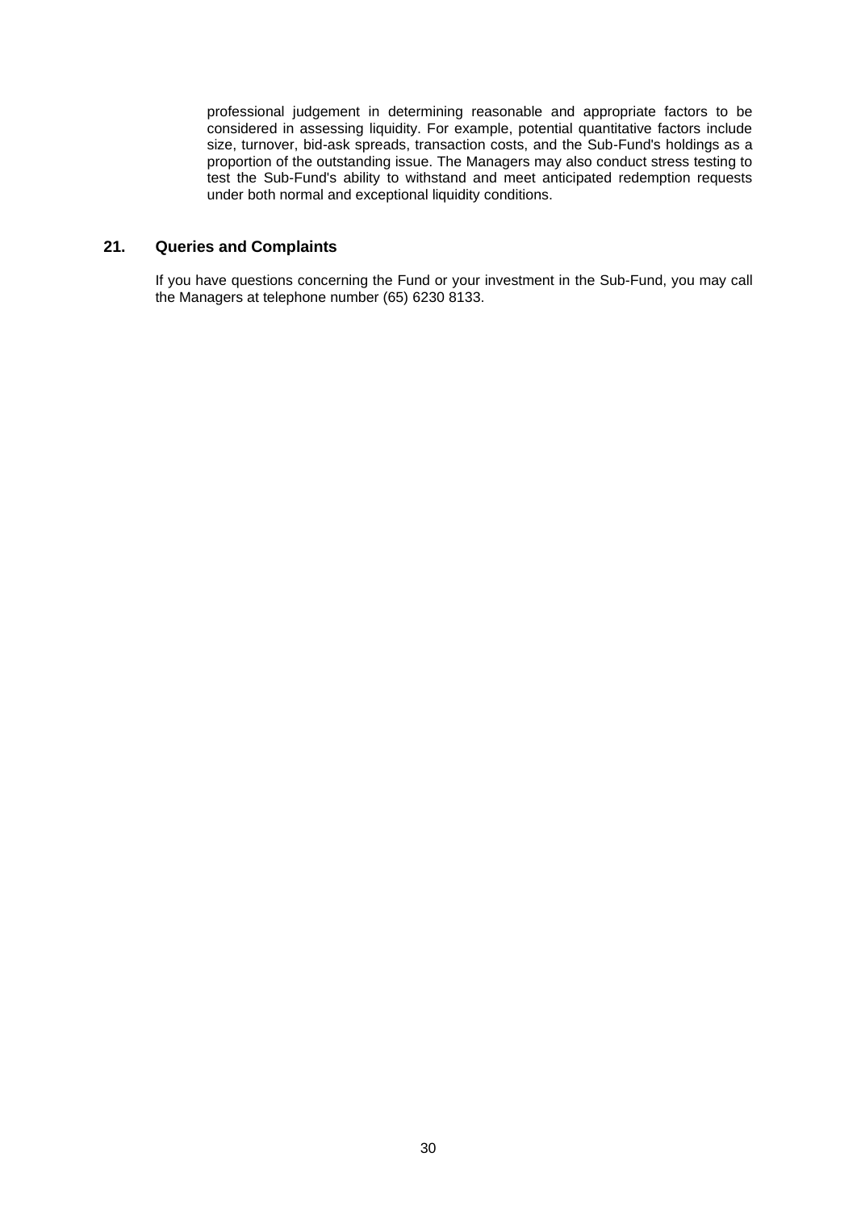professional judgement in determining reasonable and appropriate factors to be considered in assessing liquidity. For example, potential quantitative factors include size, turnover, bid-ask spreads, transaction costs, and the Sub-Fund's holdings as a proportion of the outstanding issue. The Managers may also conduct stress testing to test the Sub-Fund's ability to withstand and meet anticipated redemption requests under both normal and exceptional liquidity conditions.

## 21. Queries and Complaints

If you have questions concerning the Fund or your investment in the Sub-Fund, you may call the Managers at telephone number (65) 6230 8133.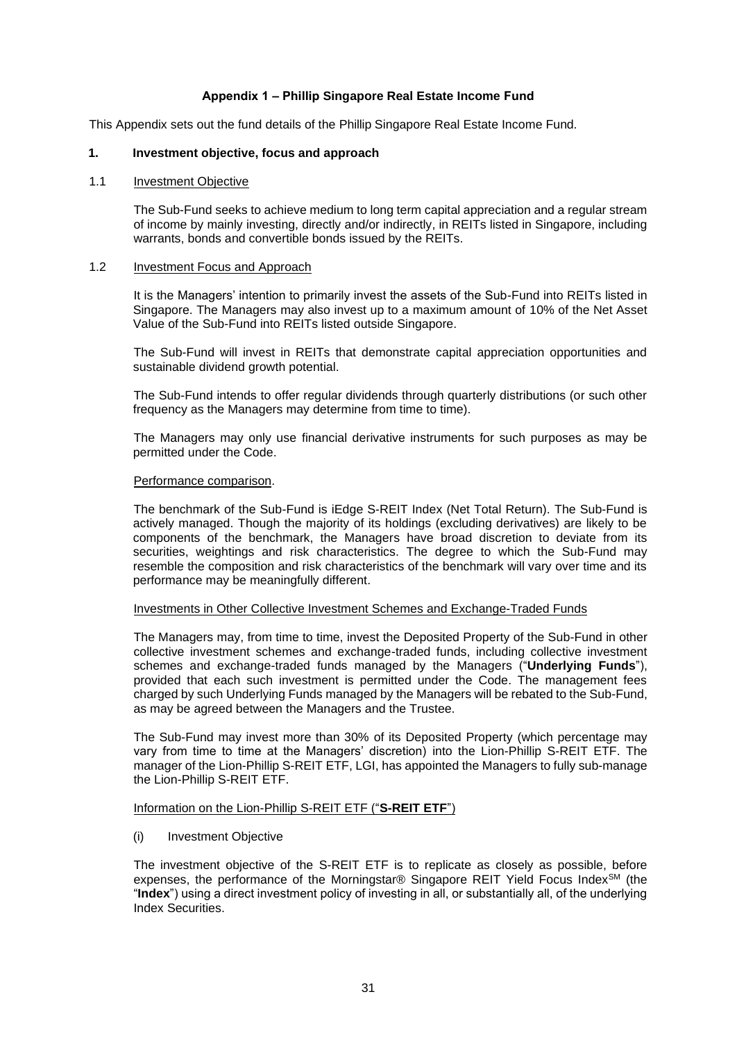## Appendix 1 – Phillip Singapore Real Estate Income Fund

This Appendix sets out the fund details of the Phillip Singapore Real Estate Income Fund.

### 1. Investment objective, focus and approach

#### 1.1 Investment Objective

The Sub-Fund seeks to achieve medium to long term capital appreciation and a regular stream of income by mainly investing, directly and/or indirectly, in REITs listed in Singapore, including warrants, bonds and convertible bonds issued by the REITs.

#### 1.2 Investment Focus and Approach

It is the Managers' intention to primarily invest the assets of the Sub-Fund into REITs listed in Singapore. The Managers may also invest up to a maximum amount of 10% of the Net Asset Value of the Sub-Fund into REITs listed outside Singapore.

The Sub-Fund will invest in REITs that demonstrate capital appreciation opportunities and sustainable dividend growth potential.

The Sub-Fund intends to offer regular dividends through quarterly distributions (or such other frequency as the Managers may determine from time to time).

The Managers may only use financial derivative instruments for such purposes as may be permitted under the Code.

Performance comparison.

The benchmark of the Sub-Fund is iEdge S-REIT Index (Net Total Return). The Sub-Fund is actively managed. Though the majority of its holdings (excluding derivatives) are likely to be components of the benchmark, the Managers have broad discretion to deviate from its securities, weightings and risk characteristics. The degree to which the Sub-Fund may resemble the composition and risk characteristics of the benchmark will vary over time and its performance may be meaningfully different.

Investments in Other Collective Investment Schemes and Exchange-Traded Funds

The Managers may, from time to time, invest the Deposited Property of the Sub-Fund in other collective investment schemes and exchange-traded funds, including collective investment schemes and exchange-traded funds managed by the Managers ("**Underlying Funds**"), provided that each such investment is permitted under the Code. The management fees charged by such Underlying Funds managed by the Managers will be rebated to the Sub-Fund, as may be agreed between the Managers and the Trustee.

The Sub-Fund may invest more than 30% of its Deposited Property (which percentage may vary from time to time at the Managers' discretion) into the Lion-Phillip S-REIT ETF. The manager of the Lion-Phillip S-REIT ETF, LGI, has appointed the Managers to fully sub-manage the Lion-Phillip S-REIT ETF.

Information on the Lion-Phillip S-REIT ETF ("**S-REIT ETF**")

(i) Investment Objective

The investment objective of the S-REIT ETF is to replicate as closely as possible, before expenses, the performance of the Morningstar® Singapore REIT Yield Focus Index℠ (the "**Index**") using a direct investment policy of investing in all, or substantially all, of the underlying Index Securities.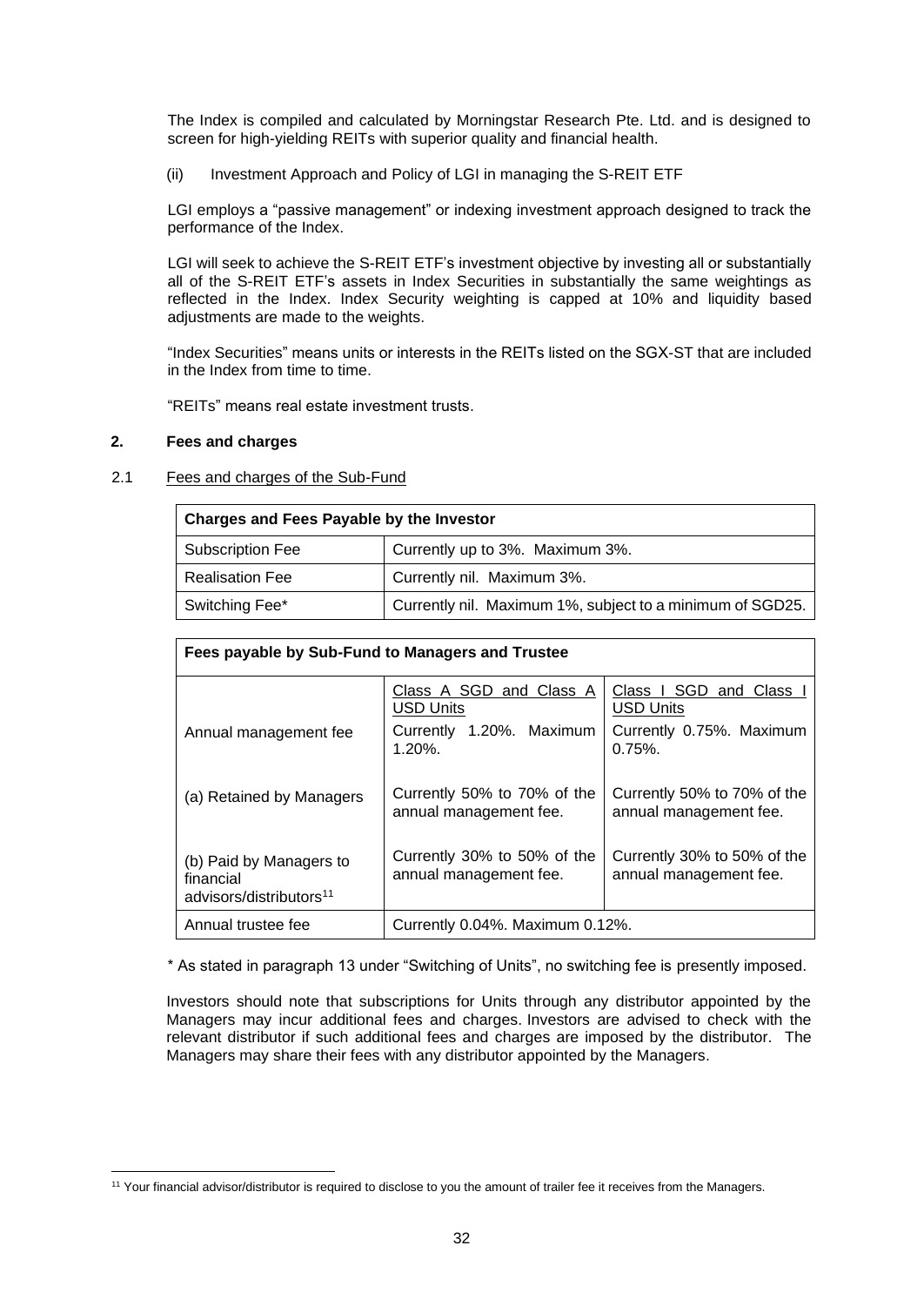The Index is compiled and calculated by Morningstar Research Pte. Ltd. and is designed to screen for high-yielding REITs with superior quality and financial health.

(ii) Investment Approach and Policy of LGI in managing the S-REIT ETF

LGI employs a "passive management" or indexing investment approach designed to track the performance of the Index.

LGI will seek to achieve the S-REIT ETF's investment objective by investing all or substantially all of the S-REIT ETF's assets in Index Securities in substantially the same weightings as reflected in the Index. Index Security weighting is capped at 10% and liquidity based adjustments are made to the weights.

"Index Securities" means units or interests in the REITs listed on the SGX-ST that are included in the Index from time to time.

"REITs" means real estate investment trusts.

## 2. Fees and charges

2.1 Fees and charges of the Sub-Fund

| Charges and Fees Payable by the Investor | |
|---|---|
| Subscription Fee | Currently up to 3%. Maximum 3%. |
| Realisation Fee | Currently nil. Maximum 3%. |
| Switching Fee* | Currently nil. Maximum 1%, subject to a minimum of SGD25. |

| Fees payable by Sub-Fund to Managers and Trustee | | |
|---|---|---|
| | Class A SGD and Class A USD Units | Class I SGD and Class I USD Units |
| Annual management fee | Currently 1.20%. Maximum 1.20%. | Currently 0.75%. Maximum 0.75%. |
| (a) Retained by Managers | Currently 50% to 70% of the annual management fee. | Currently 50% to 70% of the annual management fee. |
| (b) Paid by Managers to financial advisors/distributors[11] | Currently 30% to 50% of the annual management fee. | Currently 30% to 50% of the annual management fee. |
| Annual trustee fee | Currently 0.04%. Maximum 0.12%. | |

\* As stated in paragraph 13 under "Switching of Units", no switching fee is presently imposed.

Investors should note that subscriptions for Units through any distributor appointed by the Managers may incur additional fees and charges. Investors are advised to check with the relevant distributor if such additional fees and charges are imposed by the distributor. The Managers may share their fees with any distributor appointed by the Managers.

[11] Your financial advisor/distributor is required to disclose to you the amount of trailer fee it receives from the Managers.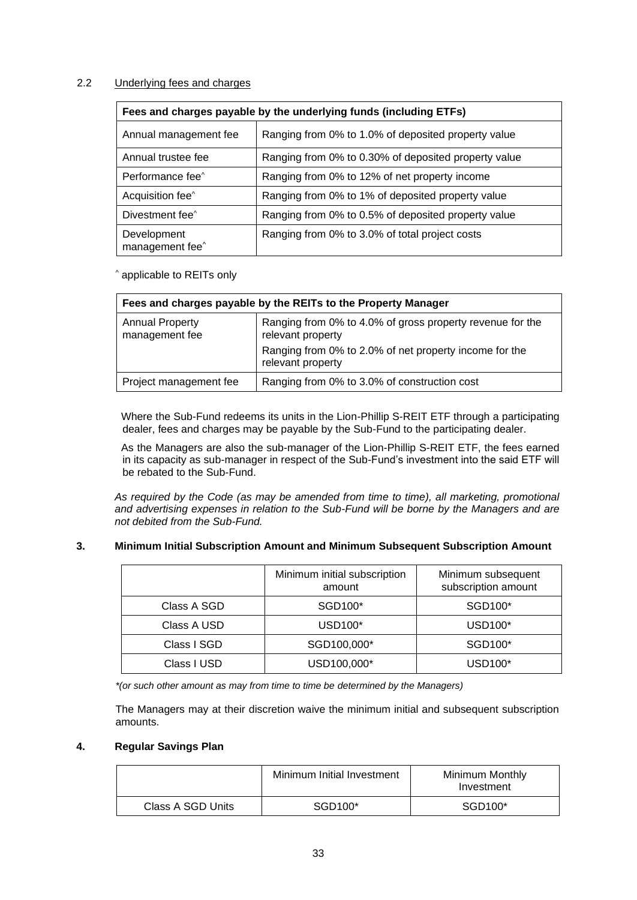### 2.2 Underlying fees and charges

| Fees and charges payable by the underlying funds (including ETFs) | |
|---|---|
| Annual management fee | Ranging from 0% to 1.0% of deposited property value |
| Annual trustee fee | Ranging from 0% to 0.30% of deposited property value |
| Performance fee^ | Ranging from 0% to 12% of net property income |
| Acquisition fee^ | Ranging from 0% to 1% of deposited property value |
| Divestment fee^ | Ranging from 0% to 0.5% of deposited property value |
| Development management fee^ | Ranging from 0% to 3.0% of total project costs |

^ applicable to REITs only

| Fees and charges payable by the REITs to the Property Manager | |
|---|---|
| Annual Property management fee | Ranging from 0% to 4.0% of gross property revenue for the relevant property<br>Ranging from 0% to 2.0% of net property income for the relevant property |
| Project management fee | Ranging from 0% to 3.0% of construction cost |

Where the Sub-Fund redeems its units in the Lion-Phillip S-REIT ETF through a participating dealer, fees and charges may be payable by the Sub-Fund to the participating dealer.

As the Managers are also the sub-manager of the Lion-Phillip S-REIT ETF, the fees earned in its capacity as sub-manager in respect of the Sub-Fund's investment into the said ETF will be rebated to the Sub-Fund.

*As required by the Code (as may be amended from time to time), all marketing, promotional and advertising expenses in relation to the Sub-Fund will be borne by the Managers and are not debited from the Sub-Fund.*

### 3. Minimum Initial Subscription Amount and Minimum Subsequent Subscription Amount

| | Minimum initial subscription amount | Minimum subsequent subscription amount |
|---|---|---|
| Class A SGD | SGD100* | SGD100* |
| Class A USD | USD100* | USD100* |
| Class I SGD | SGD100,000* | SGD100* |
| Class I USD | USD100,000* | USD100* |

*\*(or such other amount as may from time to time be determined by the Managers)*

The Managers may at their discretion waive the minimum initial and subsequent subscription amounts.

### 4. Regular Savings Plan

| | Minimum Initial Investment | Minimum Monthly Investment |
|---|---|---|
| Class A SGD Units | SGD100* | SGD100* |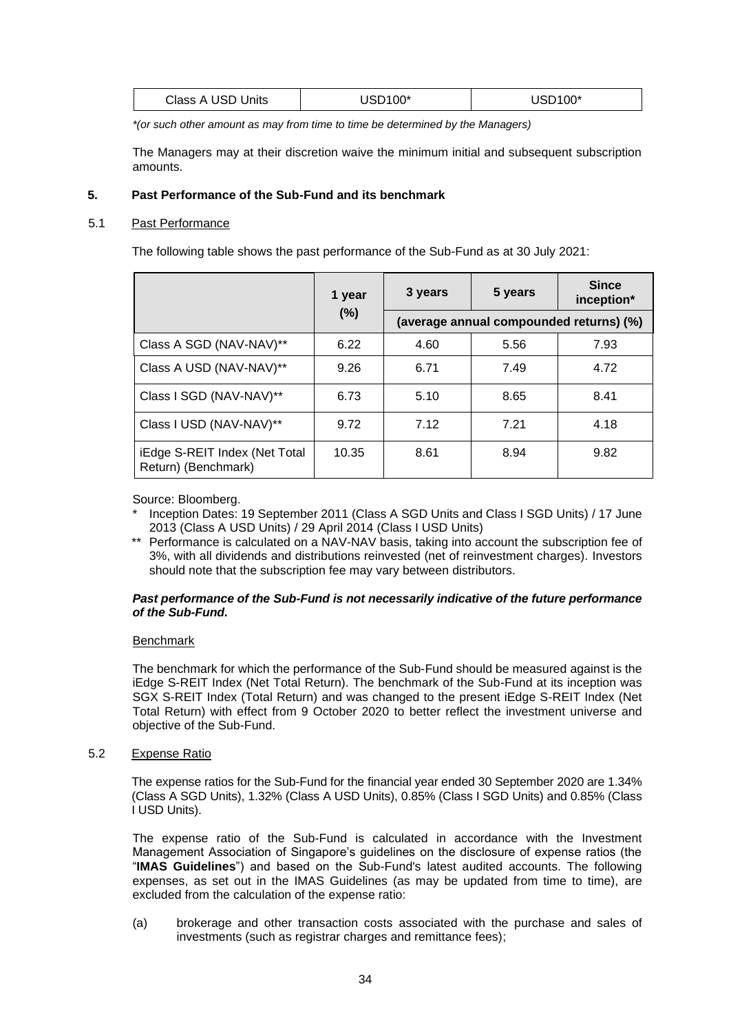| Class A USD Units | USD100* | USD100* |
|---|---|---|

*(or such other amount as may from time to time be determined by the Managers)*

The Managers may at their discretion waive the minimum initial and subsequent subscription amounts.

**5. Past Performance of the Sub-Fund and its benchmark**

5.1 Past Performance

The following table shows the past performance of the Sub-Fund as at 30 July 2021:

| | 1 year (%) | 3 years | 5 years | Since inception* |
|---|---|---|---|---|
| | | (average annual compounded returns) (%) | | |
| Class A SGD (NAV-NAV)** | 6.22 | 4.60 | 5.56 | 7.93 |
| Class A USD (NAV-NAV)** | 9.26 | 6.71 | 7.49 | 4.72 |
| Class I SGD (NAV-NAV)** | 6.73 | 5.10 | 8.65 | 8.41 |
| Class I USD (NAV-NAV)** | 9.72 | 7.12 | 7.21 | 4.18 |
| iEdge S-REIT Index (Net Total Return) (Benchmark) | 10.35 | 8.61 | 8.94 | 9.82 |

Source: Bloomberg.

\* Inception Dates: 19 September 2011 (Class A SGD Units and Class I SGD Units) / 17 June 2013 (Class A USD Units) / 29 April 2014 (Class I USD Units)

\*\* Performance is calculated on a NAV-NAV basis, taking into account the subscription fee of 3%, with all dividends and distributions reinvested (net of reinvestment charges). Investors should note that the subscription fee may vary between distributors.

***Past performance of the Sub-Fund is not necessarily indicative of the future performance of the Sub-Fund.***

Benchmark

The benchmark for which the performance of the Sub-Fund should be measured against is the iEdge S-REIT Index (Net Total Return). The benchmark of the Sub-Fund at its inception was SGX S-REIT Index (Total Return) and was changed to the present iEdge S-REIT Index (Net Total Return) with effect from 9 October 2020 to better reflect the investment universe and objective of the Sub-Fund.

5.2 Expense Ratio

The expense ratios for the Sub-Fund for the financial year ended 30 September 2020 are 1.34% (Class A SGD Units), 1.32% (Class A USD Units), 0.85% (Class I SGD Units) and 0.85% (Class I USD Units).

The expense ratio of the Sub-Fund is calculated in accordance with the Investment Management Association of Singapore's guidelines on the disclosure of expense ratios (the "**IMAS Guidelines**") and based on the Sub-Fund's latest audited accounts. The following expenses, as set out in the IMAS Guidelines (as may be updated from time to time), are excluded from the calculation of the expense ratio:

(a) brokerage and other transaction costs associated with the purchase and sales of investments (such as registrar charges and remittance fees);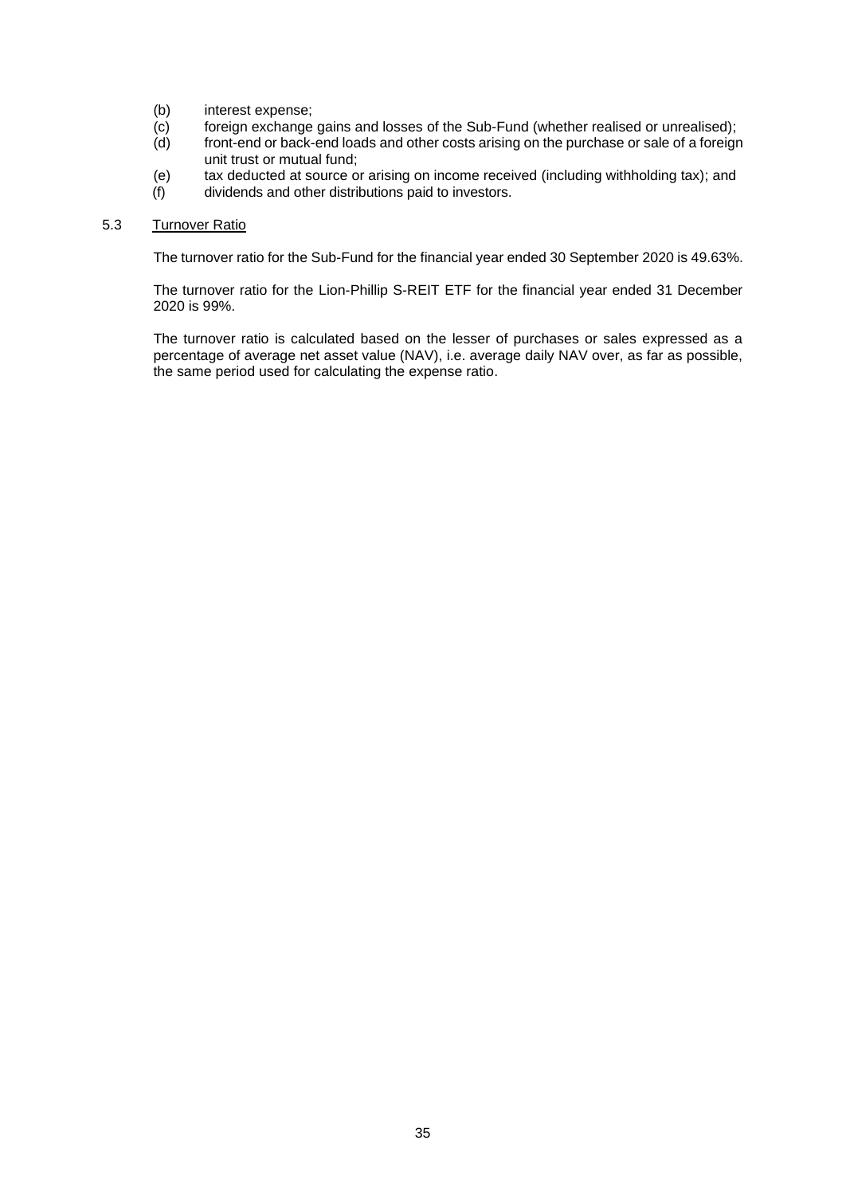(b) interest expense;

(c) foreign exchange gains and losses of the Sub-Fund (whether realised or unrealised);

(d) front-end or back-end loads and other costs arising on the purchase or sale of a foreign unit trust or mutual fund;

(e) tax deducted at source or arising on income received (including withholding tax); and

(f) dividends and other distributions paid to investors.

## 5.3 Turnover Ratio

The turnover ratio for the Sub-Fund for the financial year ended 30 September 2020 is 49.63%.

The turnover ratio for the Lion-Phillip S-REIT ETF for the financial year ended 31 December 2020 is 99%.

The turnover ratio is calculated based on the lesser of purchases or sales expressed as a percentage of average net asset value (NAV), i.e. average daily NAV over, as far as possible, the same period used for calculating the expense ratio.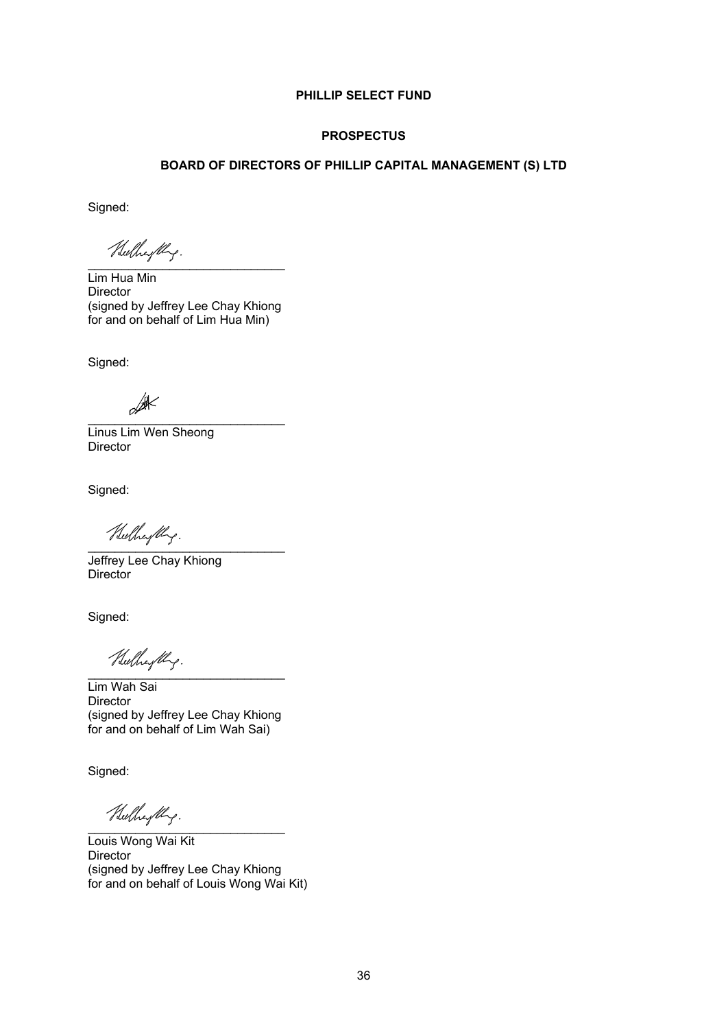**PHILLIP SELECT FUND**

**PROSPECTUS**

**BOARD OF DIRECTORS OF PHILLIP CAPITAL MANAGEMENT (S) LTD**

Signed:

\_\_\_\_\_\_\_\_\_\_\_\_\_\_\_\_\_\_\_\_\_\_\_\_\_\_\_\_\_\_
Lim Hua Min
Director
(signed by Jeffrey Lee Chay Khiong
for and on behalf of Lim Hua Min)

Signed:

\_\_\_\_\_\_\_\_\_\_\_\_\_\_\_\_\_\_\_\_\_\_\_\_\_\_\_\_\_\_
Linus Lim Wen Sheong
Director

Signed:

\_\_\_\_\_\_\_\_\_\_\_\_\_\_\_\_\_\_\_\_\_\_\_\_\_\_\_\_\_\_
Jeffrey Lee Chay Khiong
Director

Signed:

\_\_\_\_\_\_\_\_\_\_\_\_\_\_\_\_\_\_\_\_\_\_\_\_\_\_\_\_\_\_
Lim Wah Sai
Director
(signed by Jeffrey Lee Chay Khiong
for and on behalf of Lim Wah Sai)

Signed:

\_\_\_\_\_\_\_\_\_\_\_\_\_\_\_\_\_\_\_\_\_\_\_\_\_\_\_\_\_\_
Louis Wong Wai Kit
Director
(signed by Jeffrey Lee Chay Khiong
for and on behalf of Louis Wong Wai Kit)